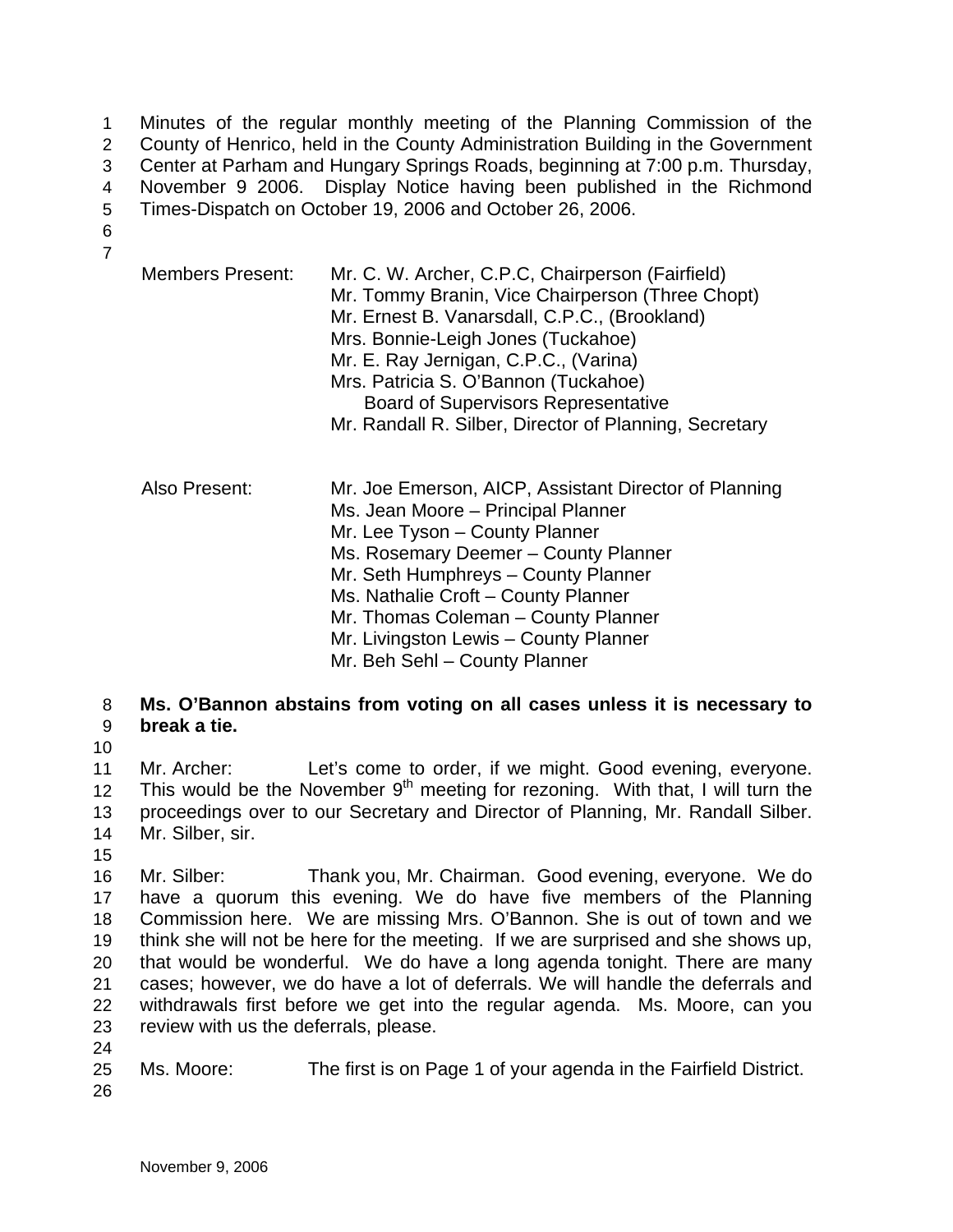Minutes of the regular monthly meeting of the Planning Commission of the County of Henrico, held in the County Administration Building in the Government Center at Parham and Hungary Springs Roads, beginning at 7:00 p.m. Thursday, November 9 2006. Display Notice having been published in the Richmond Times-Dispatch on October 19, 2006 and October 26, 2006.

Members Present:
Mr. C. W. Archer, C.P.C, Chairperson (Fairfield)
Mr. Tommy Branin, Vice Chairperson (Three Chopt)
Mr. Ernest B. Vanarsdall, C.P.C., (Brookland)
Mrs. Bonnie-Leigh Jones (Tuckahoe)
Mr. E. Ray Jernigan, C.P.C., (Varina)
Mrs. Patricia S. O'Bannon (Tuckahoe)
Board of Supervisors Representative
Mr. Randall R. Silber, Director of Planning, Secretary

Also Present:
Mr. Joe Emerson, AICP, Assistant Director of Planning
Ms. Jean Moore – Principal Planner
Mr. Lee Tyson – County Planner
Ms. Rosemary Deemer – County Planner
Mr. Seth Humphreys – County Planner
Ms. Nathalie Croft – County Planner
Mr. Thomas Coleman – County Planner
Mr. Livingston Lewis – County Planner
Mr. Beh Sehl – County Planner

**Ms. O'Bannon abstains from voting on all cases unless it is necessary to break a tie.**

Mr. Archer: Let's come to order, if we might. Good evening, everyone. This would be the November 9th meeting for rezoning. With that, I will turn the proceedings over to our Secretary and Director of Planning, Mr. Randall Silber. Mr. Silber, sir.

Mr. Silber: Thank you, Mr. Chairman. Good evening, everyone. We do have a quorum this evening. We do have five members of the Planning Commission here. We are missing Mrs. O'Bannon. She is out of town and we think she will not be here for the meeting. If we are surprised and she shows up, that would be wonderful. We do have a long agenda tonight. There are many cases; however, we do have a lot of deferrals. We will handle the deferrals and withdrawals first before we get into the regular agenda. Ms. Moore, can you review with us the deferrals, please.

Ms. Moore: The first is on Page 1 of your agenda in the Fairfield District.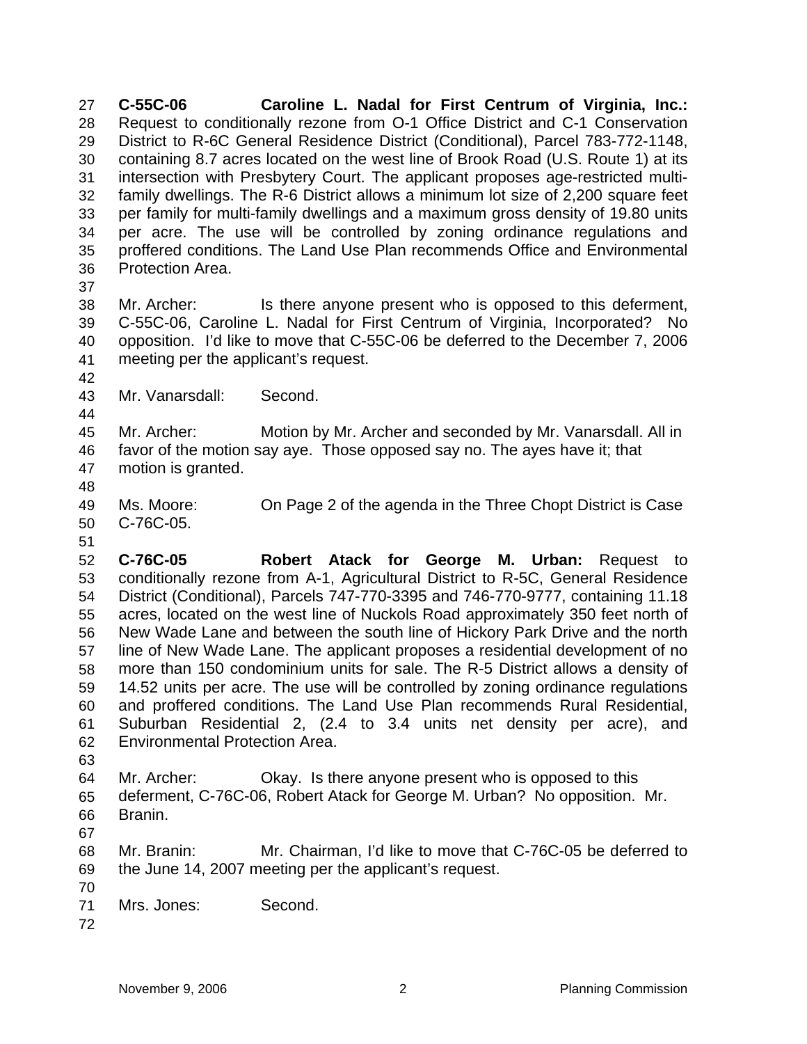**C-55C-06 Caroline L. Nadal for First Centrum of Virginia, Inc.:** Request to conditionally rezone from O-1 Office District and C-1 Conservation District to R-6C General Residence District (Conditional), Parcel 783-772-1148, containing 8.7 acres located on the west line of Brook Road (U.S. Route 1) at its intersection with Presbytery Court. The applicant proposes age-restricted multi-family dwellings. The R-6 District allows a minimum lot size of 2,200 square feet per family for multi-family dwellings and a maximum gross density of 19.80 units per acre. The use will be controlled by zoning ordinance regulations and proffered conditions. The Land Use Plan recommends Office and Environmental Protection Area.

Mr. Archer: Is there anyone present who is opposed to this deferment, C-55C-06, Caroline L. Nadal for First Centrum of Virginia, Incorporated? No opposition. I'd like to move that C-55C-06 be deferred to the December 7, 2006 meeting per the applicant's request.

Mr. Vanarsdall: Second.

Mr. Archer: Motion by Mr. Archer and seconded by Mr. Vanarsdall. All in favor of the motion say aye. Those opposed say no. The ayes have it; that motion is granted.

Ms. Moore: On Page 2 of the agenda in the Three Chopt District is Case C-76C-05.

**C-76C-05 Robert Atack for George M. Urban:** Request to conditionally rezone from A-1, Agricultural District to R-5C, General Residence District (Conditional), Parcels 747-770-3395 and 746-770-9777, containing 11.18 acres, located on the west line of Nuckols Road approximately 350 feet north of New Wade Lane and between the south line of Hickory Park Drive and the north line of New Wade Lane. The applicant proposes a residential development of no more than 150 condominium units for sale. The R-5 District allows a density of 14.52 units per acre. The use will be controlled by zoning ordinance regulations and proffered conditions. The Land Use Plan recommends Rural Residential, Suburban Residential 2, (2.4 to 3.4 units net density per acre), and Environmental Protection Area.

Mr. Archer: Okay. Is there anyone present who is opposed to this deferment, C-76C-06, Robert Atack for George M. Urban? No opposition. Mr. Branin.

Mr. Branin: Mr. Chairman, I'd like to move that C-76C-05 be deferred to the June 14, 2007 meeting per the applicant's request.

Mrs. Jones: Second.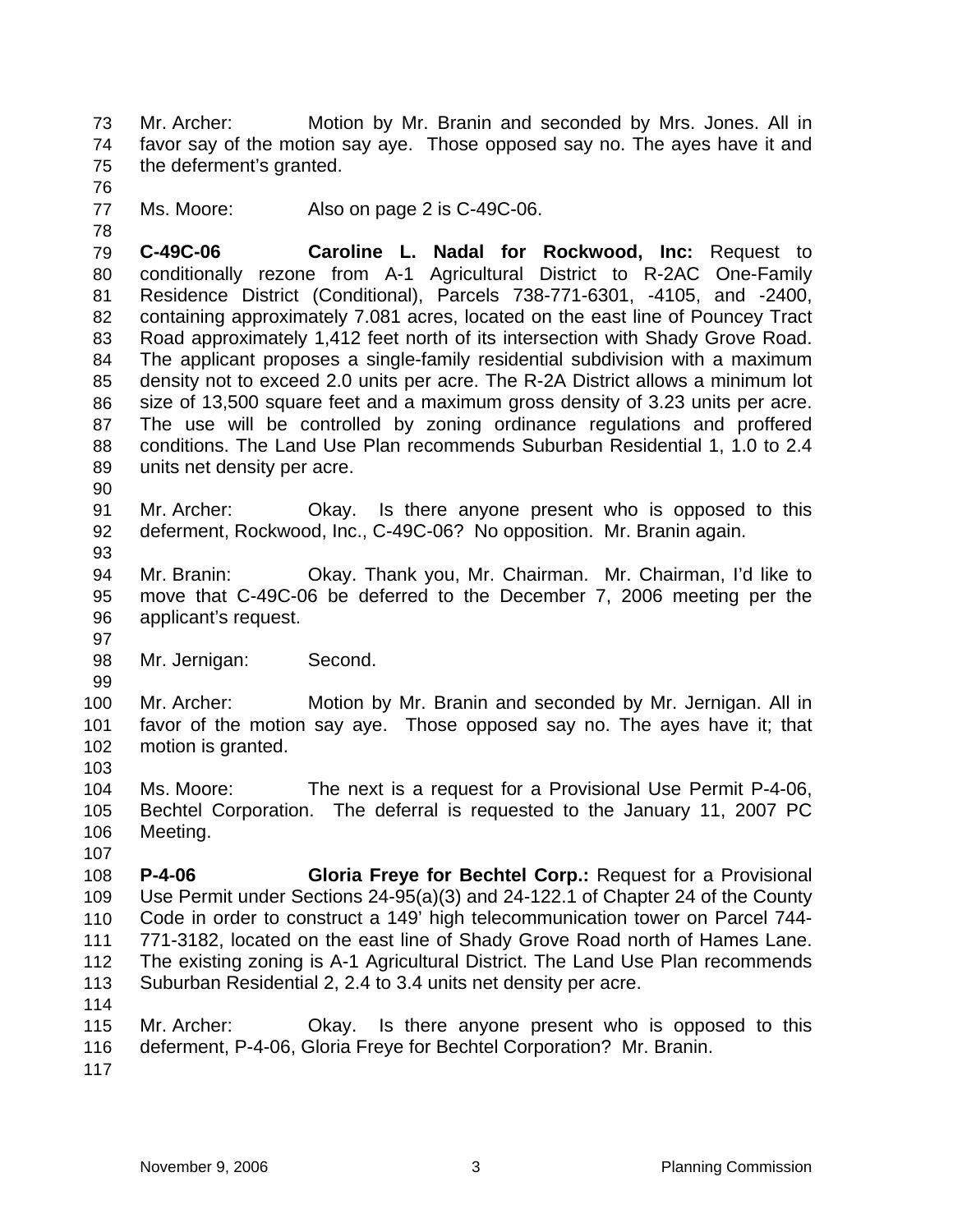Mr. Archer: Motion by Mr. Branin and seconded by Mrs. Jones. All in favor say of the motion say aye. Those opposed say no. The ayes have it and the deferment's granted.

Ms. Moore: Also on page 2 is C-49C-06.

**C-49C-06 Caroline L. Nadal for Rockwood, Inc.:** Request to conditionally rezone from A-1 Agricultural District to R-2AC One-Family Residence District (Conditional), Parcels 738-771-6301, -4105, and -2400, containing approximately 7.081 acres, located on the east line of Pouncey Tract Road approximately 1,412 feet north of its intersection with Shady Grove Road. The applicant proposes a single-family residential subdivision with a maximum density not to exceed 2.0 units per acre. The R-2A District allows a minimum lot size of 13,500 square feet and a maximum gross density of 3.23 units per acre. The use will be controlled by zoning ordinance regulations and proffered conditions. The Land Use Plan recommends Suburban Residential 1, 1.0 to 2.4 units net density per acre.

Mr. Archer: Okay. Is there anyone present who is opposed to this deferment, Rockwood, Inc., C-49C-06? No opposition. Mr. Branin again.

Mr. Branin: Okay. Thank you, Mr. Chairman. Mr. Chairman, I'd like to move that C-49C-06 be deferred to the December 7, 2006 meeting per the applicant's request.

Mr. Jernigan: Second.

Mr. Archer: Motion by Mr. Branin and seconded by Mr. Jernigan. All in favor of the motion say aye. Those opposed say no. The ayes have it; that motion is granted.

Ms. Moore: The next is a request for a Provisional Use Permit P-4-06, Bechtel Corporation. The deferral is requested to the January 11, 2007 PC Meeting.

**P-4-06 Gloria Freye for Bechtel Corp.:** Request for a Provisional Use Permit under Sections 24-95(a)(3) and 24-122.1 of Chapter 24 of the County Code in order to construct a 149' high telecommunication tower on Parcel 744-771-3182, located on the east line of Shady Grove Road north of Hames Lane. The existing zoning is A-1 Agricultural District. The Land Use Plan recommends Suburban Residential 2, 2.4 to 3.4 units net density per acre.

Mr. Archer: Okay. Is there anyone present who is opposed to this deferment, P-4-06, Gloria Freye for Bechtel Corporation? Mr. Branin.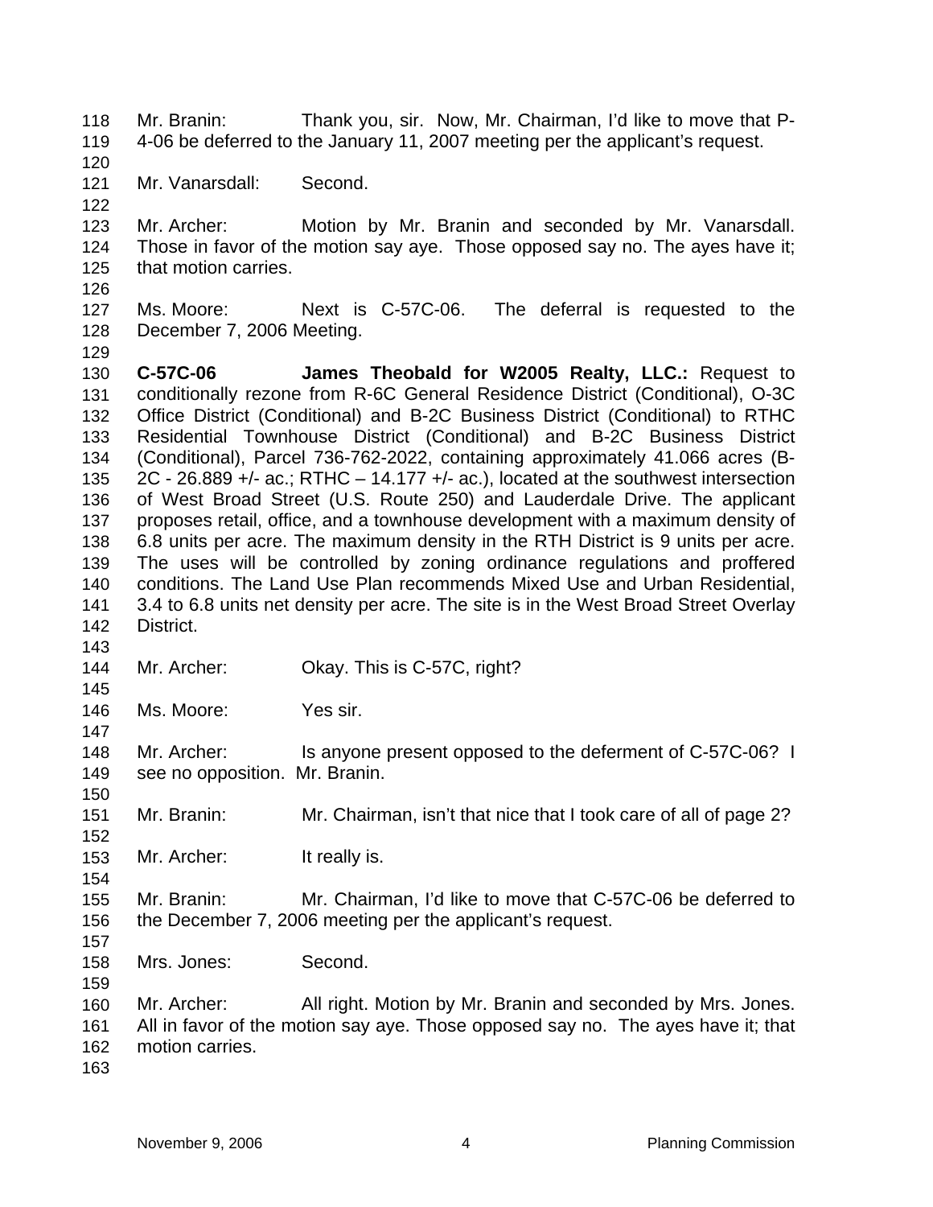Mr. Branin: Thank you, sir. Now, Mr. Chairman, I'd like to move that P-4-06 be deferred to the January 11, 2007 meeting per the applicant's request.

Mr. Vanarsdall: Second.

Mr. Archer: Motion by Mr. Branin and seconded by Mr. Vanarsdall. Those in favor of the motion say aye. Those opposed say no. The ayes have it; that motion carries.

Ms. Moore: Next is C-57C-06. The deferral is requested to the December 7, 2006 Meeting.

**C-57C-06 James Theobald for W2005 Realty, LLC.:** Request to conditionally rezone from R-6C General Residence District (Conditional), O-3C Office District (Conditional) and B-2C Business District (Conditional) to RTHC Residential Townhouse District (Conditional) and B-2C Business District (Conditional), Parcel 736-762-2022, containing approximately 41.066 acres (B-2C - 26.889 +/- ac.; RTHC – 14.177 +/- ac.), located at the southwest intersection of West Broad Street (U.S. Route 250) and Lauderdale Drive. The applicant proposes retail, office, and a townhouse development with a maximum density of 6.8 units per acre. The maximum density in the RTH District is 9 units per acre. The uses will be controlled by zoning ordinance regulations and proffered conditions. The Land Use Plan recommends Mixed Use and Urban Residential, 3.4 to 6.8 units net density per acre. The site is in the West Broad Street Overlay District.

Mr. Archer: Okay. This is C-57C, right?

Ms. Moore: Yes sir.

Mr. Archer: Is anyone present opposed to the deferment of C-57C-06? I see no opposition. Mr. Branin.

Mr. Branin: Mr. Chairman, isn't that nice that I took care of all of page 2?

Mr. Archer: It really is.

Mr. Branin: Mr. Chairman, I'd like to move that C-57C-06 be deferred to the December 7, 2006 meeting per the applicant's request.

Mrs. Jones: Second.

Mr. Archer: All right. Motion by Mr. Branin and seconded by Mrs. Jones. All in favor of the motion say aye. Those opposed say no. The ayes have it; that motion carries.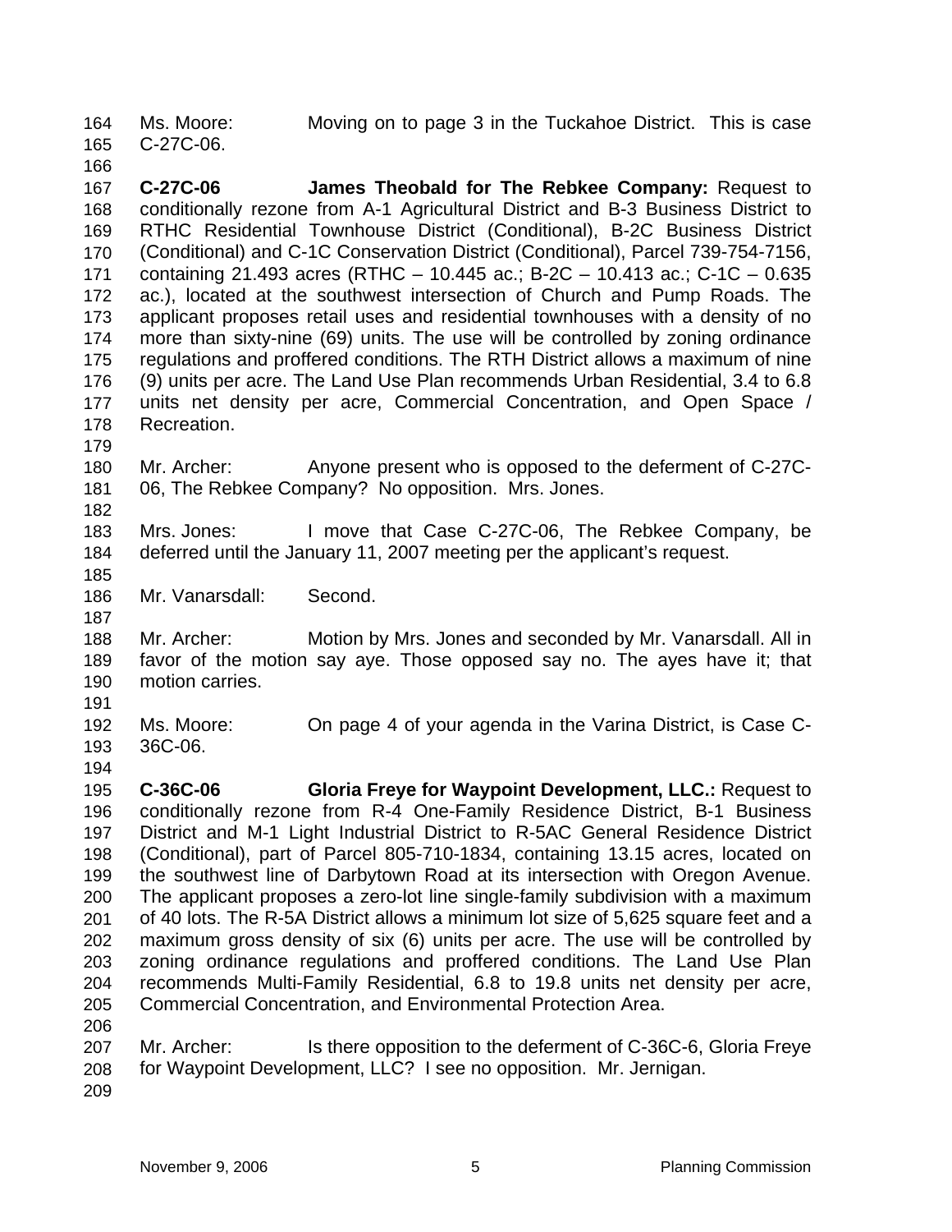Ms. Moore: Moving on to page 3 in the Tuckahoe District. This is case C-27C-06.

**C-27C-06 James Theobald for The Rebkee Company:** Request to conditionally rezone from A-1 Agricultural District and B-3 Business District to RTHC Residential Townhouse District (Conditional), B-2C Business District (Conditional) and C-1C Conservation District (Conditional), Parcel 739-754-7156, containing 21.493 acres (RTHC – 10.445 ac.; B-2C – 10.413 ac.; C-1C – 0.635 ac.), located at the southwest intersection of Church and Pump Roads. The applicant proposes retail uses and residential townhouses with a density of no more than sixty-nine (69) units. The use will be controlled by zoning ordinance regulations and proffered conditions. The RTH District allows a maximum of nine (9) units per acre. The Land Use Plan recommends Urban Residential, 3.4 to 6.8 units net density per acre, Commercial Concentration, and Open Space / Recreation.

Mr. Archer: Anyone present who is opposed to the deferment of C-27C-06, The Rebkee Company? No opposition. Mrs. Jones.

Mrs. Jones: I move that Case C-27C-06, The Rebkee Company, be deferred until the January 11, 2007 meeting per the applicant's request.

Mr. Vanarsdall: Second.

Mr. Archer: Motion by Mrs. Jones and seconded by Mr. Vanarsdall. All in favor of the motion say aye. Those opposed say no. The ayes have it; that motion carries.

Ms. Moore: On page 4 of your agenda in the Varina District, is Case C-36C-06.

**C-36C-06 Gloria Freye for Waypoint Development, LLC.:** Request to conditionally rezone from R-4 One-Family Residence District, B-1 Business District and M-1 Light Industrial District to R-5AC General Residence District (Conditional), part of Parcel 805-710-1834, containing 13.15 acres, located on the southwest line of Darbytown Road at its intersection with Oregon Avenue. The applicant proposes a zero-lot line single-family subdivision with a maximum of 40 lots. The R-5A District allows a minimum lot size of 5,625 square feet and a maximum gross density of six (6) units per acre. The use will be controlled by zoning ordinance regulations and proffered conditions. The Land Use Plan recommends Multi-Family Residential, 6.8 to 19.8 units net density per acre, Commercial Concentration, and Environmental Protection Area.

Mr. Archer: Is there opposition to the deferment of C-36C-6, Gloria Freye for Waypoint Development, LLC? I see no opposition. Mr. Jernigan.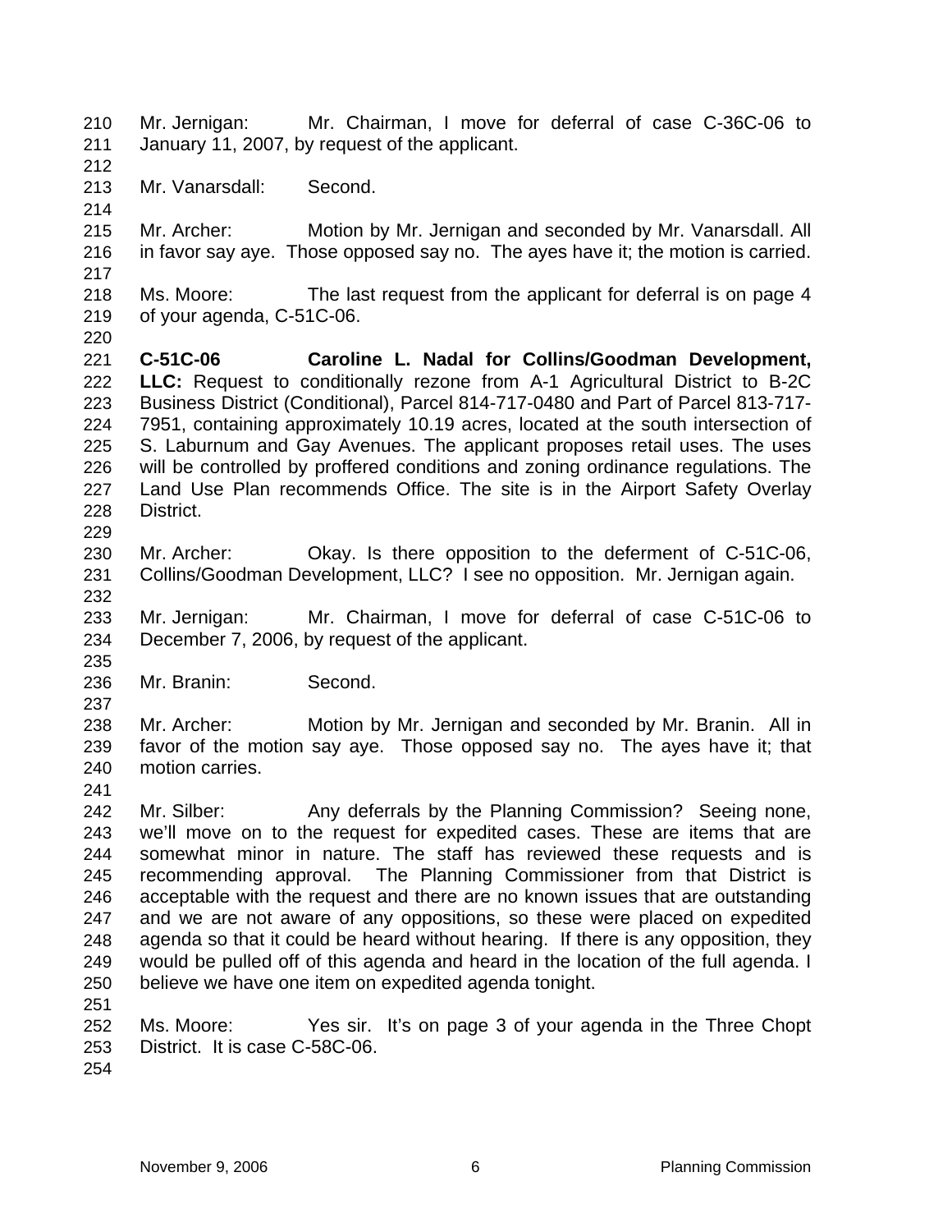Mr. Jernigan: Mr. Chairman, I move for deferral of case C-36C-06 to January 11, 2007, by request of the applicant.

Mr. Vanarsdall: Second.

Mr. Archer: Motion by Mr. Jernigan and seconded by Mr. Vanarsdall. All in favor say aye. Those opposed say no. The ayes have it; the motion is carried.

Ms. Moore: The last request from the applicant for deferral is on page 4 of your agenda, C-51C-06.

**C-51C-06 Caroline L. Nadal for Collins/Goodman Development, LLC:** Request to conditionally rezone from A-1 Agricultural District to B-2C Business District (Conditional), Parcel 814-717-0480 and Part of Parcel 813-717-7951, containing approximately 10.19 acres, located at the south intersection of S. Laburnum and Gay Avenues. The applicant proposes retail uses. The uses will be controlled by proffered conditions and zoning ordinance regulations. The Land Use Plan recommends Office. The site is in the Airport Safety Overlay District.

Mr. Archer: Okay. Is there opposition to the deferment of C-51C-06, Collins/Goodman Development, LLC? I see no opposition. Mr. Jernigan again.

Mr. Jernigan: Mr. Chairman, I move for deferral of case C-51C-06 to December 7, 2006, by request of the applicant.

Mr. Branin: Second.

Mr. Archer: Motion by Mr. Jernigan and seconded by Mr. Branin. All in favor of the motion say aye. Those opposed say no. The ayes have it; that motion carries.

Mr. Silber: Any deferrals by the Planning Commission? Seeing none, we'll move on to the request for expedited cases. These are items that are somewhat minor in nature. The staff has reviewed these requests and is recommending approval. The Planning Commissioner from that District is acceptable with the request and there are no known issues that are outstanding and we are not aware of any oppositions, so these were placed on expedited agenda so that it could be heard without hearing. If there is any opposition, they would be pulled off of this agenda and heard in the location of the full agenda. I believe we have one item on expedited agenda tonight.

Ms. Moore: Yes sir. It's on page 3 of your agenda in the Three Chopt District. It is case C-58C-06.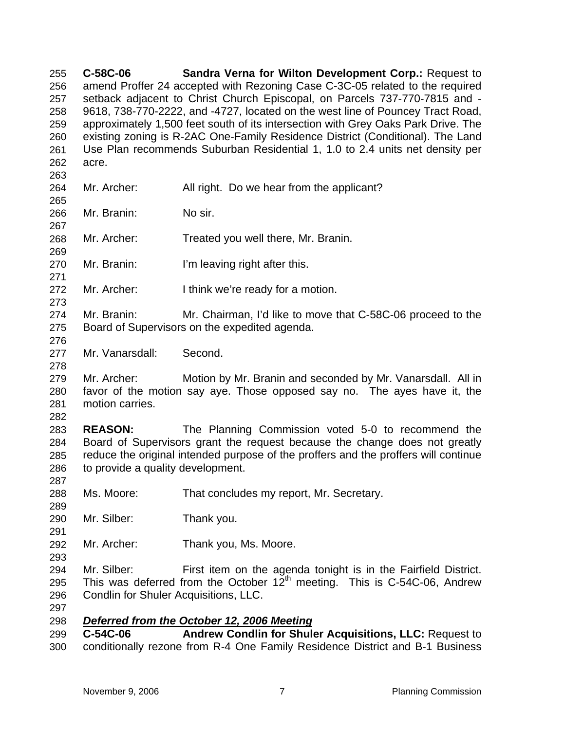**C-58C-06 Sandra Verna for Wilton Development Corp.:** Request to amend Proffer 24 accepted with Rezoning Case C-3C-05 related to the required setback adjacent to Christ Church Episcopal, on Parcels 737-770-7815 and -9618, 738-770-2222, and -4727, located on the west line of Pouncey Tract Road, approximately 1,500 feet south of its intersection with Grey Oaks Park Drive. The existing zoning is R-2AC One-Family Residence District (Conditional). The Land Use Plan recommends Suburban Residential 1, 1.0 to 2.4 units net density per acre.

Mr. Archer: All right. Do we hear from the applicant?

Mr. Branin: No sir.

Mr. Archer: Treated you well there, Mr. Branin.

Mr. Branin: I'm leaving right after this.

Mr. Archer: I think we're ready for a motion.

Mr. Branin: Mr. Chairman, I'd like to move that C-58C-06 proceed to the Board of Supervisors on the expedited agenda.

Mr. Vanarsdall: Second.

Mr. Archer: Motion by Mr. Branin and seconded by Mr. Vanarsdall. All in favor of the motion say aye. Those opposed say no. The ayes have it, the motion carries.

**REASON:** The Planning Commission voted 5-0 to recommend the Board of Supervisors grant the request because the change does not greatly reduce the original intended purpose of the proffers and the proffers will continue to provide a quality development.

Ms. Moore: That concludes my report, Mr. Secretary.

Mr. Silber: Thank you.

Mr. Archer: Thank you, Ms. Moore.

Mr. Silber: First item on the agenda tonight is in the Fairfield District. This was deferred from the October 12th meeting. This is C-54C-06, Andrew Condlin for Shuler Acquisitions, LLC.

***Deferred from the October 12, 2006 Meeting***

**C-54C-06 Andrew Condlin for Shuler Acquisitions, LLC:** Request to conditionally rezone from R-4 One Family Residence District and B-1 Business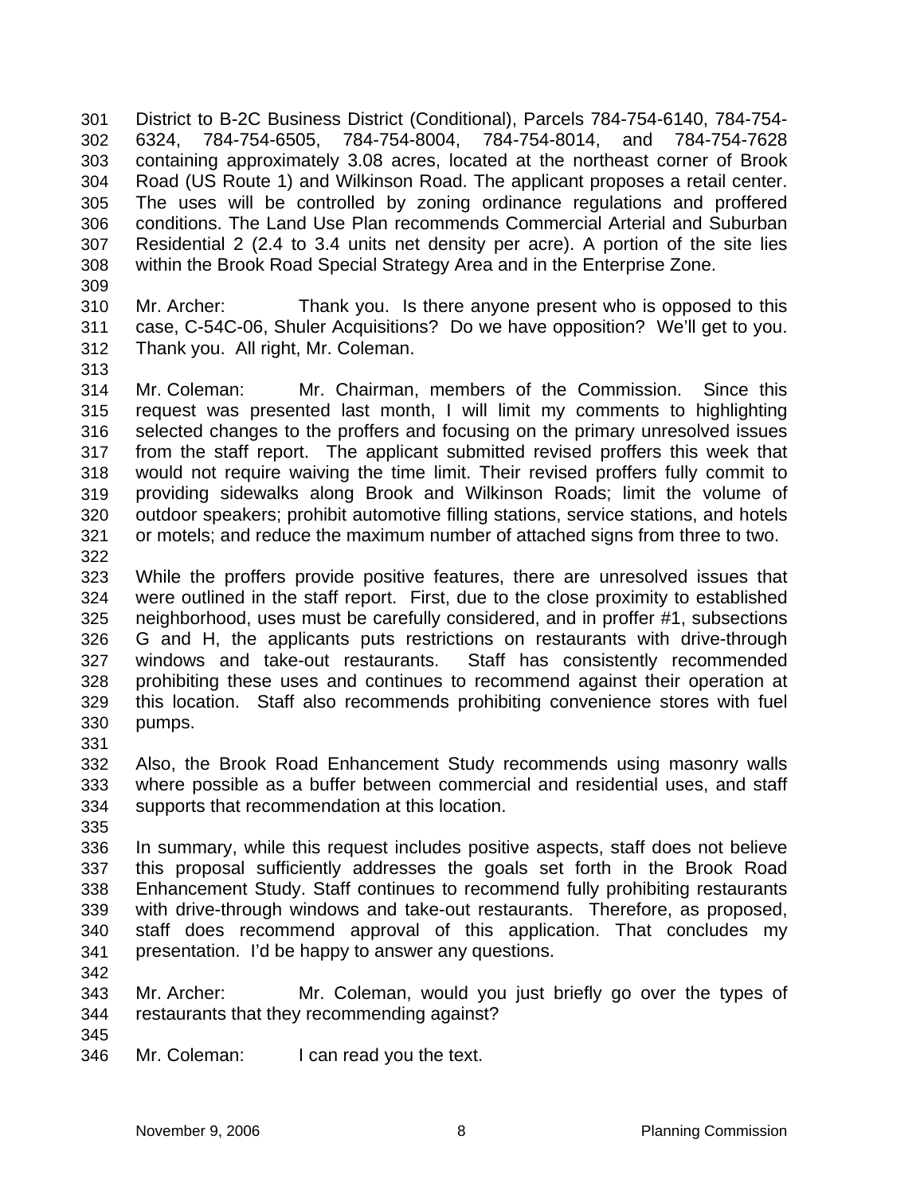301 District to B-2C Business District (Conditional), Parcels 784-754-6140, 784-754-
302 6324, 784-754-6505, 784-754-8004, 784-754-8014, and 784-754-7628
303 containing approximately 3.08 acres, located at the northeast corner of Brook
304 Road (US Route 1) and Wilkinson Road. The applicant proposes a retail center.
305 The uses will be controlled by zoning ordinance regulations and proffered
306 conditions. The Land Use Plan recommends Commercial Arterial and Suburban
307 Residential 2 (2.4 to 3.4 units net density per acre). A portion of the site lies
308 within the Brook Road Special Strategy Area and in the Enterprise Zone.
309
310 Mr. Archer: Thank you. Is there anyone present who is opposed to this
311 case, C-54C-06, Shuler Acquisitions? Do we have opposition? We'll get to you.
312 Thank you. All right, Mr. Coleman.
313
314 Mr. Coleman: Mr. Chairman, members of the Commission. Since this
315 request was presented last month, I will limit my comments to highlighting
316 selected changes to the proffers and focusing on the primary unresolved issues
317 from the staff report. The applicant submitted revised proffers this week that
318 would not require waiving the time limit. Their revised proffers fully commit to
319 providing sidewalks along Brook and Wilkinson Roads; limit the volume of
320 outdoor speakers; prohibit automotive filling stations, service stations, and hotels
321 or motels; and reduce the maximum number of attached signs from three to two.
322
323 While the proffers provide positive features, there are unresolved issues that
324 were outlined in the staff report. First, due to the close proximity to established
325 neighborhood, uses must be carefully considered, and in proffer #1, subsections
326 G and H, the applicants puts restrictions on restaurants with drive-through
327 windows and take-out restaurants. Staff has consistently recommended
328 prohibiting these uses and continues to recommend against their operation at
329 this location. Staff also recommends prohibiting convenience stores with fuel
330 pumps.
331
332 Also, the Brook Road Enhancement Study recommends using masonry walls
333 where possible as a buffer between commercial and residential uses, and staff
334 supports that recommendation at this location.
335
336 In summary, while this request includes positive aspects, staff does not believe
337 this proposal sufficiently addresses the goals set forth in the Brook Road
338 Enhancement Study. Staff continues to recommend fully prohibiting restaurants
339 with drive-through windows and take-out restaurants. Therefore, as proposed,
340 staff does recommend approval of this application. That concludes my
341 presentation. I'd be happy to answer any questions.
342
343 Mr. Archer: Mr. Coleman, would you just briefly go over the types of
344 restaurants that they recommending against?
345
346 Mr. Coleman: I can read you the text.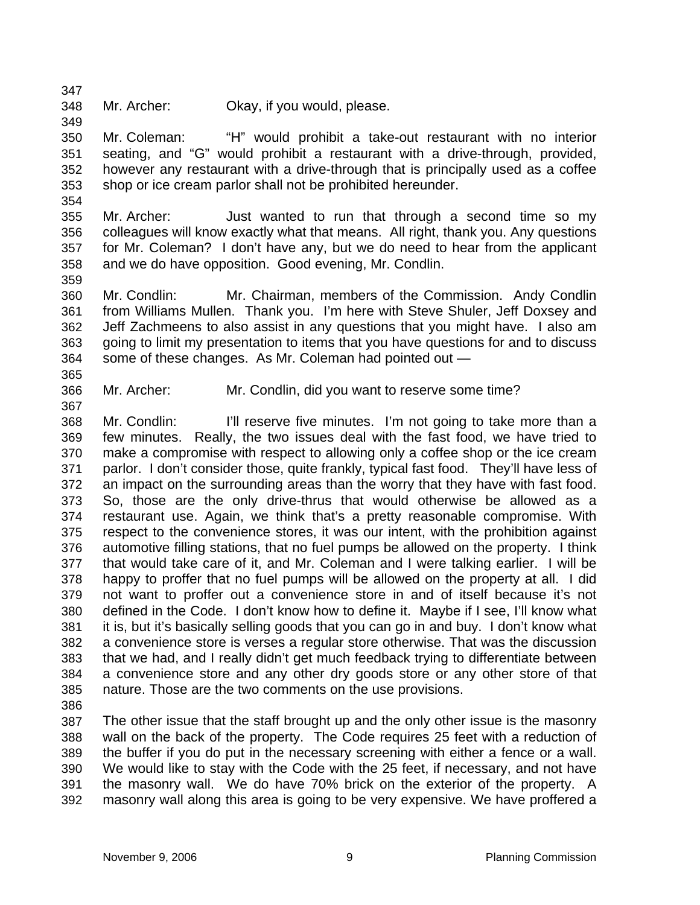Mr. Archer: Okay, if you would, please.

Mr. Coleman: "H" would prohibit a take-out restaurant with no interior seating, and "G" would prohibit a restaurant with a drive-through, provided, however any restaurant with a drive-through that is principally used as a coffee shop or ice cream parlor shall not be prohibited hereunder.

Mr. Archer: Just wanted to run that through a second time so my colleagues will know exactly what that means. All right, thank you. Any questions for Mr. Coleman? I don't have any, but we do need to hear from the applicant and we do have opposition. Good evening, Mr. Condlin.

Mr. Condlin: Mr. Chairman, members of the Commission. Andy Condlin from Williams Mullen. Thank you. I'm here with Steve Shuler, Jeff Doxsey and Jeff Zachmeens to also assist in any questions that you might have. I also am going to limit my presentation to items that you have questions for and to discuss some of these changes. As Mr. Coleman had pointed out —

Mr. Archer: Mr. Condlin, did you want to reserve some time?

Mr. Condlin: I'll reserve five minutes. I'm not going to take more than a few minutes. Really, the two issues deal with the fast food, we have tried to make a compromise with respect to allowing only a coffee shop or the ice cream parlor. I don't consider those, quite frankly, typical fast food. They'll have less of an impact on the surrounding areas than the worry that they have with fast food. So, those are the only drive-thrus that would otherwise be allowed as a restaurant use. Again, we think that's a pretty reasonable compromise. With respect to the convenience stores, it was our intent, with the prohibition against automotive filling stations, that no fuel pumps be allowed on the property. I think that would take care of it, and Mr. Coleman and I were talking earlier. I will be happy to proffer that no fuel pumps will be allowed on the property at all. I did not want to proffer out a convenience store in and of itself because it's not defined in the Code. I don't know how to define it. Maybe if I see, I'll know what it is, but it's basically selling goods that you can go in and buy. I don't know what a convenience store is verses a regular store otherwise. That was the discussion that we had, and I really didn't get much feedback trying to differentiate between a convenience store and any other dry goods store or any other store of that nature. Those are the two comments on the use provisions.

The other issue that the staff brought up and the only other issue is the masonry wall on the back of the property. The Code requires 25 feet with a reduction of the buffer if you do put in the necessary screening with either a fence or a wall. We would like to stay with the Code with the 25 feet, if necessary, and not have the masonry wall. We do have 70% brick on the exterior of the property. A masonry wall along this area is going to be very expensive. We have proffered a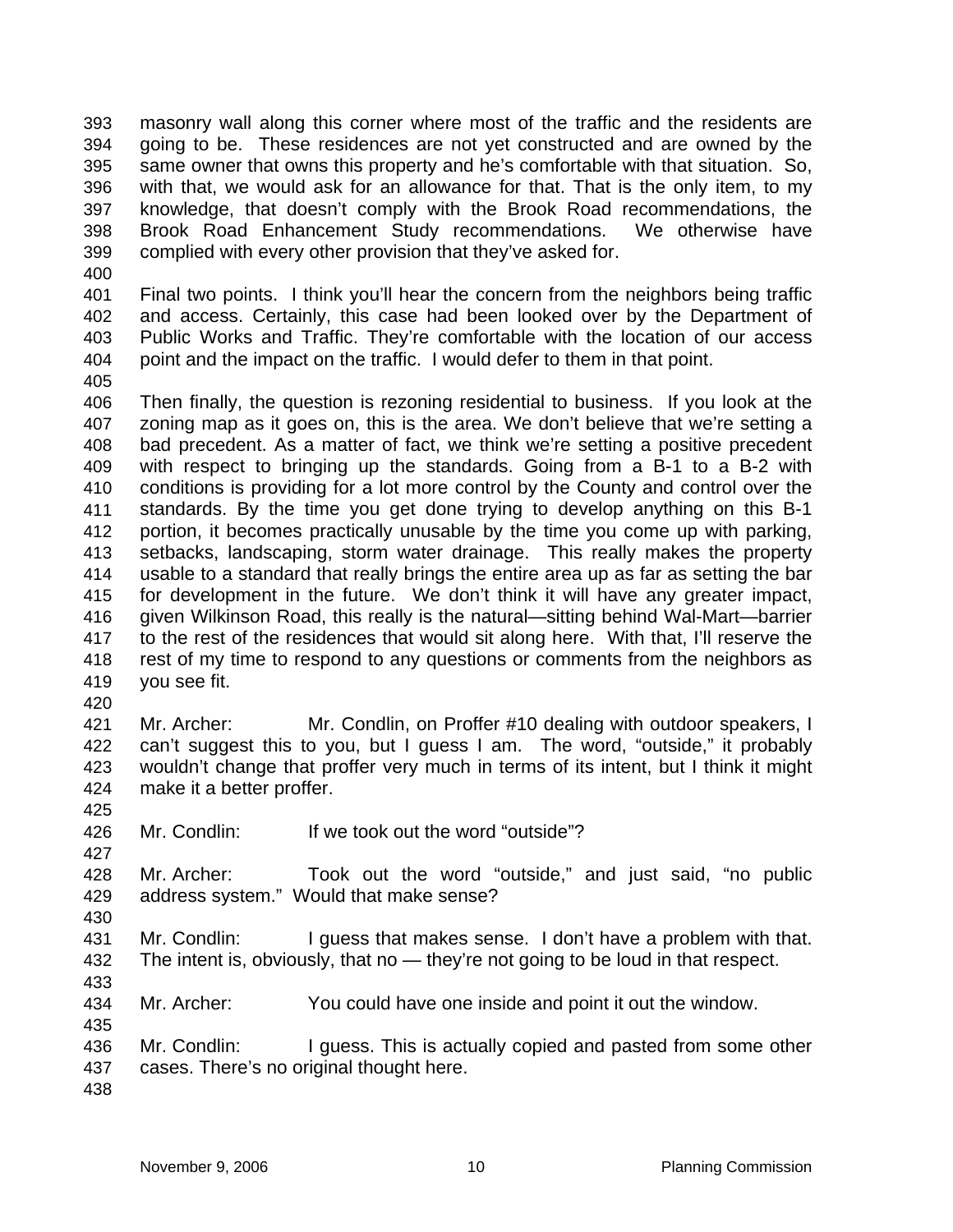masonry wall along this corner where most of the traffic and the residents are going to be. These residences are not yet constructed and are owned by the same owner that owns this property and he's comfortable with that situation. So, with that, we would ask for an allowance for that. That is the only item, to my knowledge, that doesn't comply with the Brook Road recommendations, the Brook Road Enhancement Study recommendations. We otherwise have complied with every other provision that they've asked for.

Final two points. I think you'll hear the concern from the neighbors being traffic and access. Certainly, this case had been looked over by the Department of Public Works and Traffic. They're comfortable with the location of our access point and the impact on the traffic. I would defer to them in that point.

Then finally, the question is rezoning residential to business. If you look at the zoning map as it goes on, this is the area. We don't believe that we're setting a bad precedent. As a matter of fact, we think we're setting a positive precedent with respect to bringing up the standards. Going from a B-1 to a B-2 with conditions is providing for a lot more control by the County and control over the standards. By the time you get done trying to develop anything on this B-1 portion, it becomes practically unusable by the time you come up with parking, setbacks, landscaping, storm water drainage. This really makes the property usable to a standard that really brings the entire area up as far as setting the bar for development in the future. We don't think it will have any greater impact, given Wilkinson Road, this really is the natural—sitting behind Wal-Mart—barrier to the rest of the residences that would sit along here. With that, I'll reserve the rest of my time to respond to any questions or comments from the neighbors as you see fit.

Mr. Archer: Mr. Condlin, on Proffer #10 dealing with outdoor speakers, I can't suggest this to you, but I guess I am. The word, "outside," it probably wouldn't change that proffer very much in terms of its intent, but I think it might make it a better proffer.

Mr. Condlin: If we took out the word "outside"?

Mr. Archer: Took out the word "outside," and just said, "no public address system." Would that make sense?

Mr. Condlin: I guess that makes sense. I don't have a problem with that. The intent is, obviously, that no — they're not going to be loud in that respect.

Mr. Archer: You could have one inside and point it out the window.

Mr. Condlin: I guess. This is actually copied and pasted from some other cases. There's no original thought here.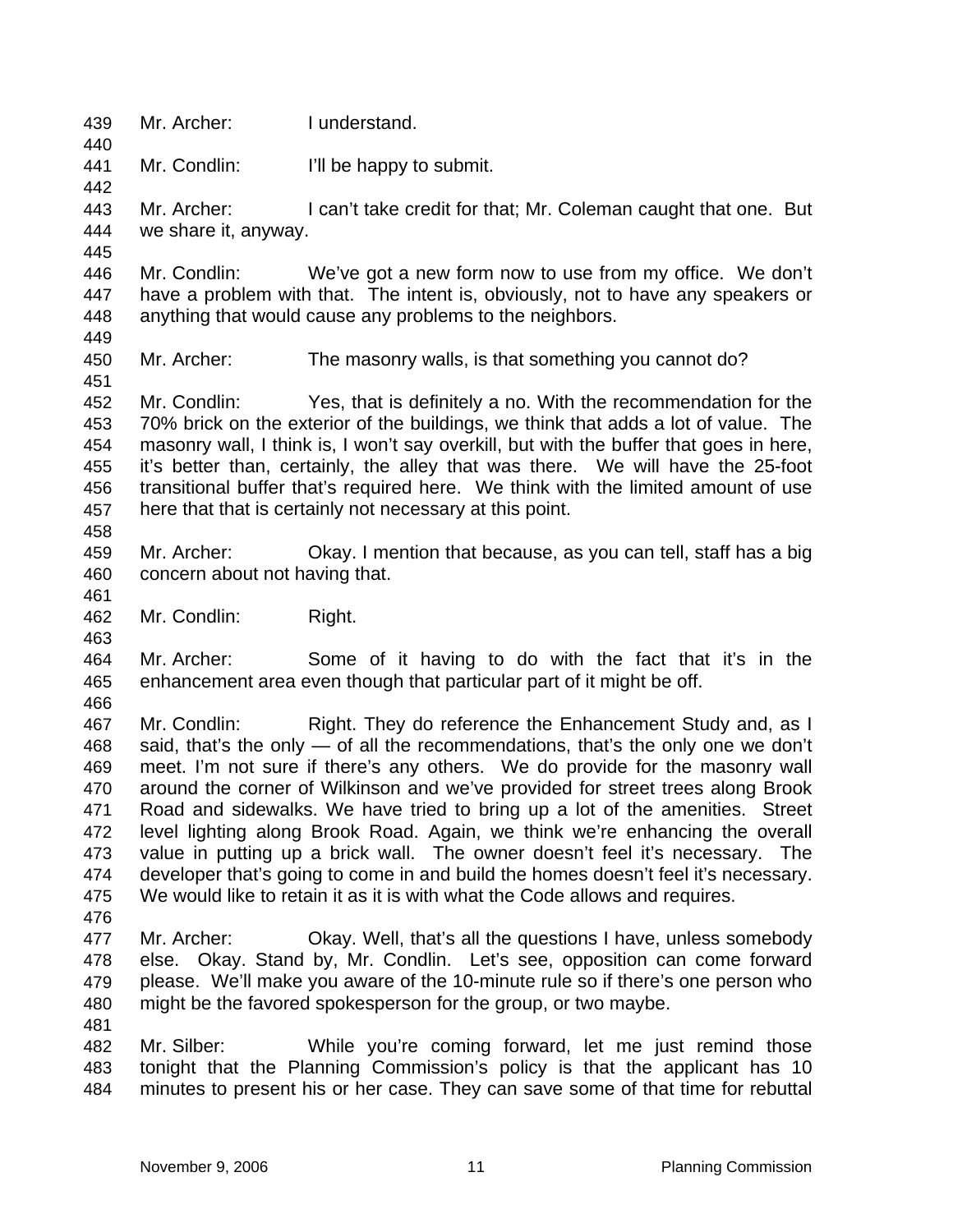Mr. Archer: I understand.

Mr. Condlin: I'll be happy to submit.

Mr. Archer: I can't take credit for that; Mr. Coleman caught that one. But we share it, anyway.

Mr. Condlin: We've got a new form now to use from my office. We don't have a problem with that. The intent is, obviously, not to have any speakers or anything that would cause any problems to the neighbors.

Mr. Archer: The masonry walls, is that something you cannot do?

Mr. Condlin: Yes, that is definitely a no. With the recommendation for the 70% brick on the exterior of the buildings, we think that adds a lot of value. The masonry wall, I think is, I won't say overkill, but with the buffer that goes in here, it's better than, certainly, the alley that was there. We will have the 25-foot transitional buffer that's required here. We think with the limited amount of use here that that is certainly not necessary at this point.

Mr. Archer: Okay. I mention that because, as you can tell, staff has a big concern about not having that.

Mr. Condlin: Right.

Mr. Archer: Some of it having to do with the fact that it's in the enhancement area even though that particular part of it might be off.

Mr. Condlin: Right. They do reference the Enhancement Study and, as I said, that's the only — of all the recommendations, that's the only one we don't meet. I'm not sure if there's any others. We do provide for the masonry wall around the corner of Wilkinson and we've provided for street trees along Brook Road and sidewalks. We have tried to bring up a lot of the amenities. Street level lighting along Brook Road. Again, we think we're enhancing the overall value in putting up a brick wall. The owner doesn't feel it's necessary. The developer that's going to come in and build the homes doesn't feel it's necessary. We would like to retain it as it is with what the Code allows and requires.

Mr. Archer: Okay. Well, that's all the questions I have, unless somebody else. Okay. Stand by, Mr. Condlin. Let's see, opposition can come forward please. We'll make you aware of the 10-minute rule so if there's one person who might be the favored spokesperson for the group, or two maybe.

Mr. Silber: While you're coming forward, let me just remind those tonight that the Planning Commission's policy is that the applicant has 10 minutes to present his or her case. They can save some of that time for rebuttal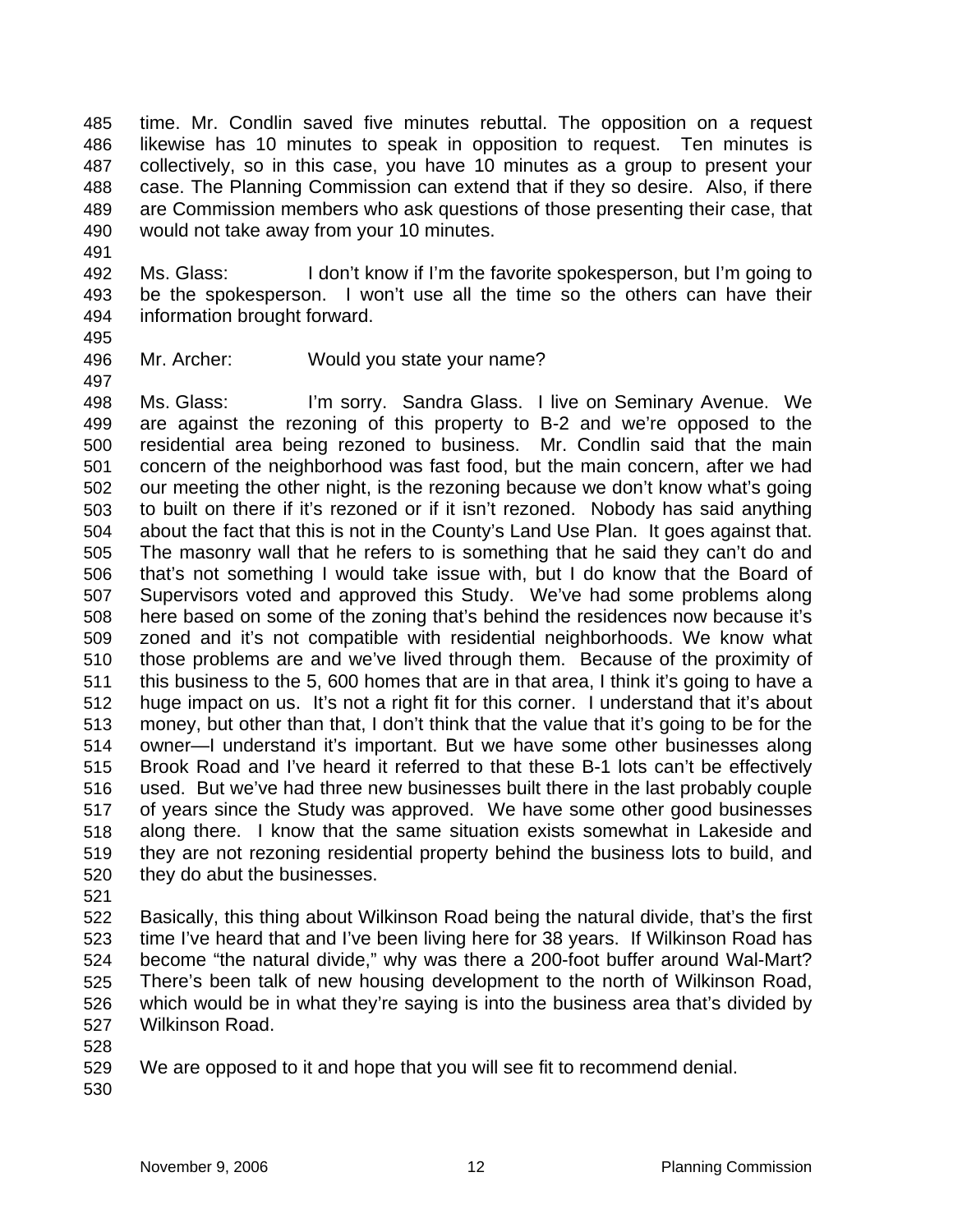time. Mr. Condlin saved five minutes rebuttal. The opposition on a request likewise has 10 minutes to speak in opposition to request. Ten minutes is collectively, so in this case, you have 10 minutes as a group to present your case. The Planning Commission can extend that if they so desire. Also, if there are Commission members who ask questions of those presenting their case, that would not take away from your 10 minutes.

Ms. Glass: I don't know if I'm the favorite spokesperson, but I'm going to be the spokesperson. I won't use all the time so the others can have their information brought forward.

Mr. Archer: Would you state your name?

Ms. Glass: I'm sorry. Sandra Glass. I live on Seminary Avenue. We are against the rezoning of this property to B-2 and we're opposed to the residential area being rezoned to business. Mr. Condlin said that the main concern of the neighborhood was fast food, but the main concern, after we had our meeting the other night, is the rezoning because we don't know what's going to built on there if it's rezoned or if it isn't rezoned. Nobody has said anything about the fact that this is not in the County's Land Use Plan. It goes against that. The masonry wall that he refers to is something that he said they can't do and that's not something I would take issue with, but I do know that the Board of Supervisors voted and approved this Study. We've had some problems along here based on some of the zoning that's behind the residences now because it's zoned and it's not compatible with residential neighborhoods. We know what those problems are and we've lived through them. Because of the proximity of this business to the 5, 600 homes that are in that area, I think it's going to have a huge impact on us. It's not a right fit for this corner. I understand that it's about money, but other than that, I don't think that the value that it's going to be for the owner—I understand it's important. But we have some other businesses along Brook Road and I've heard it referred to that these B-1 lots can't be effectively used. But we've had three new businesses built there in the last probably couple of years since the Study was approved. We have some other good businesses along there. I know that the same situation exists somewhat in Lakeside and they are not rezoning residential property behind the business lots to build, and they do abut the businesses.

Basically, this thing about Wilkinson Road being the natural divide, that's the first time I've heard that and I've been living here for 38 years. If Wilkinson Road has become "the natural divide," why was there a 200-foot buffer around Wal-Mart? There's been talk of new housing development to the north of Wilkinson Road, which would be in what they're saying is into the business area that's divided by Wilkinson Road.

We are opposed to it and hope that you will see fit to recommend denial.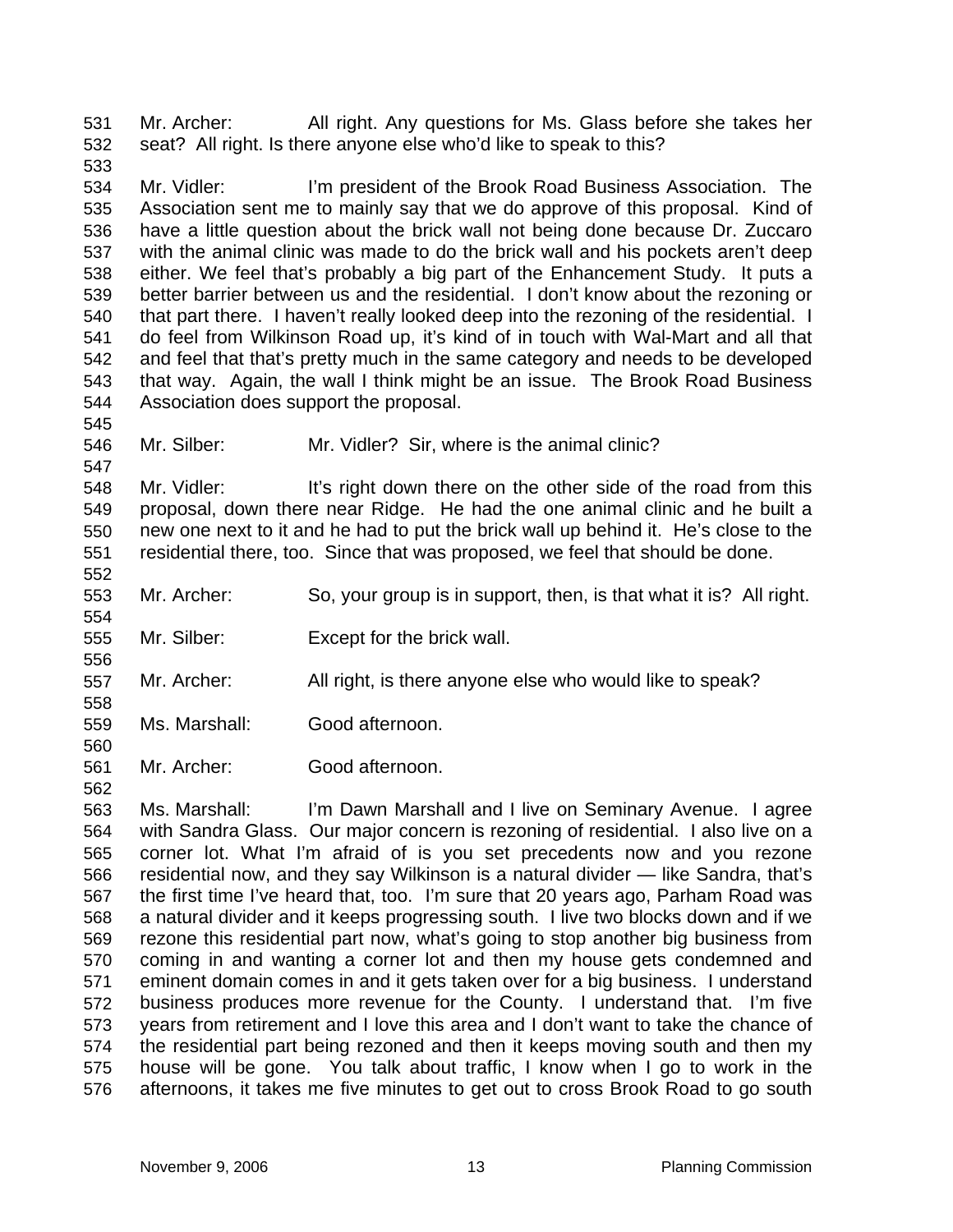Mr. Archer: All right. Any questions for Ms. Glass before she takes her seat? All right. Is there anyone else who'd like to speak to this?

Mr. Vidler: I'm president of the Brook Road Business Association. The Association sent me to mainly say that we do approve of this proposal. Kind of have a little question about the brick wall not being done because Dr. Zuccaro with the animal clinic was made to do the brick wall and his pockets aren't deep either. We feel that's probably a big part of the Enhancement Study. It puts a better barrier between us and the residential. I don't know about the rezoning or that part there. I haven't really looked deep into the rezoning of the residential. I do feel from Wilkinson Road up, it's kind of in touch with Wal-Mart and all that and feel that that's pretty much in the same category and needs to be developed that way. Again, the wall I think might be an issue. The Brook Road Business Association does support the proposal.

Mr. Silber: Mr. Vidler? Sir, where is the animal clinic?

Mr. Vidler: It's right down there on the other side of the road from this proposal, down there near Ridge. He had the one animal clinic and he built a new one next to it and he had to put the brick wall up behind it. He's close to the residential there, too. Since that was proposed, we feel that should be done.

Mr. Archer: So, your group is in support, then, is that what it is? All right.

Mr. Silber: Except for the brick wall.

Mr. Archer: All right, is there anyone else who would like to speak?

Ms. Marshall: Good afternoon.

Mr. Archer: Good afternoon.

Ms. Marshall: I'm Dawn Marshall and I live on Seminary Avenue. I agree with Sandra Glass. Our major concern is rezoning of residential. I also live on a corner lot. What I'm afraid of is you set precedents now and you rezone residential now, and they say Wilkinson is a natural divider — like Sandra, that's the first time I've heard that, too. I'm sure that 20 years ago, Parham Road was a natural divider and it keeps progressing south. I live two blocks down and if we rezone this residential part now, what's going to stop another big business from coming in and wanting a corner lot and then my house gets condemned and eminent domain comes in and it gets taken over for a big business. I understand business produces more revenue for the County. I understand that. I'm five years from retirement and I love this area and I don't want to take the chance of the residential part being rezoned and then it keeps moving south and then my house will be gone. You talk about traffic, I know when I go to work in the afternoons, it takes me five minutes to get out to cross Brook Road to go south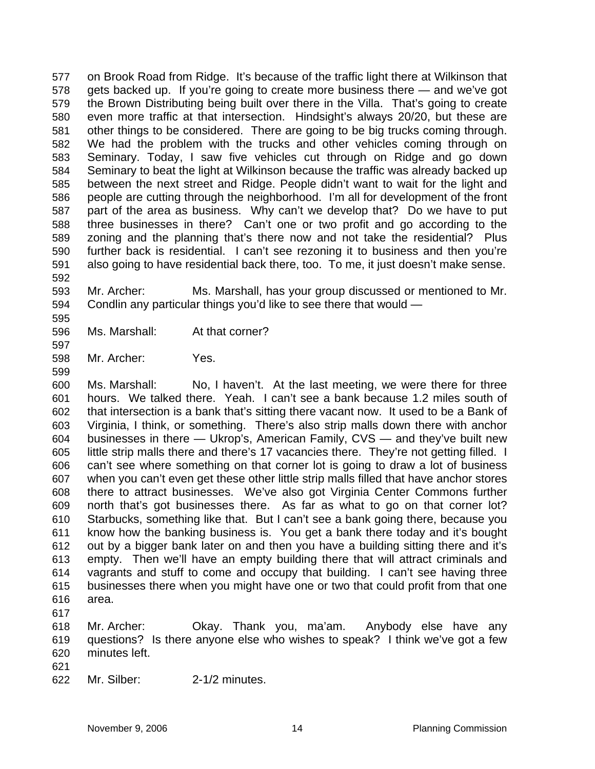on Brook Road from Ridge. It's because of the traffic light there at Wilkinson that gets backed up. If you're going to create more business there — and we've got the Brown Distributing being built over there in the Villa. That's going to create even more traffic at that intersection. Hindsight's always 20/20, but these are other things to be considered. There are going to be big trucks coming through. We had the problem with the trucks and other vehicles coming through on Seminary. Today, I saw five vehicles cut through on Ridge and go down Seminary to beat the light at Wilkinson because the traffic was already backed up between the next street and Ridge. People didn't want to wait for the light and people are cutting through the neighborhood. I'm all for development of the front part of the area as business. Why can't we develop that? Do we have to put three businesses in there? Can't one or two profit and go according to the zoning and the planning that's there now and not take the residential? Plus further back is residential. I can't see rezoning it to business and then you're also going to have residential back there, too. To me, it just doesn't make sense.

Mr. Archer: Ms. Marshall, has your group discussed or mentioned to Mr. Condlin any particular things you'd like to see there that would —

Ms. Marshall: At that corner?

Mr. Archer: Yes.

Ms. Marshall: No, I haven't. At the last meeting, we were there for three hours. We talked there. Yeah. I can't see a bank because 1.2 miles south of that intersection is a bank that's sitting there vacant now. It used to be a Bank of Virginia, I think, or something. There's also strip malls down there with anchor businesses in there — Ukrop's, American Family, CVS — and they've built new little strip malls there and there's 17 vacancies there. They're not getting filled. I can't see where something on that corner lot is going to draw a lot of business when you can't even get these other little strip malls filled that have anchor stores there to attract businesses. We've also got Virginia Center Commons further north that's got businesses there. As far as what to go on that corner lot? Starbucks, something like that. But I can't see a bank going there, because you know how the banking business is. You get a bank there today and it's bought out by a bigger bank later on and then you have a building sitting there and it's empty. Then we'll have an empty building there that will attract criminals and vagrants and stuff to come and occupy that building. I can't see having three businesses there when you might have one or two that could profit from that one area.

Mr. Archer: Okay. Thank you, ma'am. Anybody else have any questions? Is there anyone else who wishes to speak? I think we've got a few minutes left.

Mr. Silber: 2-1/2 minutes.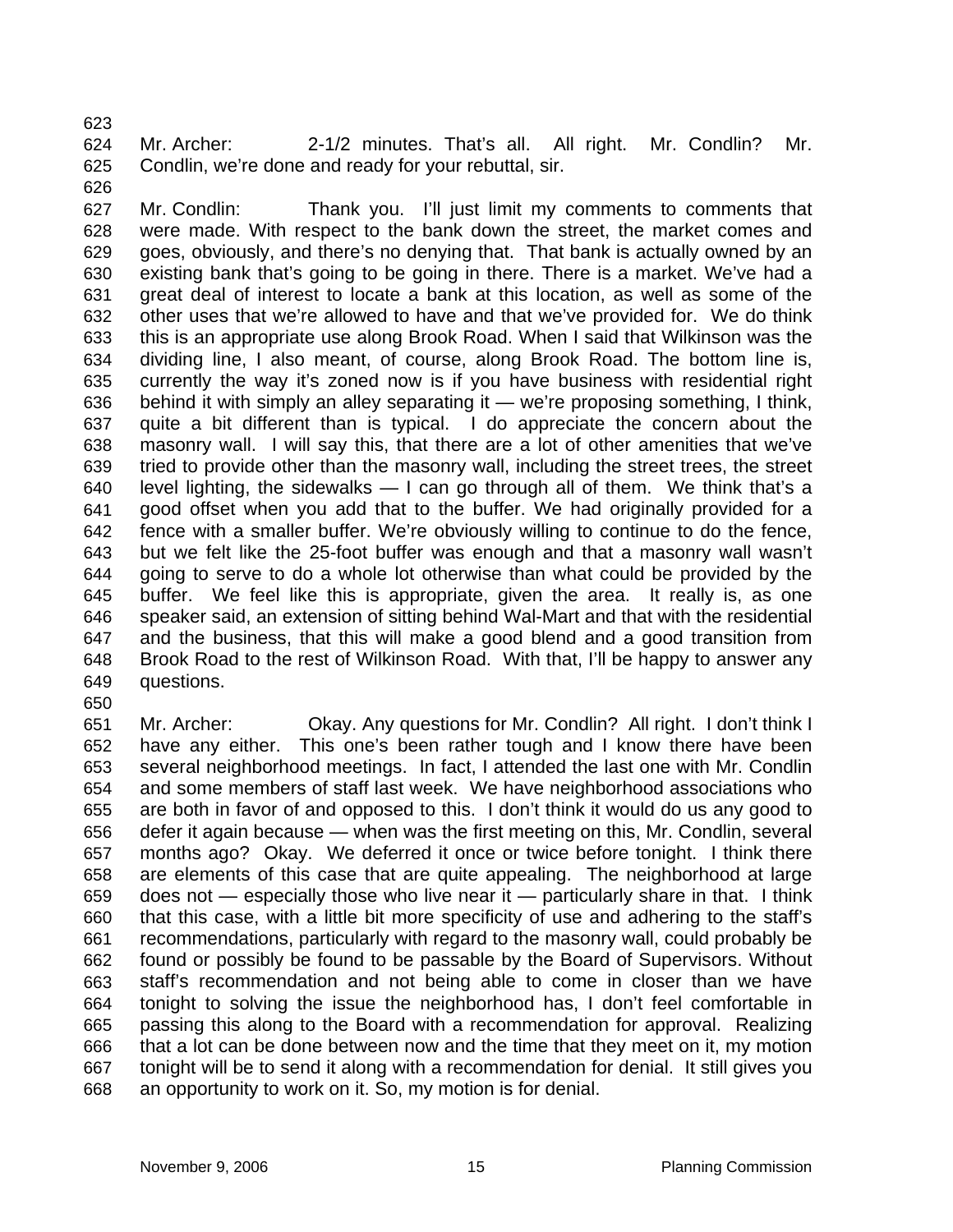Mr. Archer: 2-1/2 minutes. That's all. All right. Mr. Condlin? Mr. Condlin, we're done and ready for your rebuttal, sir.

Mr. Condlin: Thank you. I'll just limit my comments to comments that were made. With respect to the bank down the street, the market comes and goes, obviously, and there's no denying that. That bank is actually owned by an existing bank that's going to be going in there. There is a market. We've had a great deal of interest to locate a bank at this location, as well as some of the other uses that we're allowed to have and that we've provided for. We do think this is an appropriate use along Brook Road. When I said that Wilkinson was the dividing line, I also meant, of course, along Brook Road. The bottom line is, currently the way it's zoned now is if you have business with residential right behind it with simply an alley separating it — we're proposing something, I think, quite a bit different than is typical. I do appreciate the concern about the masonry wall. I will say this, that there are a lot of other amenities that we've tried to provide other than the masonry wall, including the street trees, the street level lighting, the sidewalks — I can go through all of them. We think that's a good offset when you add that to the buffer. We had originally provided for a fence with a smaller buffer. We're obviously willing to continue to do the fence, but we felt like the 25-foot buffer was enough and that a masonry wall wasn't going to serve to do a whole lot otherwise than what could be provided by the buffer. We feel like this is appropriate, given the area. It really is, as one speaker said, an extension of sitting behind Wal-Mart and that with the residential and the business, that this will make a good blend and a good transition from Brook Road to the rest of Wilkinson Road. With that, I'll be happy to answer any questions.

Mr. Archer: Okay. Any questions for Mr. Condlin? All right. I don't think I have any either. This one's been rather tough and I know there have been several neighborhood meetings. In fact, I attended the last one with Mr. Condlin and some members of staff last week. We have neighborhood associations who are both in favor of and opposed to this. I don't think it would do us any good to defer it again because — when was the first meeting on this, Mr. Condlin, several months ago? Okay. We deferred it once or twice before tonight. I think there are elements of this case that are quite appealing. The neighborhood at large does not — especially those who live near it — particularly share in that. I think that this case, with a little bit more specificity of use and adhering to the staff's recommendations, particularly with regard to the masonry wall, could probably be found or possibly be found to be passable by the Board of Supervisors. Without staff's recommendation and not being able to come in closer than we have tonight to solving the issue the neighborhood has, I don't feel comfortable in passing this along to the Board with a recommendation for approval. Realizing that a lot can be done between now and the time that they meet on it, my motion tonight will be to send it along with a recommendation for denial. It still gives you an opportunity to work on it. So, my motion is for denial.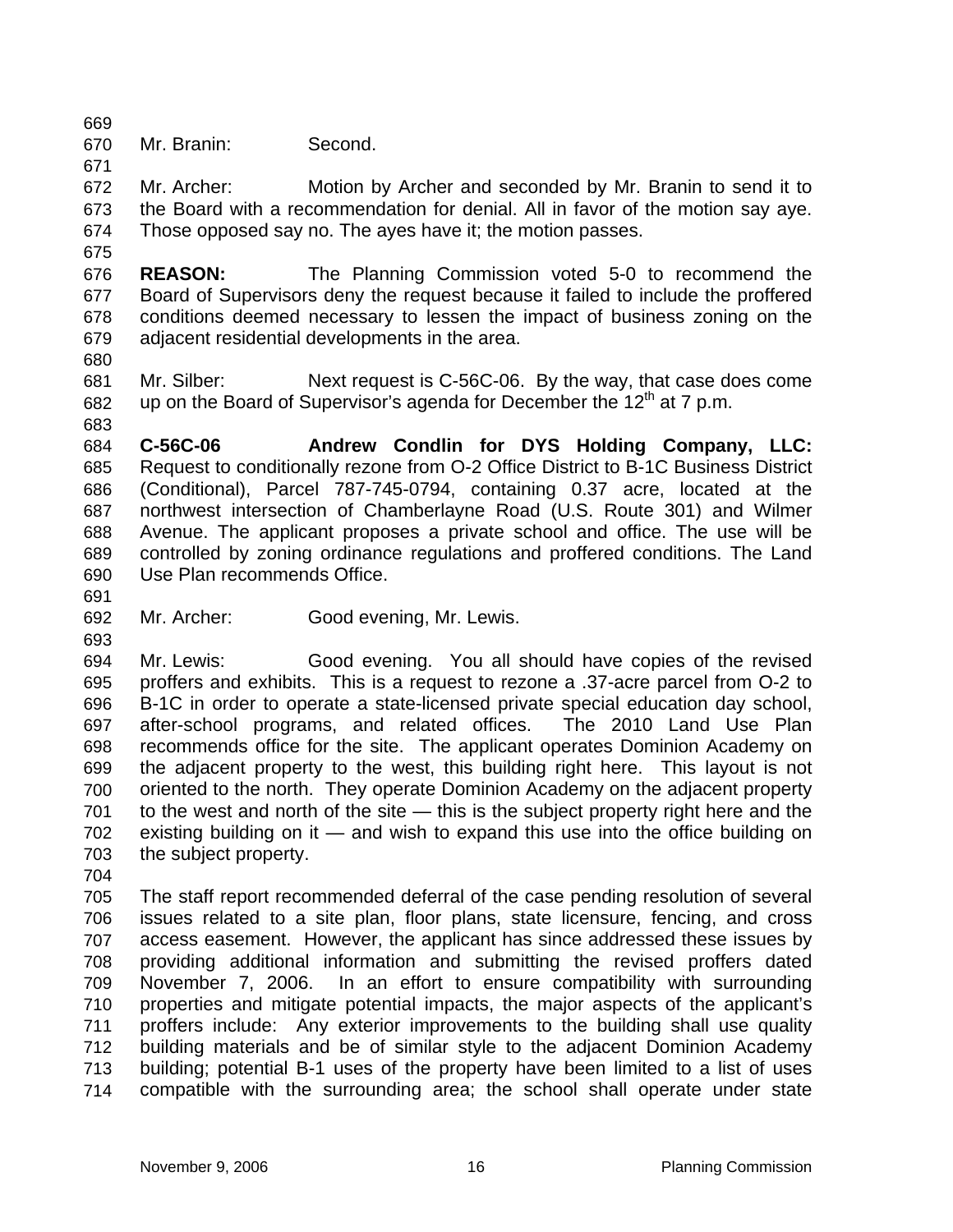Mr. Branin: Second.

Mr. Archer: Motion by Archer and seconded by Mr. Branin to send it to the Board with a recommendation for denial. All in favor of the motion say aye. Those opposed say no. The ayes have it; the motion passes.

**REASON:** The Planning Commission voted 5-0 to recommend the Board of Supervisors deny the request because it failed to include the proffered conditions deemed necessary to lessen the impact of business zoning on the adjacent residential developments in the area.

Mr. Silber: Next request is C-56C-06. By the way, that case does come up on the Board of Supervisor's agenda for December the 12th at 7 p.m.

**C-56C-06 Andrew Condlin for DYS Holding Company, LLC:** Request to conditionally rezone from O-2 Office District to B-1C Business District (Conditional), Parcel 787-745-0794, containing 0.37 acre, located at the northwest intersection of Chamberlayne Road (U.S. Route 301) and Wilmer Avenue. The applicant proposes a private school and office. The use will be controlled by zoning ordinance regulations and proffered conditions. The Land Use Plan recommends Office.

Mr. Archer: Good evening, Mr. Lewis.

Mr. Lewis: Good evening. You all should have copies of the revised proffers and exhibits. This is a request to rezone a .37-acre parcel from O-2 to B-1C in order to operate a state-licensed private special education day school, after-school programs, and related offices. The 2010 Land Use Plan recommends office for the site. The applicant operates Dominion Academy on the adjacent property to the west, this building right here. This layout is not oriented to the north. They operate Dominion Academy on the adjacent property to the west and north of the site — this is the subject property right here and the existing building on it — and wish to expand this use into the office building on the subject property.

The staff report recommended deferral of the case pending resolution of several issues related to a site plan, floor plans, state licensure, fencing, and cross access easement. However, the applicant has since addressed these issues by providing additional information and submitting the revised proffers dated November 7, 2006. In an effort to ensure compatibility with surrounding properties and mitigate potential impacts, the major aspects of the applicant's proffers include: Any exterior improvements to the building shall use quality building materials and be of similar style to the adjacent Dominion Academy building; potential B-1 uses of the property have been limited to a list of uses compatible with the surrounding area; the school shall operate under state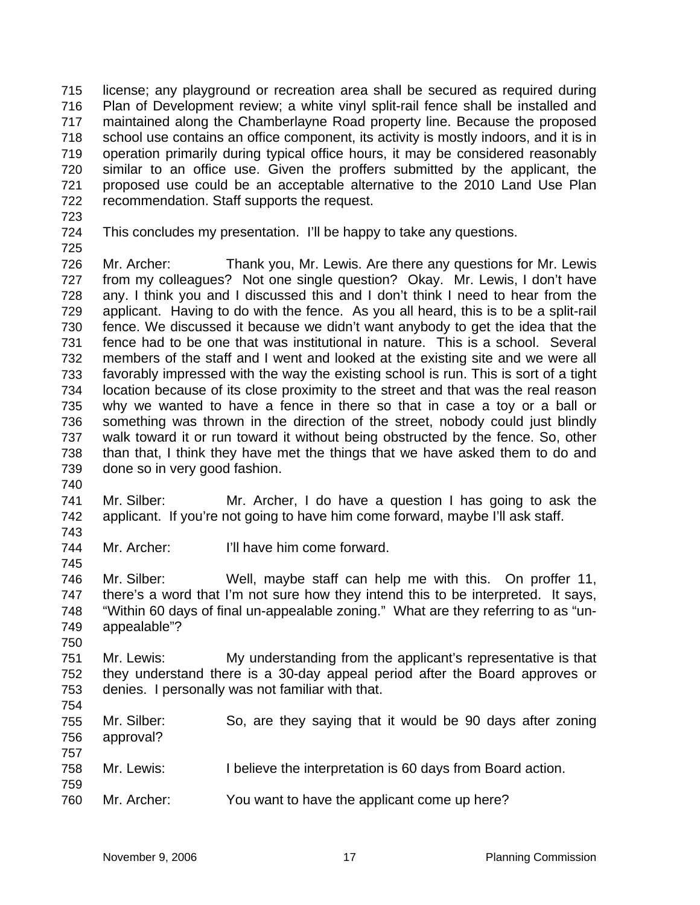license; any playground or recreation area shall be secured as required during Plan of Development review; a white vinyl split-rail fence shall be installed and maintained along the Chamberlayne Road property line. Because the proposed school use contains an office component, its activity is mostly indoors, and it is in operation primarily during typical office hours, it may be considered reasonably similar to an office use. Given the proffers submitted by the applicant, the proposed use could be an acceptable alternative to the 2010 Land Use Plan recommendation. Staff supports the request.

This concludes my presentation. I'll be happy to take any questions.

Mr. Archer: Thank you, Mr. Lewis. Are there any questions for Mr. Lewis from my colleagues? Not one single question? Okay. Mr. Lewis, I don't have any. I think you and I discussed this and I don't think I need to hear from the applicant. Having to do with the fence. As you all heard, this is to be a split-rail fence. We discussed it because we didn't want anybody to get the idea that the fence had to be one that was institutional in nature. This is a school. Several members of the staff and I went and looked at the existing site and we were all favorably impressed with the way the existing school is run. This is sort of a tight location because of its close proximity to the street and that was the real reason why we wanted to have a fence in there so that in case a toy or a ball or something was thrown in the direction of the street, nobody could just blindly walk toward it or run toward it without being obstructed by the fence. So, other than that, I think they have met the things that we have asked them to do and done so in very good fashion.

Mr. Silber: Mr. Archer, I do have a question I has going to ask the applicant. If you're not going to have him come forward, maybe I'll ask staff.

Mr. Archer: I'll have him come forward.

Mr. Silber: Well, maybe staff can help me with this. On proffer 11, there's a word that I'm not sure how they intend this to be interpreted. It says, "Within 60 days of final un-appealable zoning." What are they referring to as "un-appealable"?

Mr. Lewis: My understanding from the applicant's representative is that they understand there is a 30-day appeal period after the Board approves or denies. I personally was not familiar with that.

Mr. Silber: So, are they saying that it would be 90 days after zoning approval?

Mr. Lewis: I believe the interpretation is 60 days from Board action.

Mr. Archer: You want to have the applicant come up here?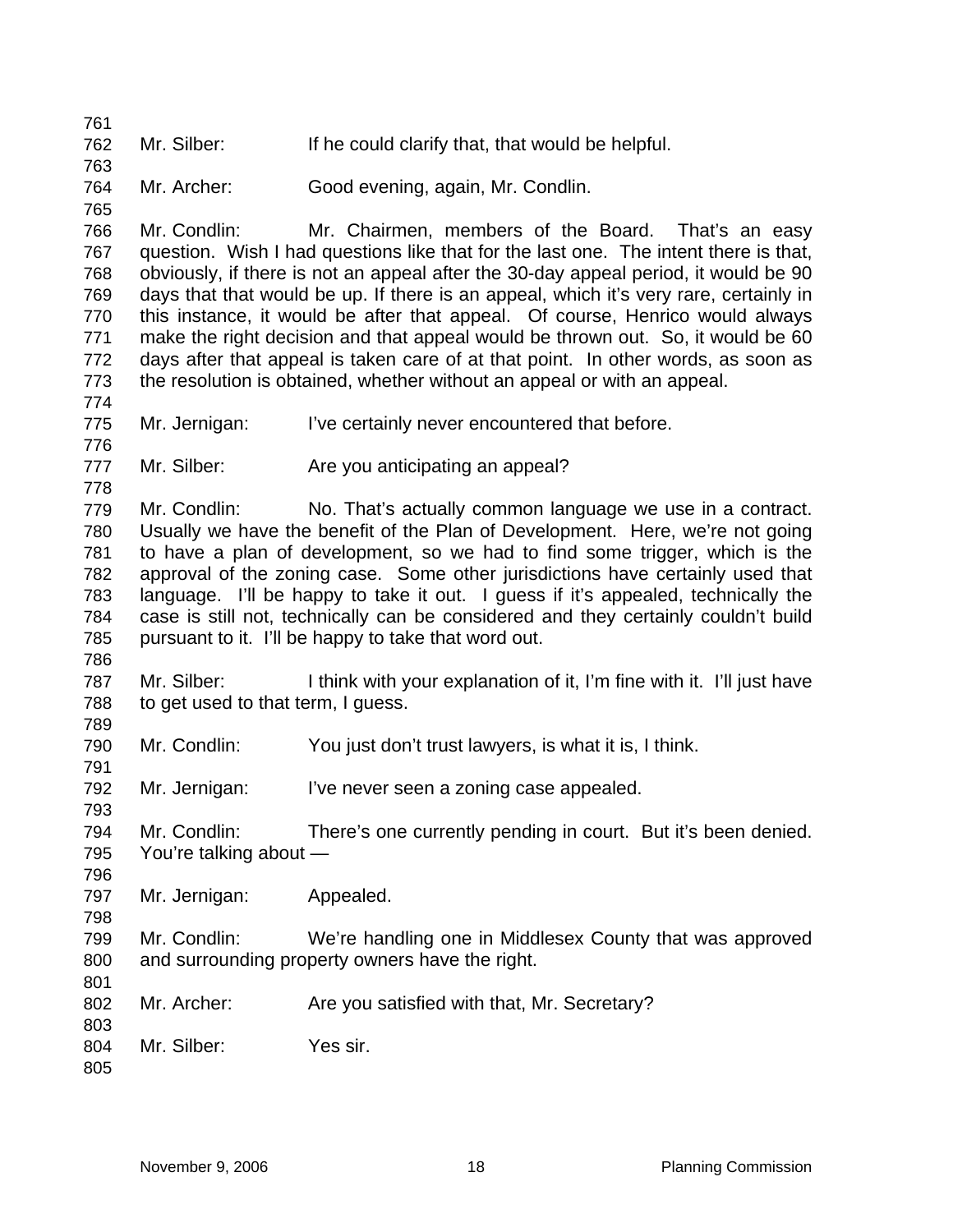Mr. Silber: If he could clarify that, that would be helpful.

Mr. Archer: Good evening, again, Mr. Condlin.

Mr. Condlin: Mr. Chairmen, members of the Board. That's an easy question. Wish I had questions like that for the last one. The intent there is that, obviously, if there is not an appeal after the 30-day appeal period, it would be 90 days that that would be up. If there is an appeal, which it's very rare, certainly in this instance, it would be after that appeal. Of course, Henrico would always make the right decision and that appeal would be thrown out. So, it would be 60 days after that appeal is taken care of at that point. In other words, as soon as the resolution is obtained, whether without an appeal or with an appeal.

Mr. Jernigan: I've certainly never encountered that before.

Mr. Silber: Are you anticipating an appeal?

Mr. Condlin: No. That's actually common language we use in a contract. Usually we have the benefit of the Plan of Development. Here, we're not going to have a plan of development, so we had to find some trigger, which is the approval of the zoning case. Some other jurisdictions have certainly used that language. I'll be happy to take it out. I guess if it's appealed, technically the case is still not, technically can be considered and they certainly couldn't build pursuant to it. I'll be happy to take that word out.

Mr. Silber: I think with your explanation of it, I'm fine with it. I'll just have to get used to that term, I guess.

Mr. Condlin: You just don't trust lawyers, is what it is, I think.

Mr. Jernigan: I've never seen a zoning case appealed.

Mr. Condlin: There's one currently pending in court. But it's been denied. You're talking about —

Mr. Jernigan: Appealed.

Mr. Condlin: We're handling one in Middlesex County that was approved and surrounding property owners have the right.

Mr. Archer: Are you satisfied with that, Mr. Secretary?

Mr. Silber: Yes sir.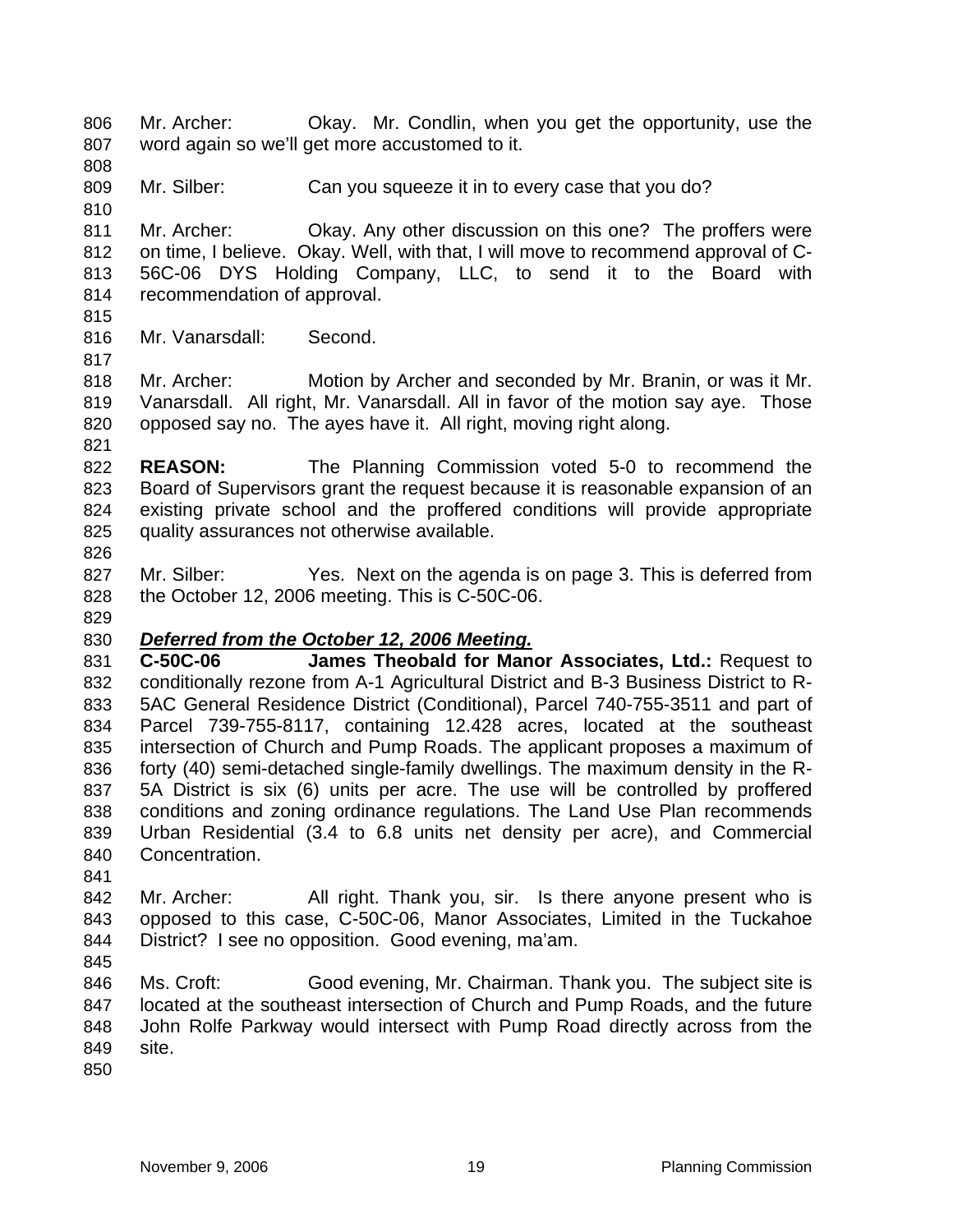Mr. Archer: Okay. Mr. Condlin, when you get the opportunity, use the word again so we'll get more accustomed to it.

Mr. Silber: Can you squeeze it in to every case that you do?

Mr. Archer: Okay. Any other discussion on this one? The proffers were on time, I believe. Okay. Well, with that, I will move to recommend approval of C-56C-06 DYS Holding Company, LLC, to send it to the Board with recommendation of approval.

Mr. Vanarsdall: Second.

Mr. Archer: Motion by Archer and seconded by Mr. Branin, or was it Mr. Vanarsdall. All right, Mr. Vanarsdall. All in favor of the motion say aye. Those opposed say no. The ayes have it. All right, moving right along.

**REASON:** The Planning Commission voted 5-0 to recommend the Board of Supervisors grant the request because it is reasonable expansion of an existing private school and the proffered conditions will provide appropriate quality assurances not otherwise available.

Mr. Silber: Yes. Next on the agenda is on page 3. This is deferred from the October 12, 2006 meeting. This is C-50C-06.

***Deferred from the October 12, 2006 Meeting.***
**C-50C-06 James Theobald for Manor Associates, Ltd.:** Request to conditionally rezone from A-1 Agricultural District and B-3 Business District to R-5AC General Residence District (Conditional), Parcel 740-755-3511 and part of Parcel 739-755-8117, containing 12.428 acres, located at the southeast intersection of Church and Pump Roads. The applicant proposes a maximum of forty (40) semi-detached single-family dwellings. The maximum density in the R-5A District is six (6) units per acre. The use will be controlled by proffered conditions and zoning ordinance regulations. The Land Use Plan recommends Urban Residential (3.4 to 6.8 units net density per acre), and Commercial Concentration.

Mr. Archer: All right. Thank you, sir. Is there anyone present who is opposed to this case, C-50C-06, Manor Associates, Limited in the Tuckahoe District? I see no opposition. Good evening, ma'am.

Ms. Croft: Good evening, Mr. Chairman. Thank you. The subject site is located at the southeast intersection of Church and Pump Roads, and the future John Rolfe Parkway would intersect with Pump Road directly across from the site.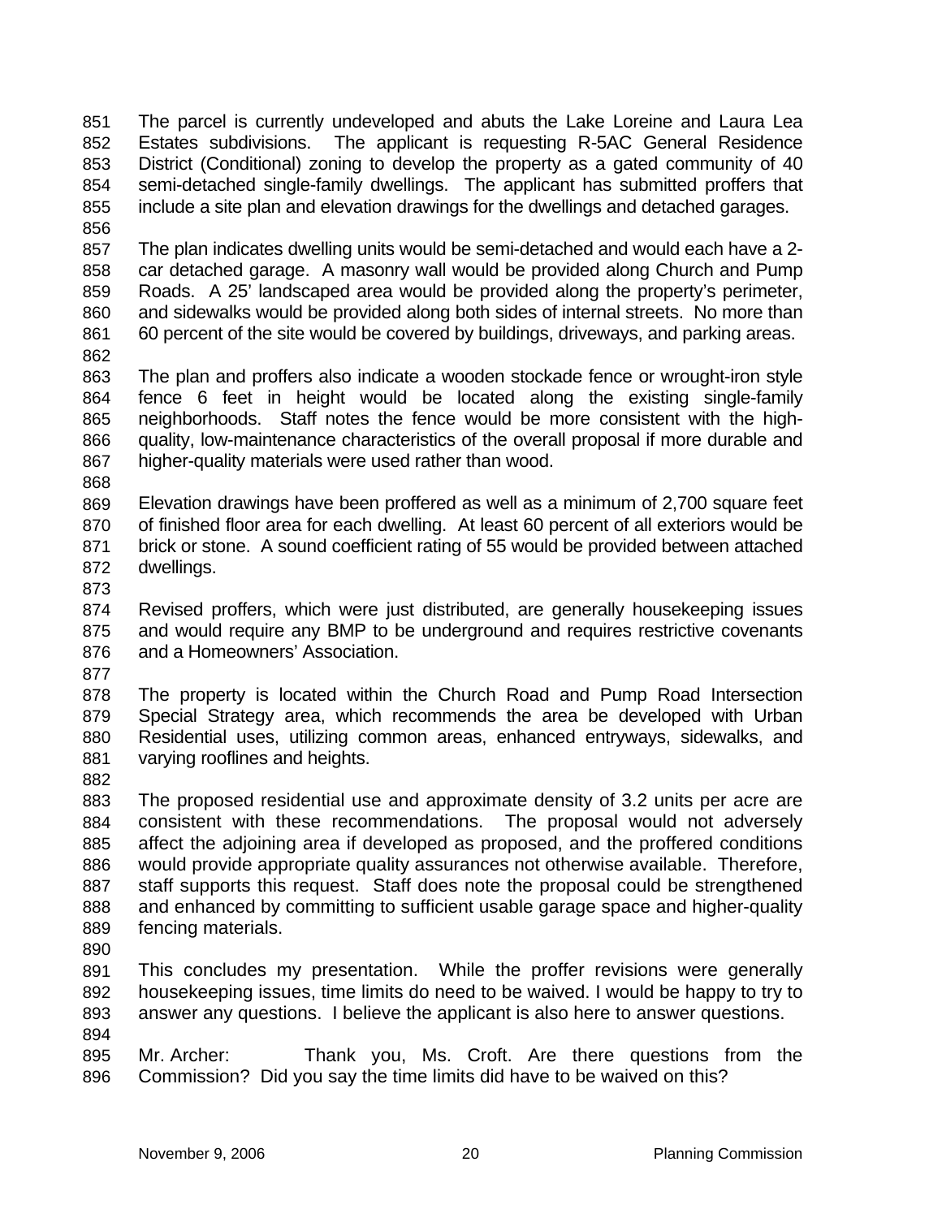The parcel is currently undeveloped and abuts the Lake Loreine and Laura Lea Estates subdivisions. The applicant is requesting R-5AC General Residence District (Conditional) zoning to develop the property as a gated community of 40 semi-detached single-family dwellings. The applicant has submitted proffers that include a site plan and elevation drawings for the dwellings and detached garages.

The plan indicates dwelling units would be semi-detached and would each have a 2-car detached garage. A masonry wall would be provided along Church and Pump Roads. A 25' landscaped area would be provided along the property's perimeter, and sidewalks would be provided along both sides of internal streets. No more than 60 percent of the site would be covered by buildings, driveways, and parking areas.

The plan and proffers also indicate a wooden stockade fence or wrought-iron style fence 6 feet in height would be located along the existing single-family neighborhoods. Staff notes the fence would be more consistent with the high-quality, low-maintenance characteristics of the overall proposal if more durable and higher-quality materials were used rather than wood.

Elevation drawings have been proffered as well as a minimum of 2,700 square feet of finished floor area for each dwelling. At least 60 percent of all exteriors would be brick or stone. A sound coefficient rating of 55 would be provided between attached dwellings.

Revised proffers, which were just distributed, are generally housekeeping issues and would require any BMP to be underground and requires restrictive covenants and a Homeowners' Association.

The property is located within the Church Road and Pump Road Intersection Special Strategy area, which recommends the area be developed with Urban Residential uses, utilizing common areas, enhanced entryways, sidewalks, and varying rooflines and heights.

The proposed residential use and approximate density of 3.2 units per acre are consistent with these recommendations. The proposal would not adversely affect the adjoining area if developed as proposed, and the proffered conditions would provide appropriate quality assurances not otherwise available. Therefore, staff supports this request. Staff does note the proposal could be strengthened and enhanced by committing to sufficient usable garage space and higher-quality fencing materials.

This concludes my presentation. While the proffer revisions were generally housekeeping issues, time limits do need to be waived. I would be happy to try to answer any questions. I believe the applicant is also here to answer questions.

Mr. Archer: Thank you, Ms. Croft. Are there questions from the Commission? Did you say the time limits did have to be waived on this?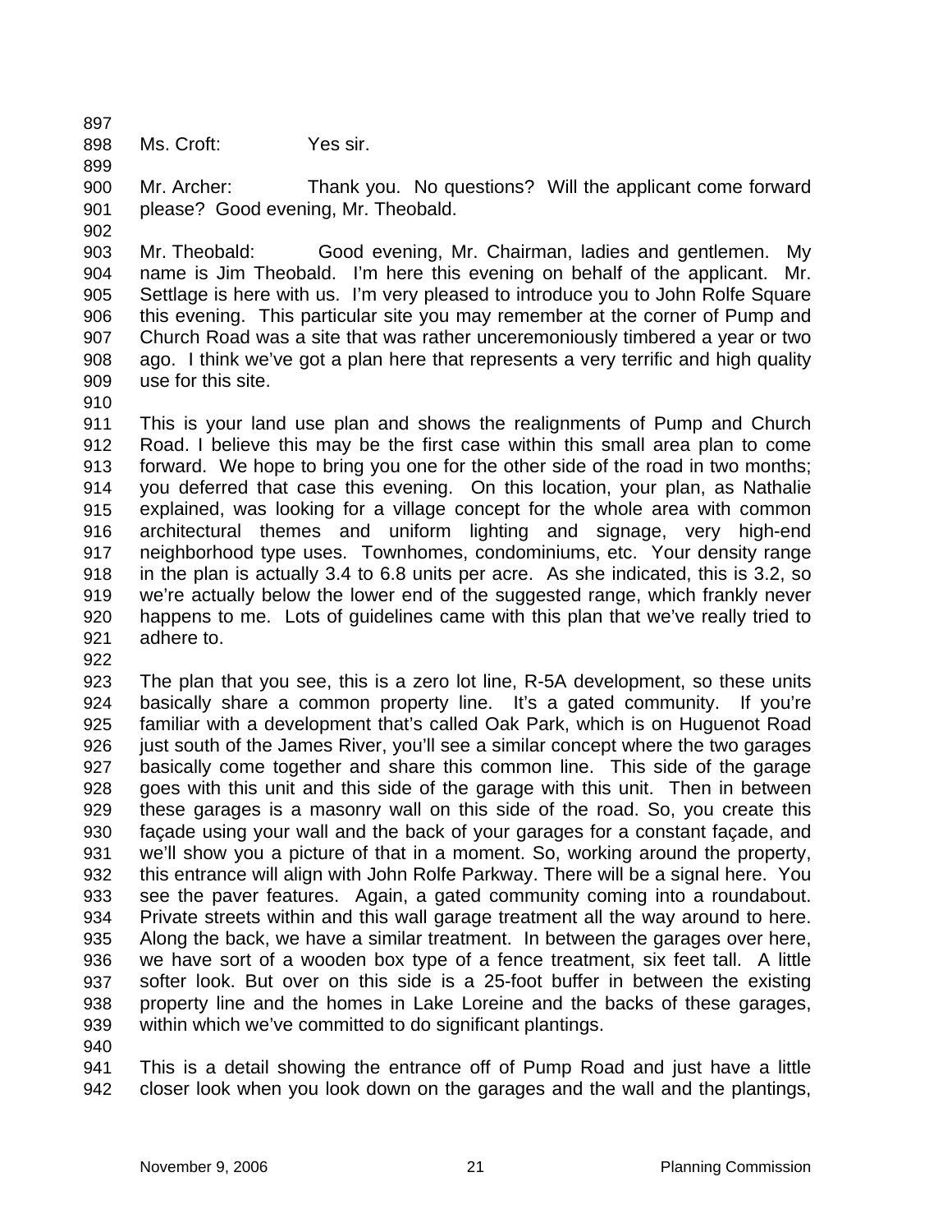Ms. Croft: Yes sir.

Mr. Archer: Thank you. No questions? Will the applicant come forward please? Good evening, Mr. Theobald.

Mr. Theobald: Good evening, Mr. Chairman, ladies and gentlemen. My name is Jim Theobald. I'm here this evening on behalf of the applicant. Mr. Settlage is here with us. I'm very pleased to introduce you to John Rolfe Square this evening. This particular site you may remember at the corner of Pump and Church Road was a site that was rather unceremoniously timbered a year or two ago. I think we've got a plan here that represents a very terrific and high quality use for this site.

This is your land use plan and shows the realignments of Pump and Church Road. I believe this may be the first case within this small area plan to come forward. We hope to bring you one for the other side of the road in two months; you deferred that case this evening. On this location, your plan, as Nathalie explained, was looking for a village concept for the whole area with common architectural themes and uniform lighting and signage, very high-end neighborhood type uses. Townhomes, condominiums, etc. Your density range in the plan is actually 3.4 to 6.8 units per acre. As she indicated, this is 3.2, so we're actually below the lower end of the suggested range, which frankly never happens to me. Lots of guidelines came with this plan that we've really tried to adhere to.

The plan that you see, this is a zero lot line, R-5A development, so these units basically share a common property line. It's a gated community. If you're familiar with a development that's called Oak Park, which is on Huguenot Road just south of the James River, you'll see a similar concept where the two garages basically come together and share this common line. This side of the garage goes with this unit and this side of the garage with this unit. Then in between these garages is a masonry wall on this side of the road. So, you create this façade using your wall and the back of your garages for a constant façade, and we'll show you a picture of that in a moment. So, working around the property, this entrance will align with John Rolfe Parkway. There will be a signal here. You see the paver features. Again, a gated community coming into a roundabout. Private streets within and this wall garage treatment all the way around to here. Along the back, we have a similar treatment. In between the garages over here, we have sort of a wooden box type of a fence treatment, six feet tall. A little softer look. But over on this side is a 25-foot buffer in between the existing property line and the homes in Lake Loreine and the backs of these garages, within which we've committed to do significant plantings.

This is a detail showing the entrance off of Pump Road and just have a little closer look when you look down on the garages and the wall and the plantings,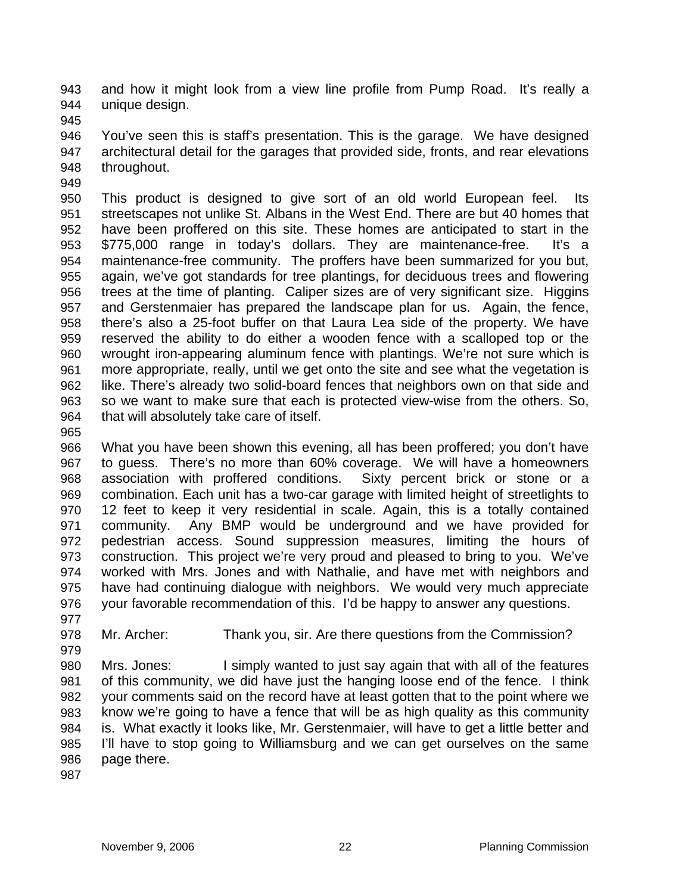and how it might look from a view line profile from Pump Road. It's really a unique design.

You've seen this is staff's presentation. This is the garage. We have designed architectural detail for the garages that provided side, fronts, and rear elevations throughout.

This product is designed to give sort of an old world European feel. Its streetscapes not unlike St. Albans in the West End. There are but 40 homes that have been proffered on this site. These homes are anticipated to start in the $775,000 range in today's dollars. They are maintenance-free. It's a maintenance-free community. The proffers have been summarized for you but, again, we've got standards for tree plantings, for deciduous trees and flowering trees at the time of planting. Caliper sizes are of very significant size. Higgins and Gerstenmaier has prepared the landscape plan for us. Again, the fence, there's also a 25-foot buffer on that Laura Lea side of the property. We have reserved the ability to do either a wooden fence with a scalloped top or the wrought iron-appearing aluminum fence with plantings. We're not sure which is more appropriate, really, until we get onto the site and see what the vegetation is like. There's already two solid-board fences that neighbors own on that side and so we want to make sure that each is protected view-wise from the others. So, that will absolutely take care of itself.

What you have been shown this evening, all has been proffered; you don't have to guess. There's no more than 60% coverage. We will have a homeowners association with proffered conditions. Sixty percent brick or stone or a combination. Each unit has a two-car garage with limited height of streetlights to 12 feet to keep it very residential in scale. Again, this is a totally contained community. Any BMP would be underground and we have provided for pedestrian access. Sound suppression measures, limiting the hours of construction. This project we're very proud and pleased to bring to you. We've worked with Mrs. Jones and with Nathalie, and have met with neighbors and have had continuing dialogue with neighbors. We would very much appreciate your favorable recommendation of this. I'd be happy to answer any questions.

Mr. Archer: Thank you, sir. Are there questions from the Commission?

Mrs. Jones: I simply wanted to just say again that with all of the features of this community, we did have just the hanging loose end of the fence. I think your comments said on the record have at least gotten that to the point where we know we're going to have a fence that will be as high quality as this community is. What exactly it looks like, Mr. Gerstenmaier, will have to get a little better and I'll have to stop going to Williamsburg and we can get ourselves on the same page there.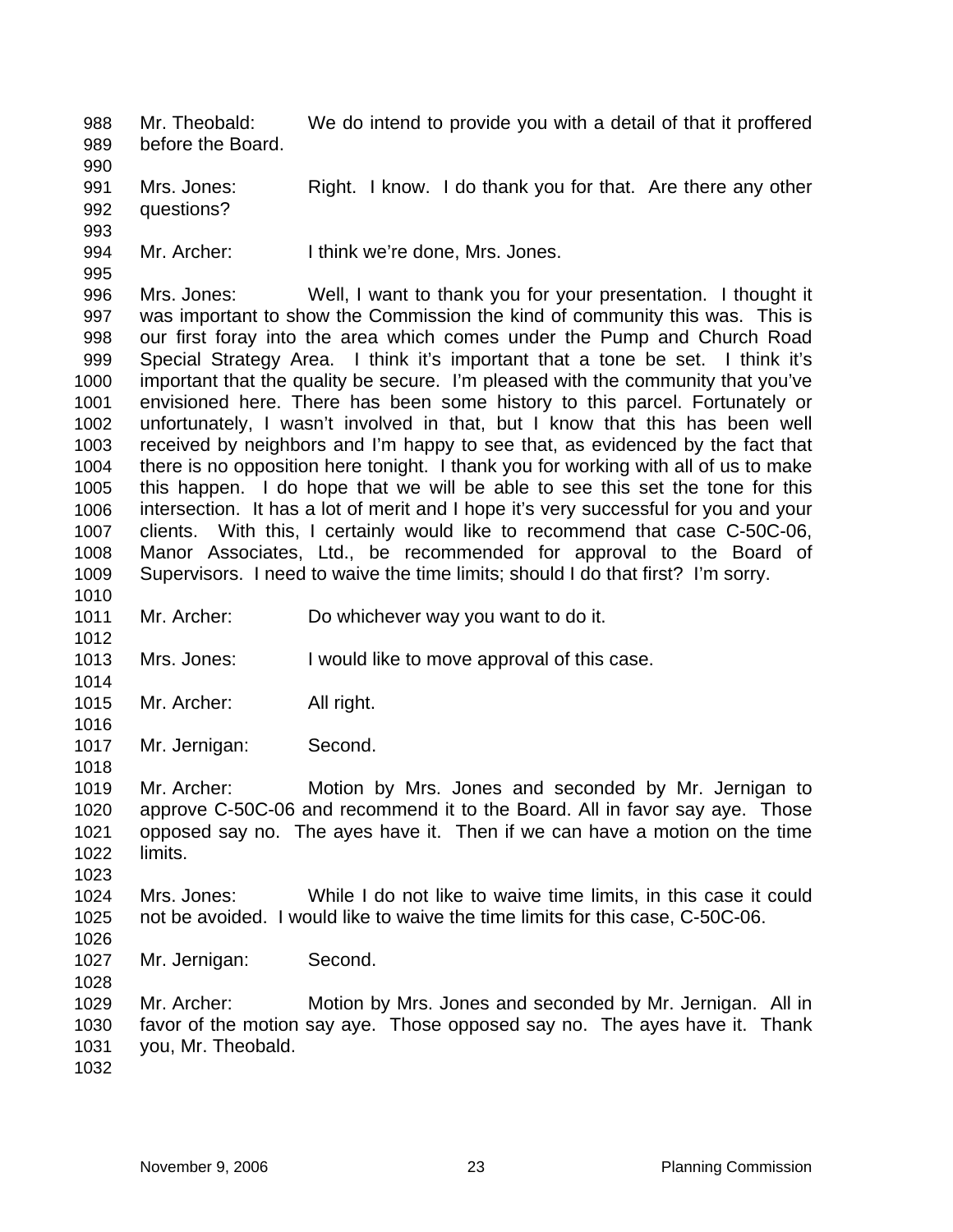Mr. Theobald: We do intend to provide you with a detail of that it proffered before the Board.

Mrs. Jones: Right. I know. I do thank you for that. Are there any other questions?

Mr. Archer: I think we're done, Mrs. Jones.

Mrs. Jones: Well, I want to thank you for your presentation. I thought it was important to show the Commission the kind of community this was. This is our first foray into the area which comes under the Pump and Church Road Special Strategy Area. I think it's important that a tone be set. I think it's important that the quality be secure. I'm pleased with the community that you've envisioned here. There has been some history to this parcel. Fortunately or unfortunately, I wasn't involved in that, but I know that this has been well received by neighbors and I'm happy to see that, as evidenced by the fact that there is no opposition here tonight. I thank you for working with all of us to make this happen. I do hope that we will be able to see this set the tone for this intersection. It has a lot of merit and I hope it's very successful for you and your clients. With this, I certainly would like to recommend that case C-50C-06, Manor Associates, Ltd., be recommended for approval to the Board of Supervisors. I need to waive the time limits; should I do that first? I'm sorry.

Mr. Archer: Do whichever way you want to do it.

Mrs. Jones: I would like to move approval of this case.

Mr. Archer: All right.

Mr. Jernigan: Second.

Mr. Archer: Motion by Mrs. Jones and seconded by Mr. Jernigan to approve C-50C-06 and recommend it to the Board. All in favor say aye. Those opposed say no. The ayes have it. Then if we can have a motion on the time limits.

Mrs. Jones: While I do not like to waive time limits, in this case it could not be avoided. I would like to waive the time limits for this case, C-50C-06.

Mr. Jernigan: Second.

Mr. Archer: Motion by Mrs. Jones and seconded by Mr. Jernigan. All in favor of the motion say aye. Those opposed say no. The ayes have it. Thank you, Mr. Theobald.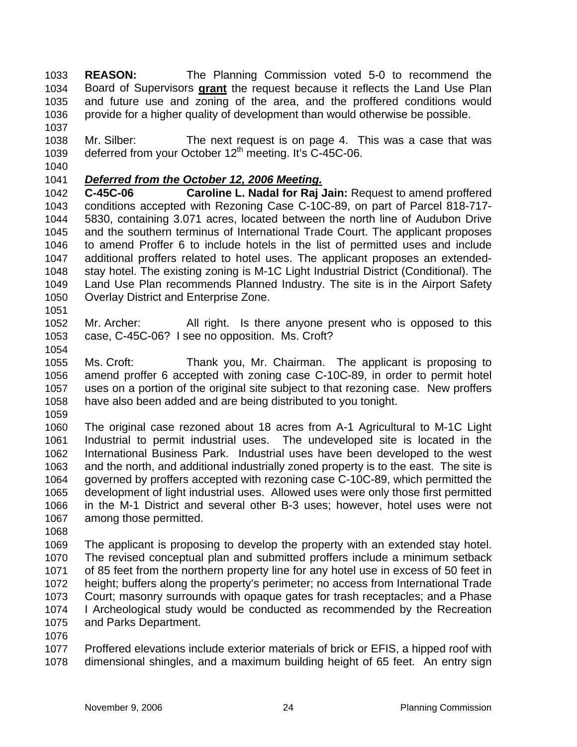**REASON:** The Planning Commission voted 5-0 to recommend the Board of Supervisors **grant** the request because it reflects the Land Use Plan and future use and zoning of the area, and the proffered conditions would provide for a higher quality of development than would otherwise be possible.

Mr. Silber: The next request is on page 4. This was a case that was deferred from your October 12th meeting. It's C-45C-06.

***Deferred from the October 12, 2006 Meeting.***

**C-45C-06 Caroline L. Nadal for Raj Jain:** Request to amend proffered conditions accepted with Rezoning Case C-10C-89, on part of Parcel 818-717-5830, containing 3.071 acres, located between the north line of Audubon Drive and the southern terminus of International Trade Court. The applicant proposes to amend Proffer 6 to include hotels in the list of permitted uses and include additional proffers related to hotel uses. The applicant proposes an extended-stay hotel. The existing zoning is M-1C Light Industrial District (Conditional). The Land Use Plan recommends Planned Industry. The site is in the Airport Safety Overlay District and Enterprise Zone.

Mr. Archer: All right. Is there anyone present who is opposed to this case, C-45C-06? I see no opposition. Ms. Croft?

Ms. Croft: Thank you, Mr. Chairman. The applicant is proposing to amend proffer 6 accepted with zoning case C-10C-89, in order to permit hotel uses on a portion of the original site subject to that rezoning case. New proffers have also been added and are being distributed to you tonight.

The original case rezoned about 18 acres from A-1 Agricultural to M-1C Light Industrial to permit industrial uses. The undeveloped site is located in the International Business Park. Industrial uses have been developed to the west and the north, and additional industrially zoned property is to the east. The site is governed by proffers accepted with rezoning case C-10C-89, which permitted the development of light industrial uses. Allowed uses were only those first permitted in the M-1 District and several other B-3 uses; however, hotel uses were not among those permitted.

The applicant is proposing to develop the property with an extended stay hotel. The revised conceptual plan and submitted proffers include a minimum setback of 85 feet from the northern property line for any hotel use in excess of 50 feet in height; buffers along the property's perimeter; no access from International Trade Court; masonry surrounds with opaque gates for trash receptacles; and a Phase I Archeological study would be conducted as recommended by the Recreation and Parks Department.

Proffered elevations include exterior materials of brick or EFIS, a hipped roof with dimensional shingles, and a maximum building height of 65 feet. An entry sign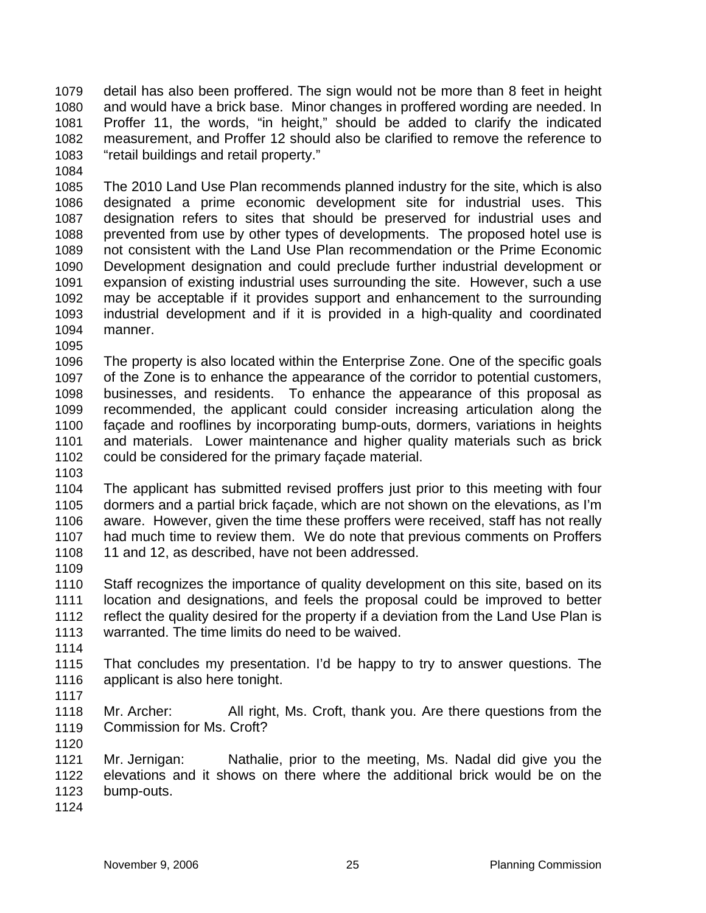detail has also been proffered. The sign would not be more than 8 feet in height and would have a brick base. Minor changes in proffered wording are needed. In Proffer 11, the words, "in height," should be added to clarify the indicated measurement, and Proffer 12 should also be clarified to remove the reference to "retail buildings and retail property."

The 2010 Land Use Plan recommends planned industry for the site, which is also designated a prime economic development site for industrial uses. This designation refers to sites that should be preserved for industrial uses and prevented from use by other types of developments. The proposed hotel use is not consistent with the Land Use Plan recommendation or the Prime Economic Development designation and could preclude further industrial development or expansion of existing industrial uses surrounding the site. However, such a use may be acceptable if it provides support and enhancement to the surrounding industrial development and if it is provided in a high-quality and coordinated manner.

The property is also located within the Enterprise Zone. One of the specific goals of the Zone is to enhance the appearance of the corridor to potential customers, businesses, and residents. To enhance the appearance of this proposal as recommended, the applicant could consider increasing articulation along the façade and rooflines by incorporating bump-outs, dormers, variations in heights and materials. Lower maintenance and higher quality materials such as brick could be considered for the primary façade material.

The applicant has submitted revised proffers just prior to this meeting with four dormers and a partial brick façade, which are not shown on the elevations, as I'm aware. However, given the time these proffers were received, staff has not really had much time to review them. We do note that previous comments on Proffers 11 and 12, as described, have not been addressed.

Staff recognizes the importance of quality development on this site, based on its location and designations, and feels the proposal could be improved to better reflect the quality desired for the property if a deviation from the Land Use Plan is warranted. The time limits do need to be waived.

That concludes my presentation. I'd be happy to try to answer questions. The applicant is also here tonight.

Mr. Archer: All right, Ms. Croft, thank you. Are there questions from the Commission for Ms. Croft?

Mr. Jernigan: Nathalie, prior to the meeting, Ms. Nadal did give you the elevations and it shows on there where the additional brick would be on the bump-outs.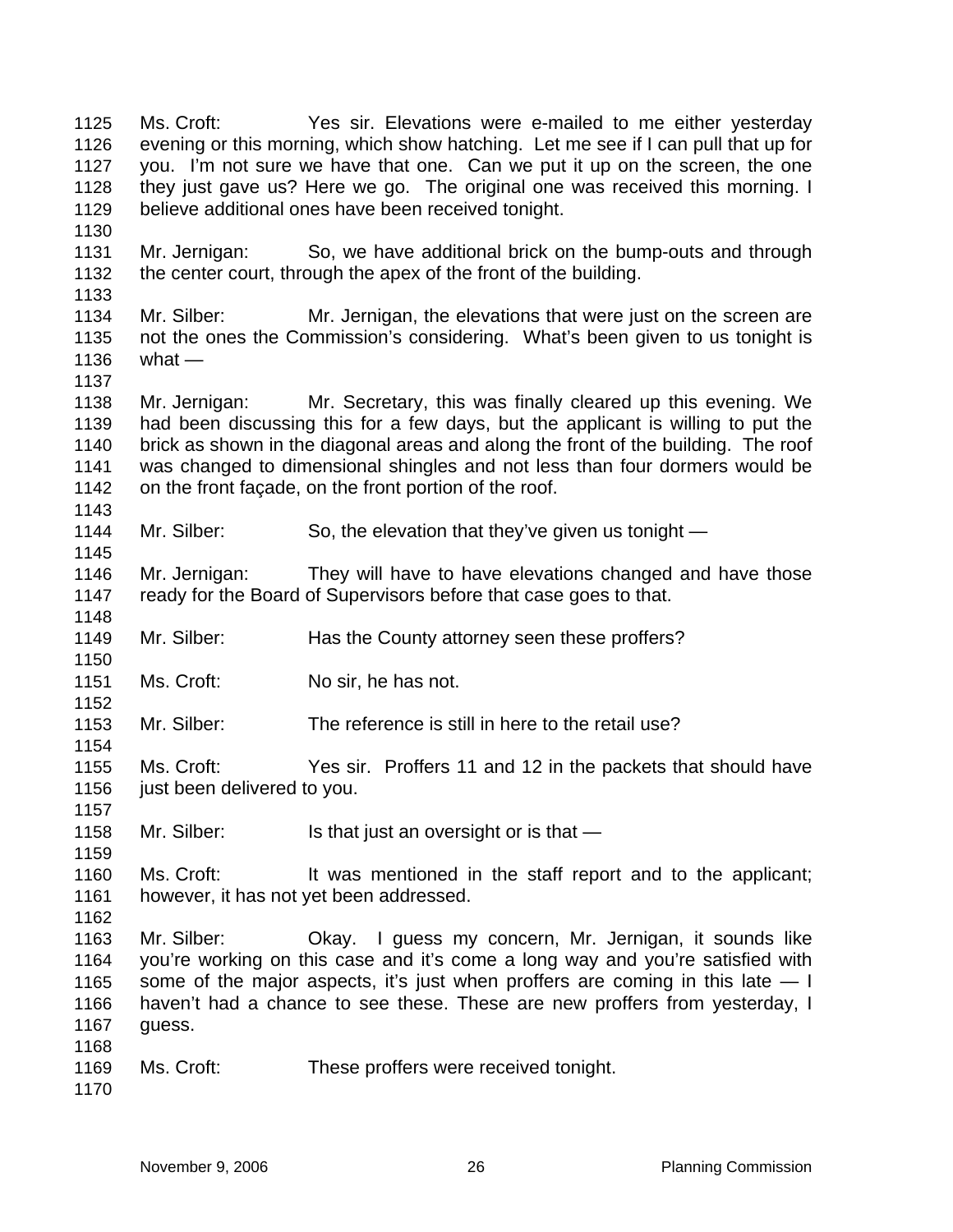Ms. Croft: Yes sir. Elevations were e-mailed to me either yesterday evening or this morning, which show hatching. Let me see if I can pull that up for you. I'm not sure we have that one. Can we put it up on the screen, the one they just gave us? Here we go. The original one was received this morning. I believe additional ones have been received tonight.

Mr. Jernigan: So, we have additional brick on the bump-outs and through the center court, through the apex of the front of the building.

Mr. Silber: Mr. Jernigan, the elevations that were just on the screen are not the ones the Commission's considering. What's been given to us tonight is what —

Mr. Jernigan: Mr. Secretary, this was finally cleared up this evening. We had been discussing this for a few days, but the applicant is willing to put the brick as shown in the diagonal areas and along the front of the building. The roof was changed to dimensional shingles and not less than four dormers would be on the front façade, on the front portion of the roof.

Mr. Silber: So, the elevation that they've given us tonight —

Mr. Jernigan: They will have to have elevations changed and have those ready for the Board of Supervisors before that case goes to that.

Mr. Silber: Has the County attorney seen these proffers?

Ms. Croft: No sir, he has not.

Mr. Silber: The reference is still in here to the retail use?

Ms. Croft: Yes sir. Proffers 11 and 12 in the packets that should have just been delivered to you.

Mr. Silber: Is that just an oversight or is that —

Ms. Croft: It was mentioned in the staff report and to the applicant; however, it has not yet been addressed.

Mr. Silber: Okay. I guess my concern, Mr. Jernigan, it sounds like you're working on this case and it's come a long way and you're satisfied with some of the major aspects, it's just when proffers are coming in this late — I haven't had a chance to see these. These are new proffers from yesterday, I guess.

Ms. Croft: These proffers were received tonight.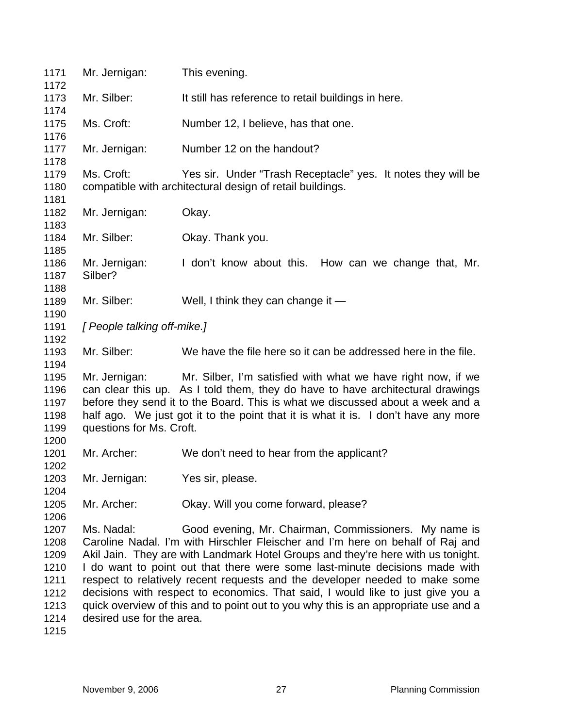Mr. Jernigan: This evening.

Mr. Silber: It still has reference to retail buildings in here.

Ms. Croft: Number 12, I believe, has that one.

Mr. Jernigan: Number 12 on the handout?

Ms. Croft: Yes sir. Under "Trash Receptacle" yes. It notes they will be compatible with architectural design of retail buildings.

Mr. Jernigan: Okay.

Mr. Silber: Okay. Thank you.

Mr. Jernigan: I don't know about this. How can we change that, Mr. Silber?

Mr. Silber: Well, I think they can change it —

*[ People talking off-mike.]*

Mr. Silber: We have the file here so it can be addressed here in the file.

Mr. Jernigan: Mr. Silber, I'm satisfied with what we have right now, if we can clear this up. As I told them, they do have to have architectural drawings before they send it to the Board. This is what we discussed about a week and a half ago. We just got it to the point that it is what it is. I don't have any more questions for Ms. Croft.

Mr. Archer: We don't need to hear from the applicant?

Mr. Jernigan: Yes sir, please.

Mr. Archer: Okay. Will you come forward, please?

Ms. Nadal: Good evening, Mr. Chairman, Commissioners. My name is Caroline Nadal. I'm with Hirschler Fleischer and I'm here on behalf of Raj and Akil Jain. They are with Landmark Hotel Groups and they're here with us tonight. I do want to point out that there were some last-minute decisions made with respect to relatively recent requests and the developer needed to make some decisions with respect to economics. That said, I would like to just give you a quick overview of this and to point out to you why this is an appropriate use and a desired use for the area.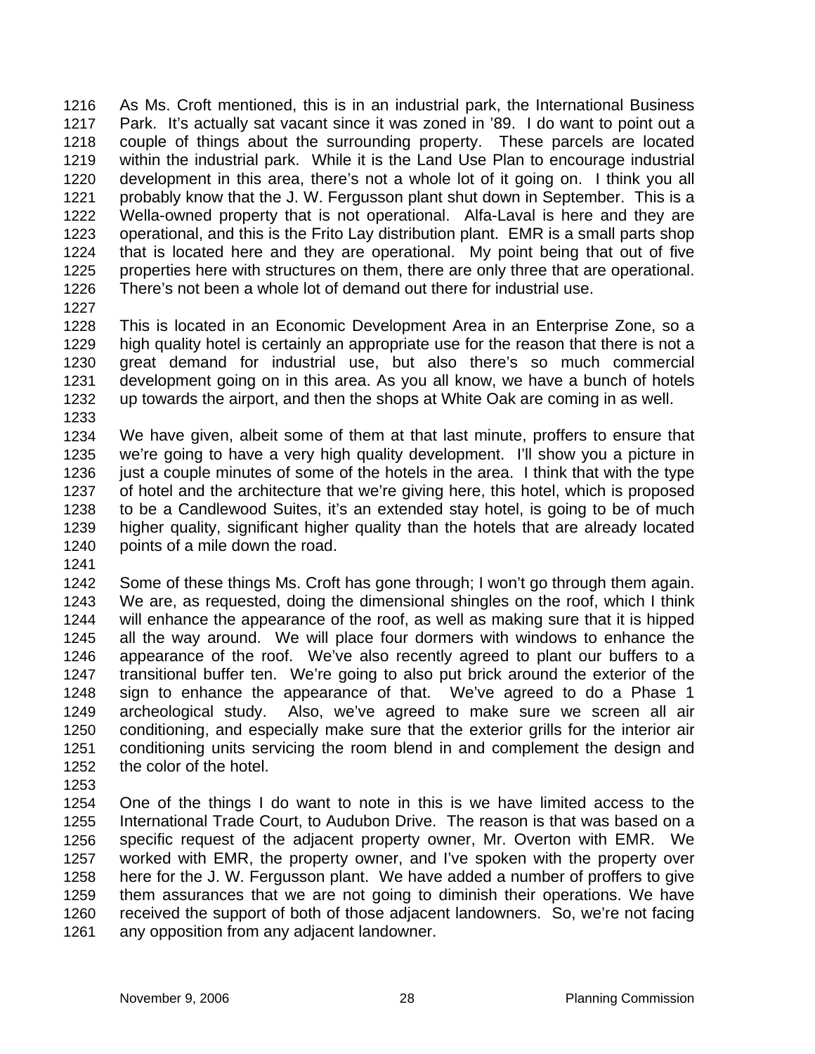As Ms. Croft mentioned, this is in an industrial park, the International Business Park. It's actually sat vacant since it was zoned in '89. I do want to point out a couple of things about the surrounding property. These parcels are located within the industrial park. While it is the Land Use Plan to encourage industrial development in this area, there's not a whole lot of it going on. I think you all probably know that the J. W. Fergusson plant shut down in September. This is a Wella-owned property that is not operational. Alfa-Laval is here and they are operational, and this is the Frito Lay distribution plant. EMR is a small parts shop that is located here and they are operational. My point being that out of five properties here with structures on them, there are only three that are operational. There's not been a whole lot of demand out there for industrial use.

This is located in an Economic Development Area in an Enterprise Zone, so a high quality hotel is certainly an appropriate use for the reason that there is not a great demand for industrial use, but also there's so much commercial development going on in this area. As you all know, we have a bunch of hotels up towards the airport, and then the shops at White Oak are coming in as well.

We have given, albeit some of them at that last minute, proffers to ensure that we're going to have a very high quality development. I'll show you a picture in just a couple minutes of some of the hotels in the area. I think that with the type of hotel and the architecture that we're giving here, this hotel, which is proposed to be a Candlewood Suites, it's an extended stay hotel, is going to be of much higher quality, significant higher quality than the hotels that are already located points of a mile down the road.

Some of these things Ms. Croft has gone through; I won't go through them again. We are, as requested, doing the dimensional shingles on the roof, which I think will enhance the appearance of the roof, as well as making sure that it is hipped all the way around. We will place four dormers with windows to enhance the appearance of the roof. We've also recently agreed to plant our buffers to a transitional buffer ten. We're going to also put brick around the exterior of the sign to enhance the appearance of that. We've agreed to do a Phase 1 archeological study. Also, we've agreed to make sure we screen all air conditioning, and especially make sure that the exterior grills for the interior air conditioning units servicing the room blend in and complement the design and the color of the hotel.

One of the things I do want to note in this is we have limited access to the International Trade Court, to Audubon Drive. The reason is that was based on a specific request of the adjacent property owner, Mr. Overton with EMR. We worked with EMR, the property owner, and I've spoken with the property over here for the J. W. Fergusson plant. We have added a number of proffers to give them assurances that we are not going to diminish their operations. We have received the support of both of those adjacent landowners. So, we're not facing any opposition from any adjacent landowner.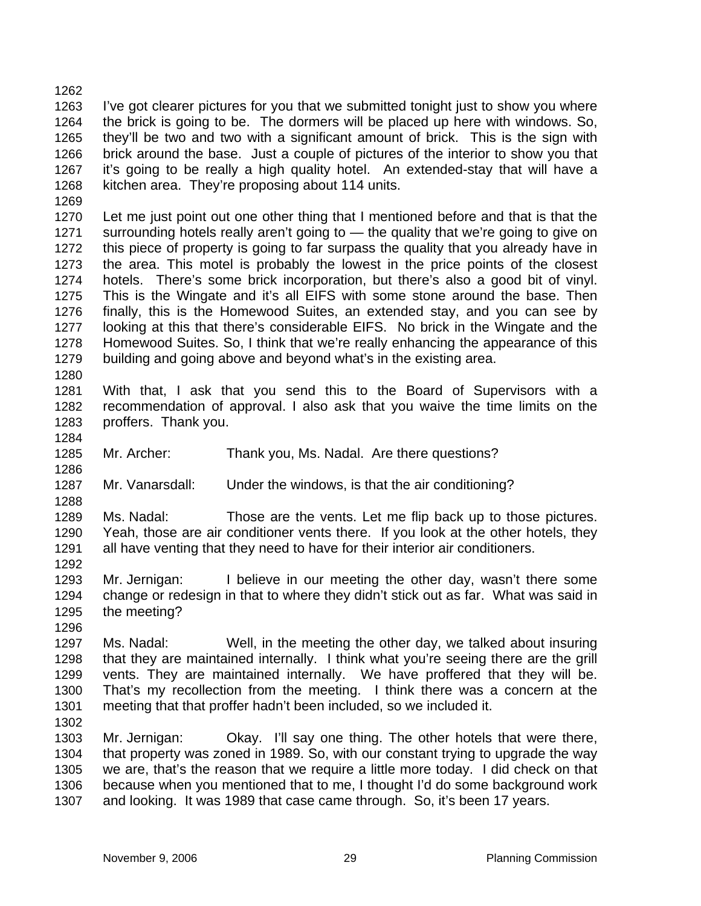I've got clearer pictures for you that we submitted tonight just to show you where the brick is going to be. The dormers will be placed up here with windows. So, they'll be two and two with a significant amount of brick. This is the sign with brick around the base. Just a couple of pictures of the interior to show you that it's going to be really a high quality hotel. An extended-stay that will have a kitchen area. They're proposing about 114 units.

Let me just point out one other thing that I mentioned before and that is that the surrounding hotels really aren't going to — the quality that we're going to give on this piece of property is going to far surpass the quality that you already have in the area. This motel is probably the lowest in the price points of the closest hotels. There's some brick incorporation, but there's also a good bit of vinyl. This is the Wingate and it's all EIFS with some stone around the base. Then finally, this is the Homewood Suites, an extended stay, and you can see by looking at this that there's considerable EIFS. No brick in the Wingate and the Homewood Suites. So, I think that we're really enhancing the appearance of this building and going above and beyond what's in the existing area.

With that, I ask that you send this to the Board of Supervisors with a recommendation of approval. I also ask that you waive the time limits on the proffers. Thank you.

Mr. Archer: Thank you, Ms. Nadal. Are there questions?

Mr. Vanarsdall: Under the windows, is that the air conditioning?

Ms. Nadal: Those are the vents. Let me flip back up to those pictures. Yeah, those are air conditioner vents there. If you look at the other hotels, they all have venting that they need to have for their interior air conditioners.

Mr. Jernigan: I believe in our meeting the other day, wasn't there some change or redesign in that to where they didn't stick out as far. What was said in the meeting?

Ms. Nadal: Well, in the meeting the other day, we talked about insuring that they are maintained internally. I think what you're seeing there are the grill vents. They are maintained internally. We have proffered that they will be. That's my recollection from the meeting. I think there was a concern at the meeting that that proffer hadn't been included, so we included it.

Mr. Jernigan: Okay. I'll say one thing. The other hotels that were there, that property was zoned in 1989. So, with our constant trying to upgrade the way we are, that's the reason that we require a little more today. I did check on that because when you mentioned that to me, I thought I'd do some background work and looking. It was 1989 that case came through. So, it's been 17 years.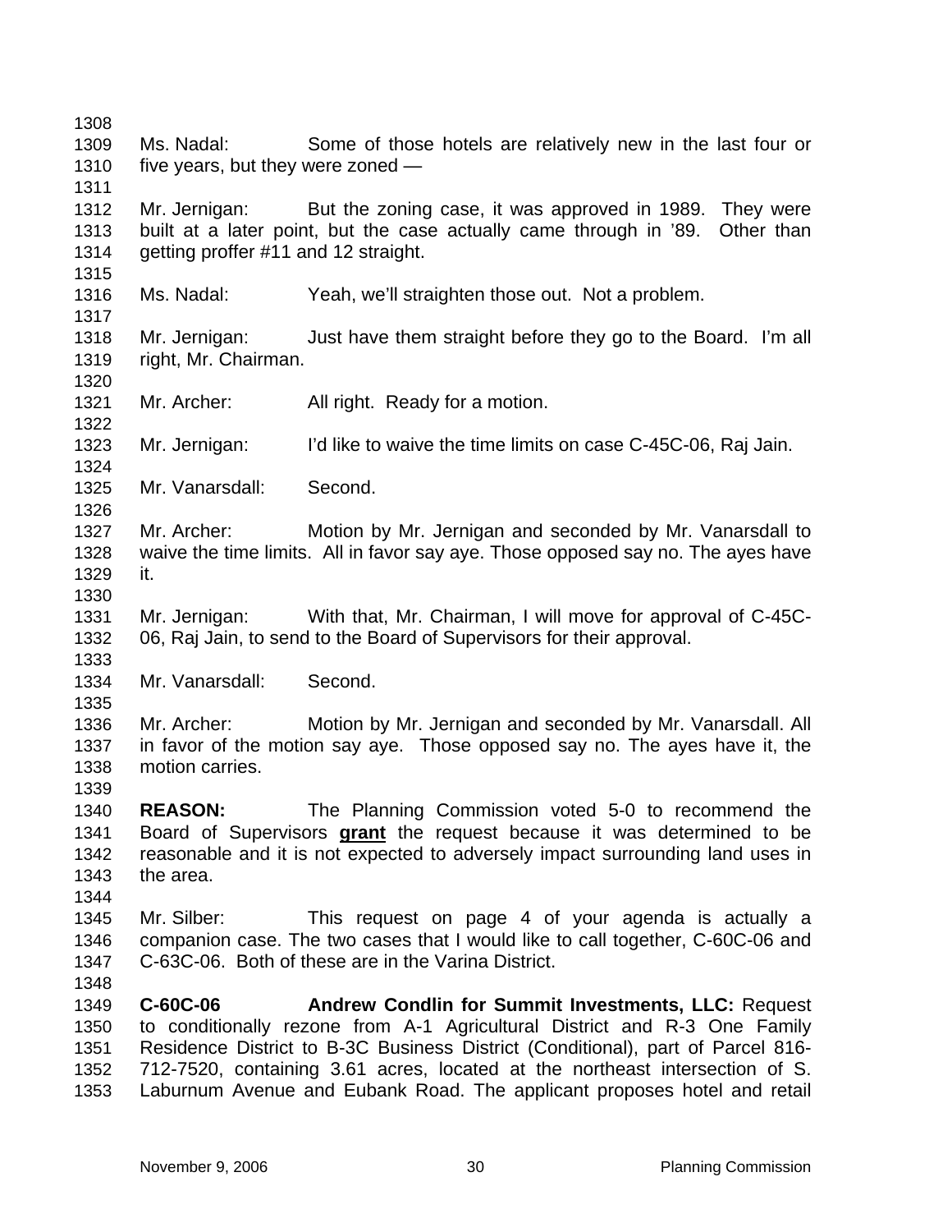Ms. Nadal: Some of those hotels are relatively new in the last four or five years, but they were zoned —

Mr. Jernigan: But the zoning case, it was approved in 1989. They were built at a later point, but the case actually came through in '89. Other than getting proffer #11 and 12 straight.

Ms. Nadal: Yeah, we'll straighten those out. Not a problem.

Mr. Jernigan: Just have them straight before they go to the Board. I'm all right, Mr. Chairman.

Mr. Archer: All right. Ready for a motion.

Mr. Jernigan: I'd like to waive the time limits on case C-45C-06, Raj Jain.

Mr. Vanarsdall: Second.

Mr. Archer: Motion by Mr. Jernigan and seconded by Mr. Vanarsdall to waive the time limits. All in favor say aye. Those opposed say no. The ayes have it.

Mr. Jernigan: With that, Mr. Chairman, I will move for approval of C-45C-06, Raj Jain, to send to the Board of Supervisors for their approval.

Mr. Vanarsdall: Second.

Mr. Archer: Motion by Mr. Jernigan and seconded by Mr. Vanarsdall. All in favor of the motion say aye. Those opposed say no. The ayes have it, the motion carries.

**REASON:** The Planning Commission voted 5-0 to recommend the Board of Supervisors **grant** the request because it was determined to be reasonable and it is not expected to adversely impact surrounding land uses in the area.

Mr. Silber: This request on page 4 of your agenda is actually a companion case. The two cases that I would like to call together, C-60C-06 and C-63C-06. Both of these are in the Varina District.

**C-60C-06 Andrew Condlin for Summit Investments, LLC:** Request to conditionally rezone from A-1 Agricultural District and R-3 One Family Residence District to B-3C Business District (Conditional), part of Parcel 816-712-7520, containing 3.61 acres, located at the northeast intersection of S. Laburnum Avenue and Eubank Road. The applicant proposes hotel and retail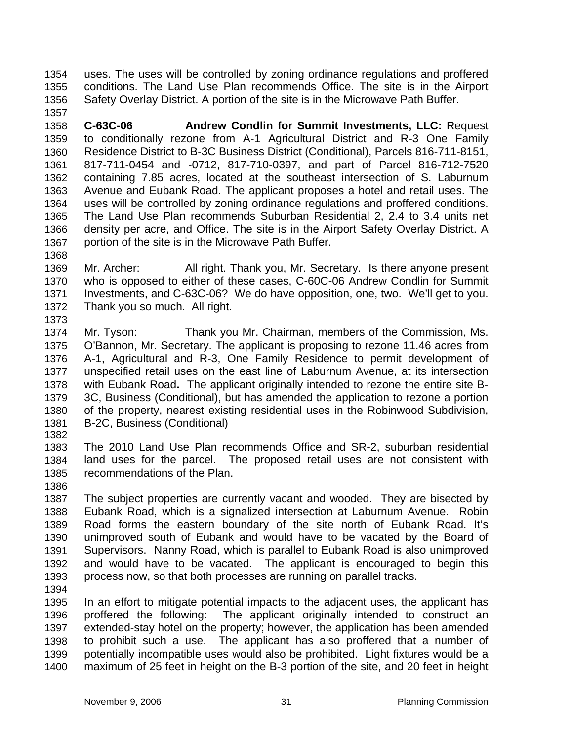uses. The uses will be controlled by zoning ordinance regulations and proffered conditions. The Land Use Plan recommends Office. The site is in the Airport Safety Overlay District. A portion of the site is in the Microwave Path Buffer.

**C-63C-06 Andrew Condlin for Summit Investments, LLC:** Request to conditionally rezone from A-1 Agricultural District and R-3 One Family Residence District to B-3C Business District (Conditional), Parcels 816-711-8151, 817-711-0454 and -0712, 817-710-0397, and part of Parcel 816-712-7520 containing 7.85 acres, located at the southeast intersection of S. Laburnum Avenue and Eubank Road. The applicant proposes a hotel and retail uses. The uses will be controlled by zoning ordinance regulations and proffered conditions. The Land Use Plan recommends Suburban Residential 2, 2.4 to 3.4 units net density per acre, and Office. The site is in the Airport Safety Overlay District. A portion of the site is in the Microwave Path Buffer.

Mr. Archer: All right. Thank you, Mr. Secretary. Is there anyone present who is opposed to either of these cases, C-60C-06 Andrew Condlin for Summit Investments, and C-63C-06? We do have opposition, one, two. We'll get to you. Thank you so much. All right.

Mr. Tyson: Thank you Mr. Chairman, members of the Commission, Ms. O'Bannon, Mr. Secretary. The applicant is proposing to rezone 11.46 acres from A-1, Agricultural and R-3, One Family Residence to permit development of unspecified retail uses on the east line of Laburnum Avenue, at its intersection with Eubank Road**.** The applicant originally intended to rezone the entire site B-3C, Business (Conditional), but has amended the application to rezone a portion of the property, nearest existing residential uses in the Robinwood Subdivision, B-2C, Business (Conditional)

The 2010 Land Use Plan recommends Office and SR-2, suburban residential land uses for the parcel. The proposed retail uses are not consistent with recommendations of the Plan.

The subject properties are currently vacant and wooded. They are bisected by Eubank Road, which is a signalized intersection at Laburnum Avenue. Robin Road forms the eastern boundary of the site north of Eubank Road. It's unimproved south of Eubank and would have to be vacated by the Board of Supervisors. Nanny Road, which is parallel to Eubank Road is also unimproved and would have to be vacated. The applicant is encouraged to begin this process now, so that both processes are running on parallel tracks.

In an effort to mitigate potential impacts to the adjacent uses, the applicant has proffered the following: The applicant originally intended to construct an extended-stay hotel on the property; however, the application has been amended to prohibit such a use. The applicant has also proffered that a number of potentially incompatible uses would also be prohibited. Light fixtures would be a maximum of 25 feet in height on the B-3 portion of the site, and 20 feet in height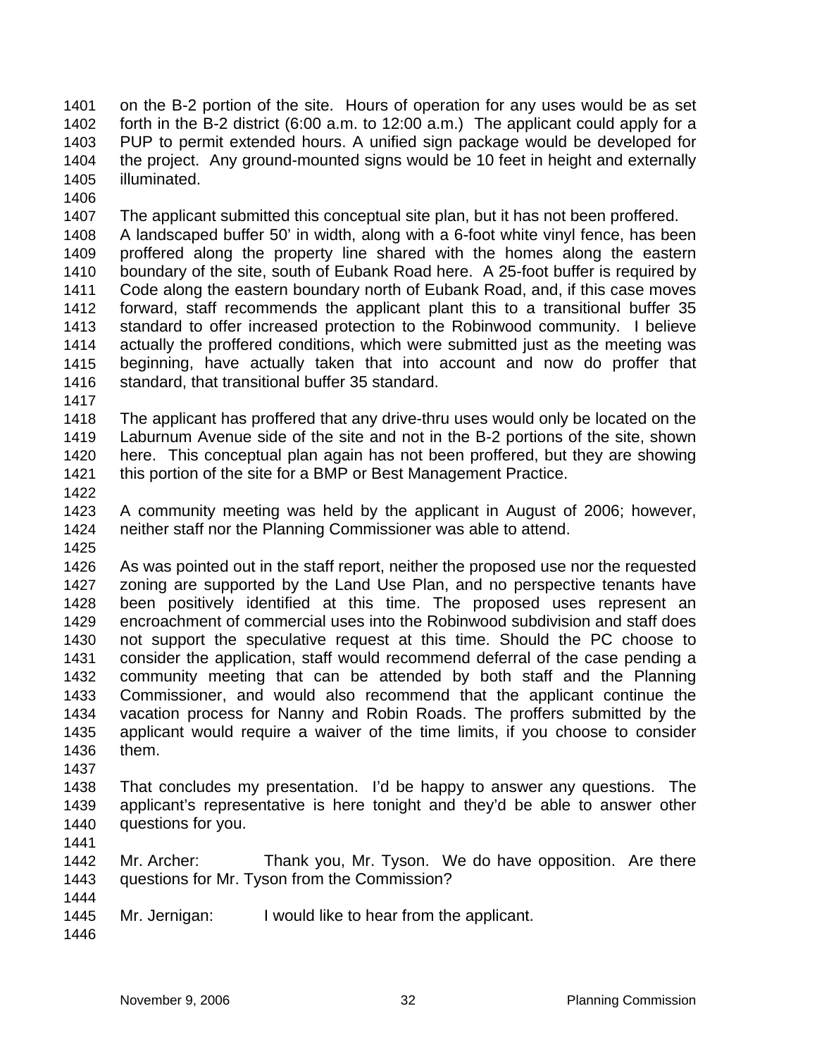on the B-2 portion of the site. Hours of operation for any uses would be as set forth in the B-2 district (6:00 a.m. to 12:00 a.m.) The applicant could apply for a PUP to permit extended hours. A unified sign package would be developed for the project. Any ground-mounted signs would be 10 feet in height and externally illuminated.

The applicant submitted this conceptual site plan, but it has not been proffered. A landscaped buffer 50' in width, along with a 6-foot white vinyl fence, has been proffered along the property line shared with the homes along the eastern boundary of the site, south of Eubank Road here. A 25-foot buffer is required by Code along the eastern boundary north of Eubank Road, and, if this case moves forward, staff recommends the applicant plant this to a transitional buffer 35 standard to offer increased protection to the Robinwood community. I believe actually the proffered conditions, which were submitted just as the meeting was beginning, have actually taken that into account and now do proffer that standard, that transitional buffer 35 standard.

The applicant has proffered that any drive-thru uses would only be located on the Laburnum Avenue side of the site and not in the B-2 portions of the site, shown here. This conceptual plan again has not been proffered, but they are showing this portion of the site for a BMP or Best Management Practice.

A community meeting was held by the applicant in August of 2006; however, neither staff nor the Planning Commissioner was able to attend.

As was pointed out in the staff report, neither the proposed use nor the requested zoning are supported by the Land Use Plan, and no perspective tenants have been positively identified at this time. The proposed uses represent an encroachment of commercial uses into the Robinwood subdivision and staff does not support the speculative request at this time. Should the PC choose to consider the application, staff would recommend deferral of the case pending a community meeting that can be attended by both staff and the Planning Commissioner, and would also recommend that the applicant continue the vacation process for Nanny and Robin Roads. The proffers submitted by the applicant would require a waiver of the time limits, if you choose to consider them.

That concludes my presentation. I'd be happy to answer any questions. The applicant's representative is here tonight and they'd be able to answer other questions for you.

Mr. Archer: Thank you, Mr. Tyson. We do have opposition. Are there questions for Mr. Tyson from the Commission?

Mr. Jernigan: I would like to hear from the applicant.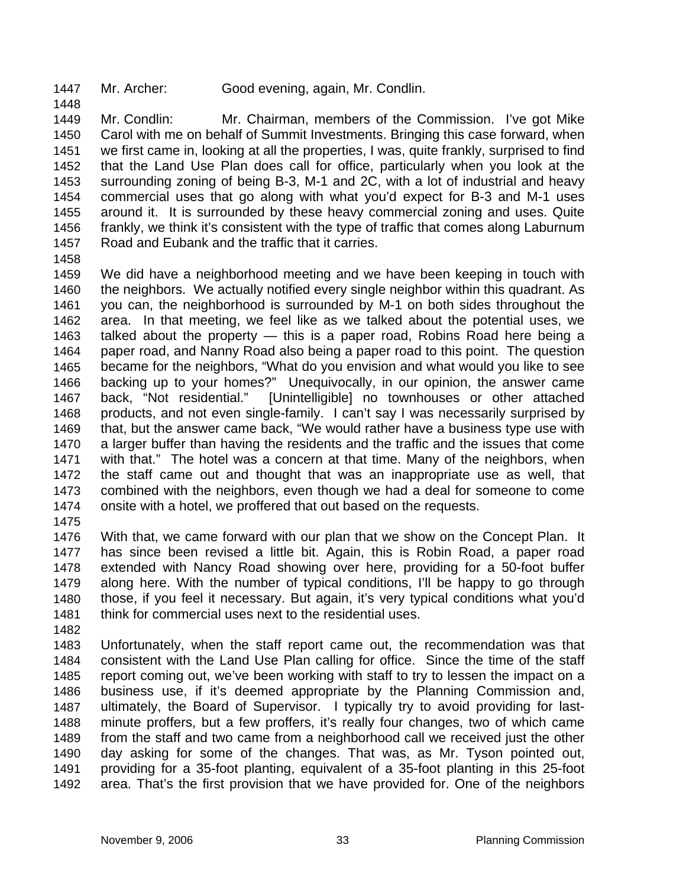Mr. Archer: Good evening, again, Mr. Condlin.

Mr. Condlin: Mr. Chairman, members of the Commission. I've got Mike Carol with me on behalf of Summit Investments. Bringing this case forward, when we first came in, looking at all the properties, I was, quite frankly, surprised to find that the Land Use Plan does call for office, particularly when you look at the surrounding zoning of being B-3, M-1 and 2C, with a lot of industrial and heavy commercial uses that go along with what you'd expect for B-3 and M-1 uses around it. It is surrounded by these heavy commercial zoning and uses. Quite frankly, we think it's consistent with the type of traffic that comes along Laburnum Road and Eubank and the traffic that it carries.

We did have a neighborhood meeting and we have been keeping in touch with the neighbors. We actually notified every single neighbor within this quadrant. As you can, the neighborhood is surrounded by M-1 on both sides throughout the area. In that meeting, we feel like as we talked about the potential uses, we talked about the property — this is a paper road, Robins Road here being a paper road, and Nanny Road also being a paper road to this point. The question became for the neighbors, "What do you envision and what would you like to see backing up to your homes?" Unequivocally, in our opinion, the answer came back, "Not residential." [Unintelligible] no townhouses or other attached products, and not even single-family. I can't say I was necessarily surprised by that, but the answer came back, "We would rather have a business type use with a larger buffer than having the residents and the traffic and the issues that come with that." The hotel was a concern at that time. Many of the neighbors, when the staff came out and thought that was an inappropriate use as well, that combined with the neighbors, even though we had a deal for someone to come onsite with a hotel, we proffered that out based on the requests.

With that, we came forward with our plan that we show on the Concept Plan. It has since been revised a little bit. Again, this is Robin Road, a paper road extended with Nancy Road showing over here, providing for a 50-foot buffer along here. With the number of typical conditions, I'll be happy to go through those, if you feel it necessary. But again, it's very typical conditions what you'd think for commercial uses next to the residential uses.

Unfortunately, when the staff report came out, the recommendation was that consistent with the Land Use Plan calling for office. Since the time of the staff report coming out, we've been working with staff to try to lessen the impact on a business use, if it's deemed appropriate by the Planning Commission and, ultimately, the Board of Supervisor. I typically try to avoid providing for last-minute proffers, but a few proffers, it's really four changes, two of which came from the staff and two came from a neighborhood call we received just the other day asking for some of the changes. That was, as Mr. Tyson pointed out, providing for a 35-foot planting, equivalent of a 35-foot planting in this 25-foot area. That's the first provision that we have provided for. One of the neighbors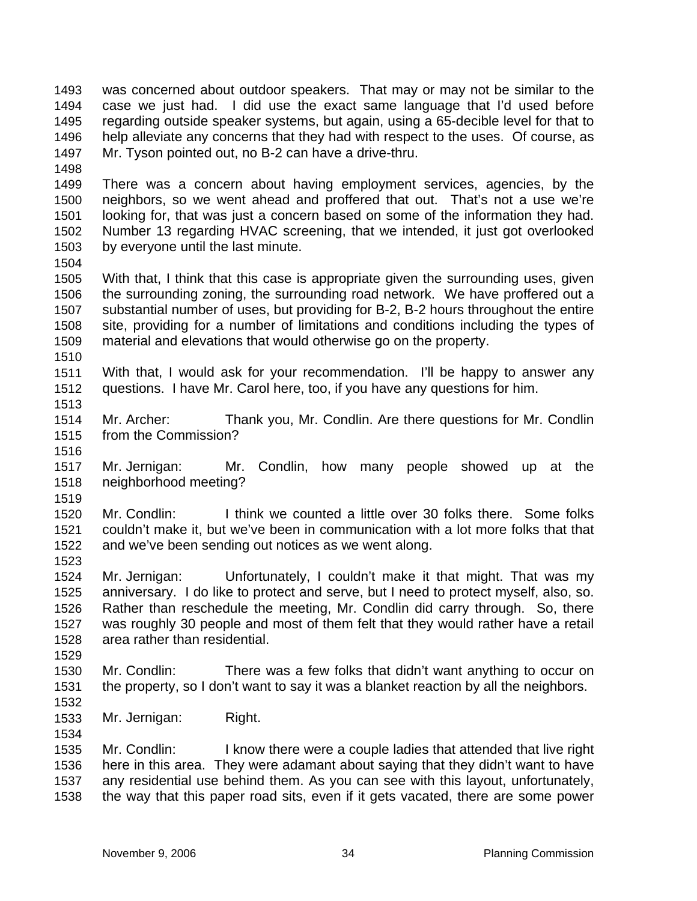was concerned about outdoor speakers. That may or may not be similar to the case we just had. I did use the exact same language that I'd used before regarding outside speaker systems, but again, using a 65-decible level for that to help alleviate any concerns that they had with respect to the uses. Of course, as Mr. Tyson pointed out, no B-2 can have a drive-thru.

There was a concern about having employment services, agencies, by the neighbors, so we went ahead and proffered that out. That's not a use we're looking for, that was just a concern based on some of the information they had. Number 13 regarding HVAC screening, that we intended, it just got overlooked by everyone until the last minute.

With that, I think that this case is appropriate given the surrounding uses, given the surrounding zoning, the surrounding road network. We have proffered out a substantial number of uses, but providing for B-2, B-2 hours throughout the entire site, providing for a number of limitations and conditions including the types of material and elevations that would otherwise go on the property.

With that, I would ask for your recommendation. I'll be happy to answer any questions. I have Mr. Carol here, too, if you have any questions for him.

Mr. Archer: Thank you, Mr. Condlin. Are there questions for Mr. Condlin from the Commission?

Mr. Jernigan: Mr. Condlin, how many people showed up at the neighborhood meeting?

Mr. Condlin: I think we counted a little over 30 folks there. Some folks couldn't make it, but we've been in communication with a lot more folks that that and we've been sending out notices as we went along.

Mr. Jernigan: Unfortunately, I couldn't make it that might. That was my anniversary. I do like to protect and serve, but I need to protect myself, also, so. Rather than reschedule the meeting, Mr. Condlin did carry through. So, there was roughly 30 people and most of them felt that they would rather have a retail area rather than residential.

Mr. Condlin: There was a few folks that didn't want anything to occur on the property, so I don't want to say it was a blanket reaction by all the neighbors.

Mr. Jernigan: Right.

Mr. Condlin: I know there were a couple ladies that attended that live right here in this area. They were adamant about saying that they didn't want to have any residential use behind them. As you can see with this layout, unfortunately, the way that this paper road sits, even if it gets vacated, there are some power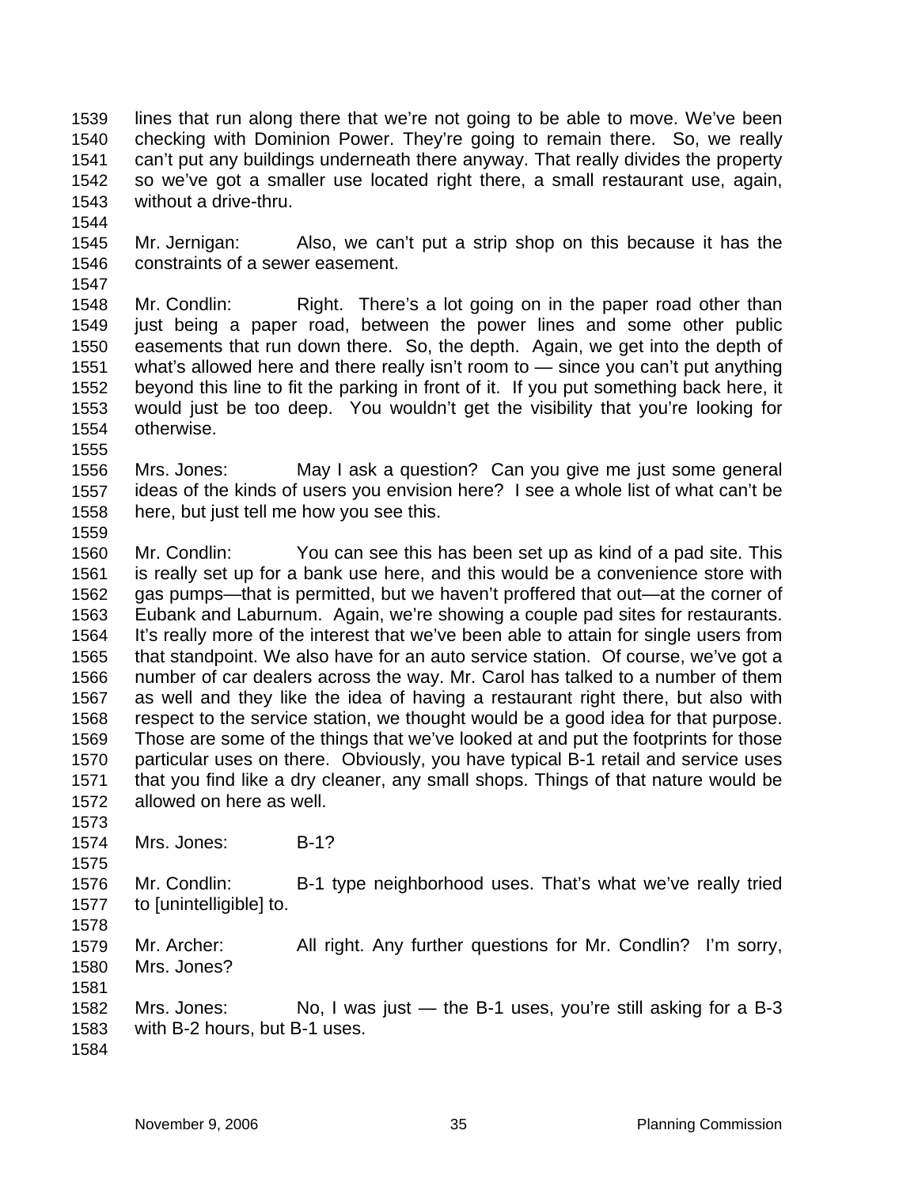lines that run along there that we're not going to be able to move. We've been checking with Dominion Power. They're going to remain there. So, we really can't put any buildings underneath there anyway. That really divides the property so we've got a smaller use located right there, a small restaurant use, again, without a drive-thru.

Mr. Jernigan: Also, we can't put a strip shop on this because it has the constraints of a sewer easement.

Mr. Condlin: Right. There's a lot going on in the paper road other than just being a paper road, between the power lines and some other public easements that run down there. So, the depth. Again, we get into the depth of what's allowed here and there really isn't room to — since you can't put anything beyond this line to fit the parking in front of it. If you put something back here, it would just be too deep. You wouldn't get the visibility that you're looking for otherwise.

Mrs. Jones: May I ask a question? Can you give me just some general ideas of the kinds of users you envision here? I see a whole list of what can't be here, but just tell me how you see this.

Mr. Condlin: You can see this has been set up as kind of a pad site. This is really set up for a bank use here, and this would be a convenience store with gas pumps—that is permitted, but we haven't proffered that out—at the corner of Eubank and Laburnum. Again, we're showing a couple pad sites for restaurants. It's really more of the interest that we've been able to attain for single users from that standpoint. We also have for an auto service station. Of course, we've got a number of car dealers across the way. Mr. Carol has talked to a number of them as well and they like the idea of having a restaurant right there, but also with respect to the service station, we thought would be a good idea for that purpose. Those are some of the things that we've looked at and put the footprints for those particular uses on there. Obviously, you have typical B-1 retail and service uses that you find like a dry cleaner, any small shops. Things of that nature would be allowed on here as well.

Mrs. Jones: B-1?

Mr. Condlin: B-1 type neighborhood uses. That's what we've really tried to [unintelligible] to.

Mr. Archer: All right. Any further questions for Mr. Condlin? I'm sorry, Mrs. Jones?

Mrs. Jones: No, I was just — the B-1 uses, you're still asking for a B-3 with B-2 hours, but B-1 uses.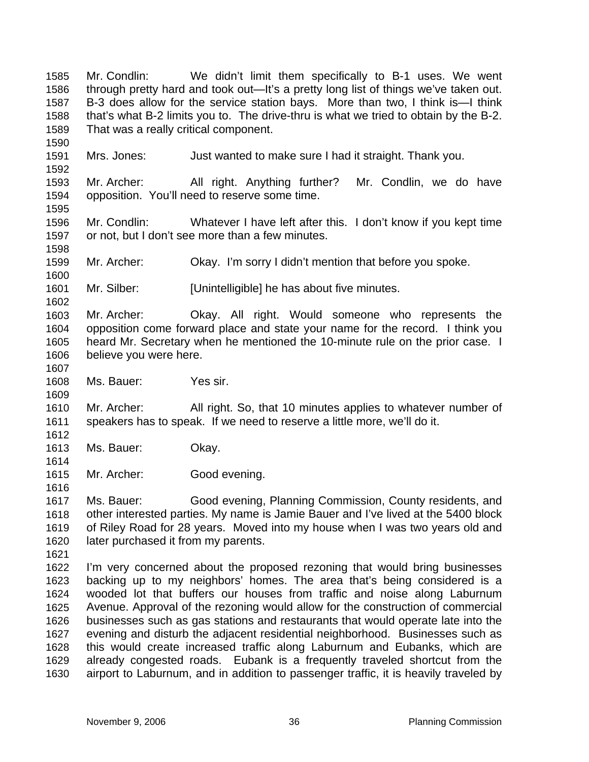Mr. Condlin: We didn't limit them specifically to B-1 uses. We went through pretty hard and took out—It's a pretty long list of things we've taken out. B-3 does allow for the service station bays. More than two, I think is—I think that's what B-2 limits you to. The drive-thru is what we tried to obtain by the B-2. That was a really critical component.

Mrs. Jones: Just wanted to make sure I had it straight. Thank you.

Mr. Archer: All right. Anything further? Mr. Condlin, we do have opposition. You'll need to reserve some time.

Mr. Condlin: Whatever I have left after this. I don't know if you kept time or not, but I don't see more than a few minutes.

Mr. Archer: Okay. I'm sorry I didn't mention that before you spoke.

Mr. Silber: [Unintelligible] he has about five minutes.

Mr. Archer: Okay. All right. Would someone who represents the opposition come forward place and state your name for the record. I think you heard Mr. Secretary when he mentioned the 10-minute rule on the prior case. I believe you were here.

Ms. Bauer: Yes sir.

Mr. Archer: All right. So, that 10 minutes applies to whatever number of speakers has to speak. If we need to reserve a little more, we'll do it.

Ms. Bauer: Okay.

Mr. Archer: Good evening.

Ms. Bauer: Good evening, Planning Commission, County residents, and other interested parties. My name is Jamie Bauer and I've lived at the 5400 block of Riley Road for 28 years. Moved into my house when I was two years old and later purchased it from my parents.

I'm very concerned about the proposed rezoning that would bring businesses backing up to my neighbors' homes. The area that's being considered is a wooded lot that buffers our houses from traffic and noise along Laburnum Avenue. Approval of the rezoning would allow for the construction of commercial businesses such as gas stations and restaurants that would operate late into the evening and disturb the adjacent residential neighborhood. Businesses such as this would create increased traffic along Laburnum and Eubanks, which are already congested roads. Eubank is a frequently traveled shortcut from the airport to Laburnum, and in addition to passenger traffic, it is heavily traveled by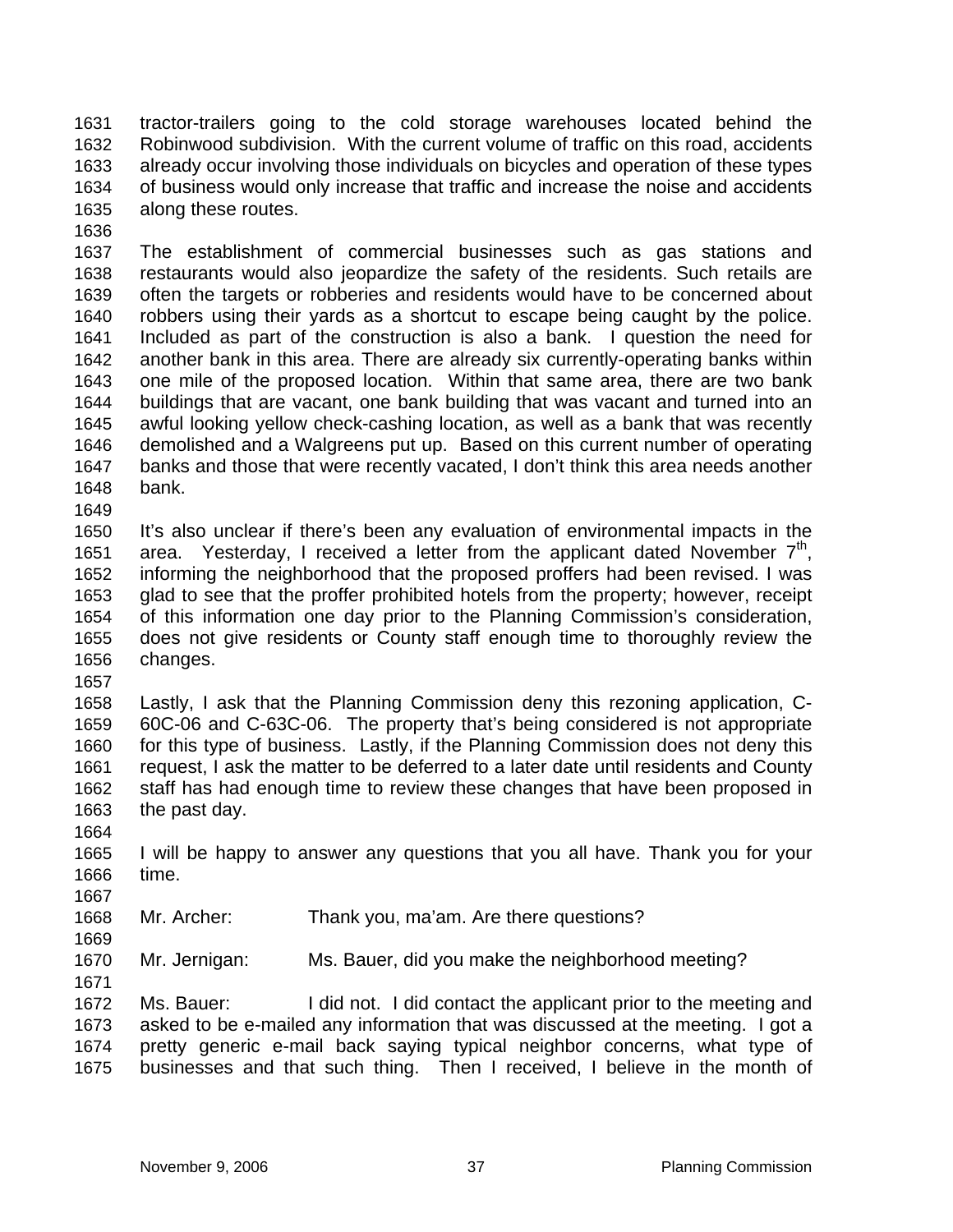tractor-trailers going to the cold storage warehouses located behind the Robinwood subdivision. With the current volume of traffic on this road, accidents already occur involving those individuals on bicycles and operation of these types of business would only increase that traffic and increase the noise and accidents along these routes.

The establishment of commercial businesses such as gas stations and restaurants would also jeopardize the safety of the residents. Such retails are often the targets or robberies and residents would have to be concerned about robbers using their yards as a shortcut to escape being caught by the police. Included as part of the construction is also a bank. I question the need for another bank in this area. There are already six currently-operating banks within one mile of the proposed location. Within that same area, there are two bank buildings that are vacant, one bank building that was vacant and turned into an awful looking yellow check-cashing location, as well as a bank that was recently demolished and a Walgreens put up. Based on this current number of operating banks and those that were recently vacated, I don't think this area needs another bank.

It's also unclear if there's been any evaluation of environmental impacts in the area. Yesterday, I received a letter from the applicant dated November 7th, informing the neighborhood that the proposed proffers had been revised. I was glad to see that the proffer prohibited hotels from the property; however, receipt of this information one day prior to the Planning Commission's consideration, does not give residents or County staff enough time to thoroughly review the changes.

Lastly, I ask that the Planning Commission deny this rezoning application, C-60C-06 and C-63C-06. The property that's being considered is not appropriate for this type of business. Lastly, if the Planning Commission does not deny this request, I ask the matter to be deferred to a later date until residents and County staff has had enough time to review these changes that have been proposed in the past day.

I will be happy to answer any questions that you all have. Thank you for your time.

Mr. Archer: Thank you, ma'am. Are there questions?

Mr. Jernigan: Ms. Bauer, did you make the neighborhood meeting?

Ms. Bauer: I did not. I did contact the applicant prior to the meeting and asked to be e-mailed any information that was discussed at the meeting. I got a pretty generic e-mail back saying typical neighbor concerns, what type of businesses and that such thing. Then I received, I believe in the month of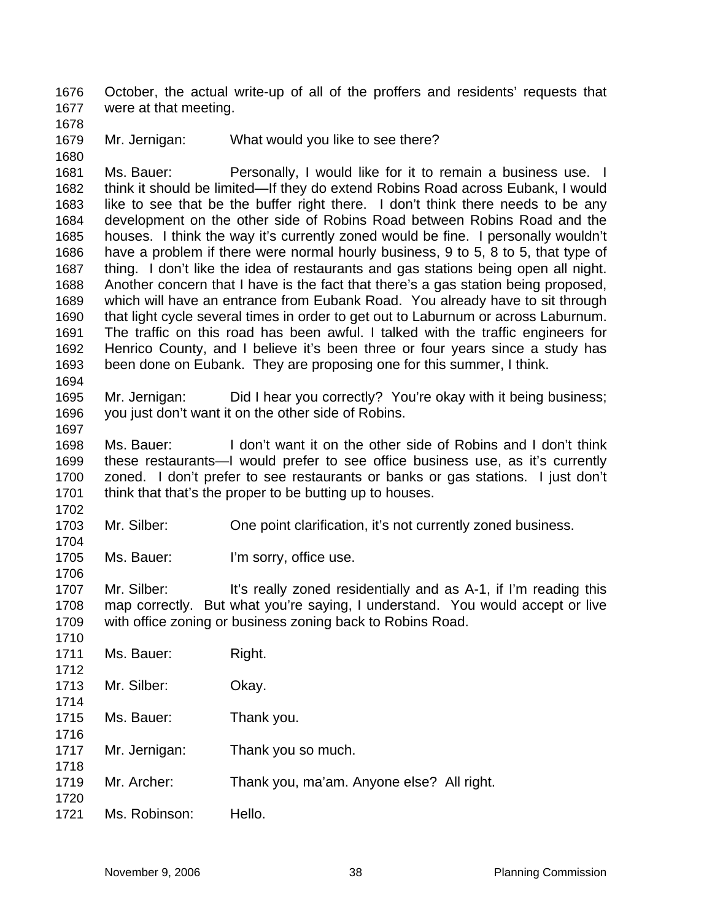October, the actual write-up of all of the proffers and residents' requests that were at that meeting.

Mr. Jernigan: What would you like to see there?

Ms. Bauer: Personally, I would like for it to remain a business use. I think it should be limited—If they do extend Robins Road across Eubank, I would like to see that be the buffer right there. I don't think there needs to be any development on the other side of Robins Road between Robins Road and the houses. I think the way it's currently zoned would be fine. I personally wouldn't have a problem if there were normal hourly business, 9 to 5, 8 to 5, that type of thing. I don't like the idea of restaurants and gas stations being open all night. Another concern that I have is the fact that there's a gas station being proposed, which will have an entrance from Eubank Road. You already have to sit through that light cycle several times in order to get out to Laburnum or across Laburnum. The traffic on this road has been awful. I talked with the traffic engineers for Henrico County, and I believe it's been three or four years since a study has been done on Eubank. They are proposing one for this summer, I think.

Mr. Jernigan: Did I hear you correctly? You're okay with it being business; you just don't want it on the other side of Robins.

Ms. Bauer: I don't want it on the other side of Robins and I don't think these restaurants—I would prefer to see office business use, as it's currently zoned. I don't prefer to see restaurants or banks or gas stations. I just don't think that that's the proper to be butting up to houses.

Mr. Silber: One point clarification, it's not currently zoned business.

Ms. Bauer: I'm sorry, office use.

Mr. Silber: It's really zoned residentially and as A-1, if I'm reading this map correctly. But what you're saying, I understand. You would accept or live with office zoning or business zoning back to Robins Road.

Ms. Bauer: Right.

Mr. Silber: Okay.

Ms. Bauer: Thank you.

Mr. Jernigan: Thank you so much.

Mr. Archer: Thank you, ma'am. Anyone else? All right.

Ms. Robinson: Hello.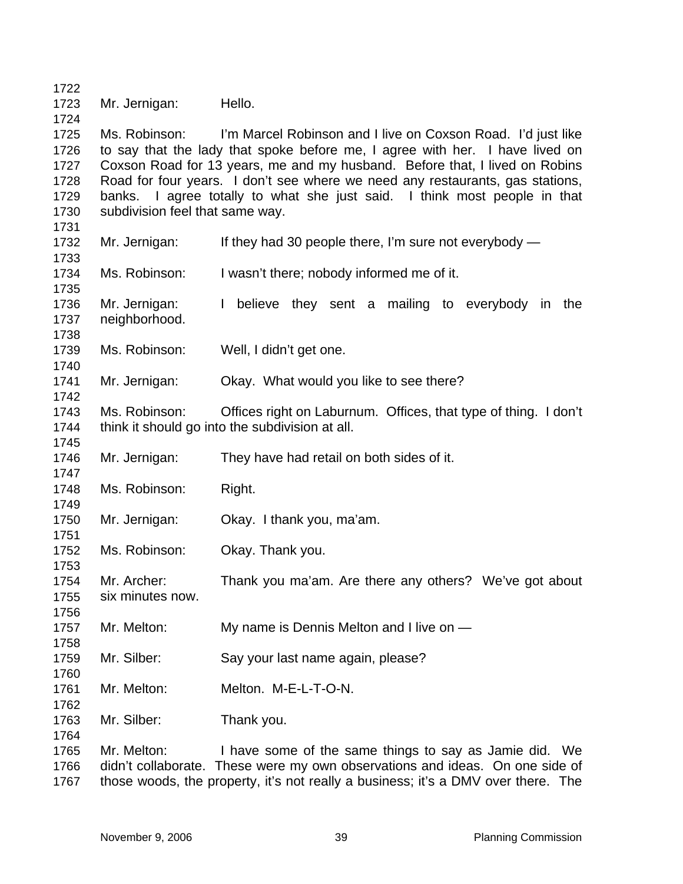Mr. Jernigan: Hello.

Ms. Robinson: I'm Marcel Robinson and I live on Coxson Road. I'd just like to say that the lady that spoke before me, I agree with her. I have lived on Coxson Road for 13 years, me and my husband. Before that, I lived on Robins Road for four years. I don't see where we need any restaurants, gas stations, banks. I agree totally to what she just said. I think most people in that subdivision feel that same way.

Mr. Jernigan: If they had 30 people there, I'm sure not everybody —

Ms. Robinson: I wasn't there; nobody informed me of it.

Mr. Jernigan: I believe they sent a mailing to everybody in the neighborhood.

Ms. Robinson: Well, I didn't get one.

Mr. Jernigan: Okay. What would you like to see there?

Ms. Robinson: Offices right on Laburnum. Offices, that type of thing. I don't think it should go into the subdivision at all.

Mr. Jernigan: They have had retail on both sides of it.

Ms. Robinson: Right.

Mr. Jernigan: Okay. I thank you, ma'am.

Ms. Robinson: Okay. Thank you.

Mr. Archer: Thank you ma'am. Are there any others? We've got about six minutes now.

Mr. Melton: My name is Dennis Melton and I live on —

Mr. Silber: Say your last name again, please?

Mr. Melton: Melton. M-E-L-T-O-N.

Mr. Silber: Thank you.

Mr. Melton: I have some of the same things to say as Jamie did. We didn't collaborate. These were my own observations and ideas. On one side of those woods, the property, it's not really a business; it's a DMV over there. The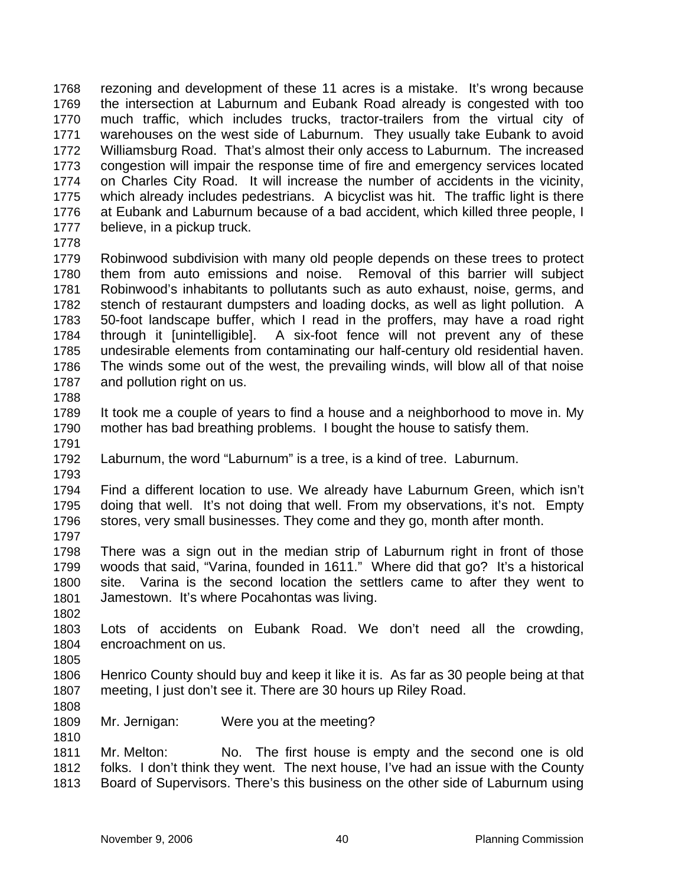rezoning and development of these 11 acres is a mistake. It's wrong because the intersection at Laburnum and Eubank Road already is congested with too much traffic, which includes trucks, tractor-trailers from the virtual city of warehouses on the west side of Laburnum. They usually take Eubank to avoid Williamsburg Road. That's almost their only access to Laburnum. The increased congestion will impair the response time of fire and emergency services located on Charles City Road. It will increase the number of accidents in the vicinity, which already includes pedestrians. A bicyclist was hit. The traffic light is there at Eubank and Laburnum because of a bad accident, which killed three people, I believe, in a pickup truck.

Robinwood subdivision with many old people depends on these trees to protect them from auto emissions and noise. Removal of this barrier will subject Robinwood's inhabitants to pollutants such as auto exhaust, noise, germs, and stench of restaurant dumpsters and loading docks, as well as light pollution. A 50-foot landscape buffer, which I read in the proffers, may have a road right through it [unintelligible]. A six-foot fence will not prevent any of these undesirable elements from contaminating our half-century old residential haven. The winds some out of the west, the prevailing winds, will blow all of that noise and pollution right on us.

It took me a couple of years to find a house and a neighborhood to move in. My mother has bad breathing problems. I bought the house to satisfy them.

Laburnum, the word "Laburnum" is a tree, is a kind of tree. Laburnum.

Find a different location to use. We already have Laburnum Green, which isn't doing that well. It's not doing that well. From my observations, it's not. Empty stores, very small businesses. They come and they go, month after month.

There was a sign out in the median strip of Laburnum right in front of those woods that said, "Varina, founded in 1611." Where did that go? It's a historical site. Varina is the second location the settlers came to after they went to Jamestown. It's where Pocahontas was living.

Lots of accidents on Eubank Road. We don't need all the crowding, encroachment on us.

Henrico County should buy and keep it like it is. As far as 30 people being at that meeting, I just don't see it. There are 30 hours up Riley Road.

Mr. Jernigan: Were you at the meeting?

Mr. Melton: No. The first house is empty and the second one is old folks. I don't think they went. The next house, I've had an issue with the County Board of Supervisors. There's this business on the other side of Laburnum using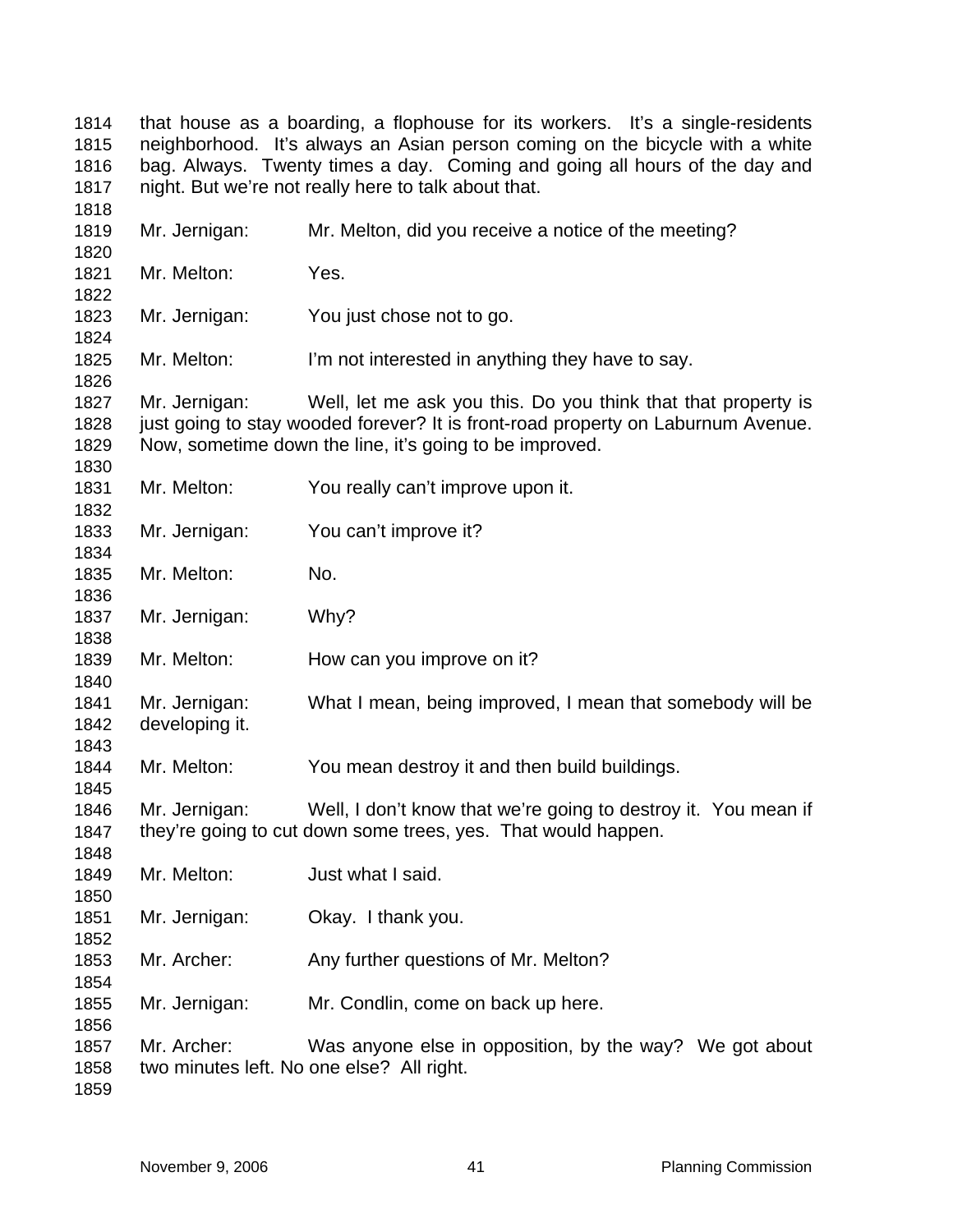that house as a boarding, a flophouse for its workers. It's a single-residents neighborhood. It's always an Asian person coming on the bicycle with a white bag. Always. Twenty times a day. Coming and going all hours of the day and night. But we're not really here to talk about that.

Mr. Jernigan: Mr. Melton, did you receive a notice of the meeting?

Mr. Melton: Yes.

Mr. Jernigan: You just chose not to go.

Mr. Melton: I'm not interested in anything they have to say.

Mr. Jernigan: Well, let me ask you this. Do you think that that property is just going to stay wooded forever? It is front-road property on Laburnum Avenue. Now, sometime down the line, it's going to be improved.

Mr. Melton: You really can't improve upon it.

Mr. Jernigan: You can't improve it?

Mr. Melton: No.

Mr. Jernigan: Why?

Mr. Melton: How can you improve on it?

Mr. Jernigan: What I mean, being improved, I mean that somebody will be developing it.

Mr. Melton: You mean destroy it and then build buildings.

Mr. Jernigan: Well, I don't know that we're going to destroy it. You mean if they're going to cut down some trees, yes. That would happen.

Mr. Melton: Just what I said.

Mr. Jernigan: Okay. I thank you.

Mr. Archer: Any further questions of Mr. Melton?

Mr. Jernigan: Mr. Condlin, come on back up here.

Mr. Archer: Was anyone else in opposition, by the way? We got about two minutes left. No one else? All right.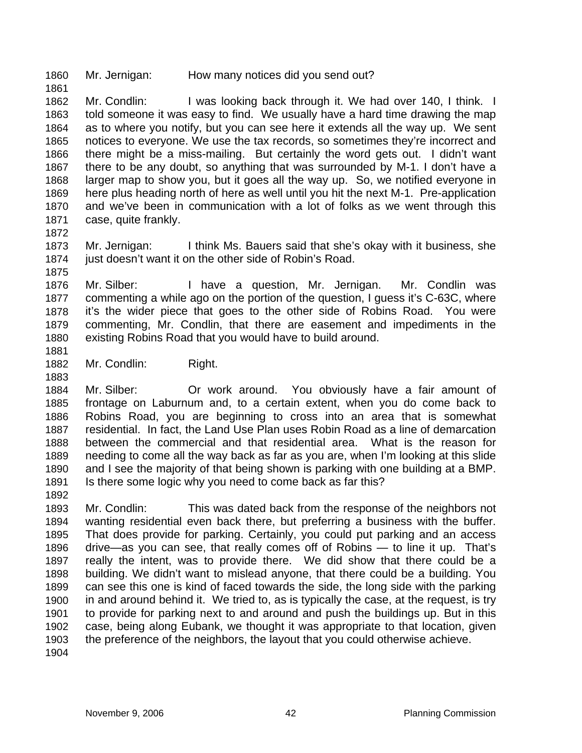Mr. Jernigan: How many notices did you send out?

Mr. Condlin: I was looking back through it. We had over 140, I think. I told someone it was easy to find. We usually have a hard time drawing the map as to where you notify, but you can see here it extends all the way up. We sent notices to everyone. We use the tax records, so sometimes they're incorrect and there might be a miss-mailing. But certainly the word gets out. I didn't want there to be any doubt, so anything that was surrounded by M-1. I don't have a larger map to show you, but it goes all the way up. So, we notified everyone in here plus heading north of here as well until you hit the next M-1. Pre-application and we've been in communication with a lot of folks as we went through this case, quite frankly.

Mr. Jernigan: I think Ms. Bauers said that she's okay with it business, she just doesn't want it on the other side of Robin's Road.

Mr. Silber: I have a question, Mr. Jernigan. Mr. Condlin was commenting a while ago on the portion of the question, I guess it's C-63C, where it's the wider piece that goes to the other side of Robins Road. You were commenting, Mr. Condlin, that there are easement and impediments in the existing Robins Road that you would have to build around.

Mr. Condlin: Right.

Mr. Silber: Or work around. You obviously have a fair amount of frontage on Laburnum and, to a certain extent, when you do come back to Robins Road, you are beginning to cross into an area that is somewhat residential. In fact, the Land Use Plan uses Robin Road as a line of demarcation between the commercial and that residential area. What is the reason for needing to come all the way back as far as you are, when I'm looking at this slide and I see the majority of that being shown is parking with one building at a BMP. Is there some logic why you need to come back as far this?

Mr. Condlin: This was dated back from the response of the neighbors not wanting residential even back there, but preferring a business with the buffer. That does provide for parking. Certainly, you could put parking and an access drive—as you can see, that really comes off of Robins — to line it up. That's really the intent, was to provide there. We did show that there could be a building. We didn't want to mislead anyone, that there could be a building. You can see this one is kind of faced towards the side, the long side with the parking in and around behind it. We tried to, as is typically the case, at the request, is try to provide for parking next to and around and push the buildings up. But in this case, being along Eubank, we thought it was appropriate to that location, given the preference of the neighbors, the layout that you could otherwise achieve.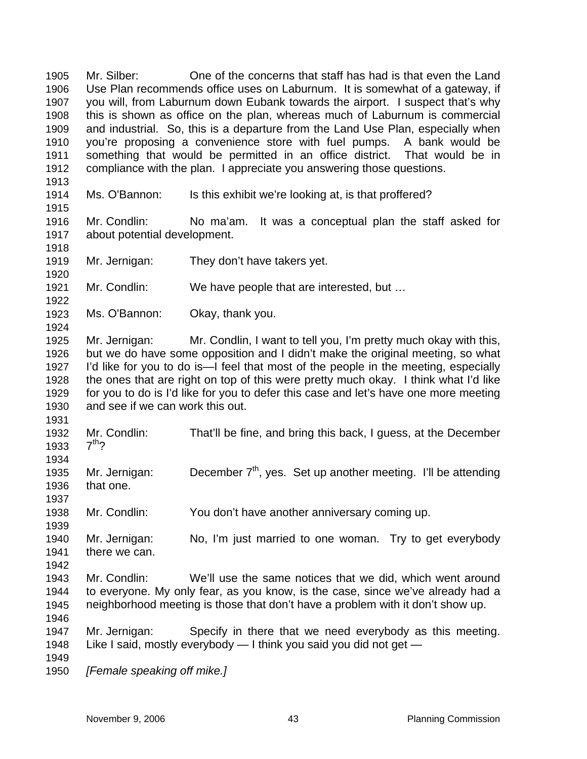1905 Mr. Silber: One of the concerns that staff has had is that even the Land
1906 Use Plan recommends office uses on Laburnum. It is somewhat of a gateway, if
1907 you will, from Laburnum down Eubank towards the airport. I suspect that's why
1908 this is shown as office on the plan, whereas much of Laburnum is commercial
1909 and industrial. So, this is a departure from the Land Use Plan, especially when
1910 you're proposing a convenience store with fuel pumps. A bank would be
1911 something that would be permitted in an office district. That would be in
1912 compliance with the plan. I appreciate you answering those questions.
1913
1914 Ms. O'Bannon: Is this exhibit we're looking at, is that proffered?
1915
1916 Mr. Condlin: No ma'am. It was a conceptual plan the staff asked for
1917 about potential development.
1918
1919 Mr. Jernigan: They don't have takers yet.
1920
1921 Mr. Condlin: We have people that are interested, but …
1922
1923 Ms. O'Bannon: Okay, thank you.
1924
1925 Mr. Jernigan: Mr. Condlin, I want to tell you, I'm pretty much okay with this,
1926 but we do have some opposition and I didn't make the original meeting, so what
1927 I'd like for you to do is—I feel that most of the people in the meeting, especially
1928 the ones that are right on top of this were pretty much okay. I think what I'd like
1929 for you to do is I'd like for you to defer this case and let's have one more meeting
1930 and see if we can work this out.
1931
1932 Mr. Condlin: That'll be fine, and bring this back, I guess, at the December
1933 7th?
1934
1935 Mr. Jernigan: December 7th, yes. Set up another meeting. I'll be attending
1936 that one.
1937
1938 Mr. Condlin: You don't have another anniversary coming up.
1939
1940 Mr. Jernigan: No, I'm just married to one woman. Try to get everybody
1941 there we can.
1942
1943 Mr. Condlin: We'll use the same notices that we did, which went around
1944 to everyone. My only fear, as you know, is the case, since we've already had a
1945 neighborhood meeting is those that don't have a problem with it don't show up.
1946
1947 Mr. Jernigan: Specify in there that we need everybody as this meeting.
1948 Like I said, mostly everybody — I think you said you did not get —
1949
1950 *[Female speaking off mike.]*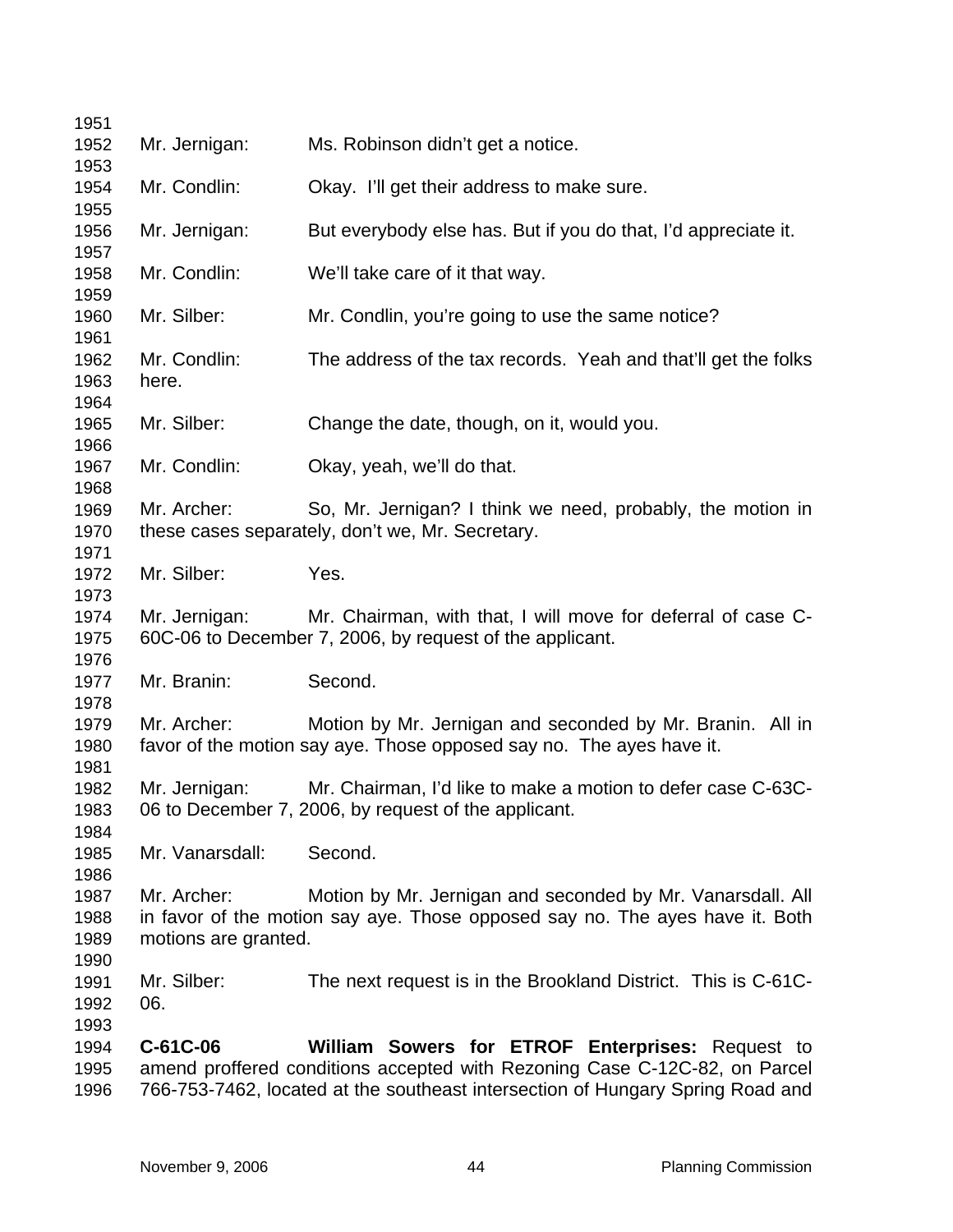Mr. Jernigan: Ms. Robinson didn't get a notice.

Mr. Condlin: Okay. I'll get their address to make sure.

Mr. Jernigan: But everybody else has. But if you do that, I'd appreciate it.

Mr. Condlin: We'll take care of it that way.

Mr. Silber: Mr. Condlin, you're going to use the same notice?

Mr. Condlin: The address of the tax records. Yeah and that'll get the folks here.

Mr. Silber: Change the date, though, on it, would you.

Mr. Condlin: Okay, yeah, we'll do that.

Mr. Archer: So, Mr. Jernigan? I think we need, probably, the motion in these cases separately, don't we, Mr. Secretary.

Mr. Silber: Yes.

Mr. Jernigan: Mr. Chairman, with that, I will move for deferral of case C-60C-06 to December 7, 2006, by request of the applicant.

Mr. Branin: Second.

Mr. Archer: Motion by Mr. Jernigan and seconded by Mr. Branin. All in favor of the motion say aye. Those opposed say no. The ayes have it.

Mr. Jernigan: Mr. Chairman, I'd like to make a motion to defer case C-63C-06 to December 7, 2006, by request of the applicant.

Mr. Vanarsdall: Second.

Mr. Archer: Motion by Mr. Jernigan and seconded by Mr. Vanarsdall. All in favor of the motion say aye. Those opposed say no. The ayes have it. Both motions are granted.

Mr. Silber: The next request is in the Brookland District. This is C-61C-06.

**C-61C-06** **William Sowers for ETROF Enterprises:** Request to amend proffered conditions accepted with Rezoning Case C-12C-82, on Parcel 766-753-7462, located at the southeast intersection of Hungary Spring Road and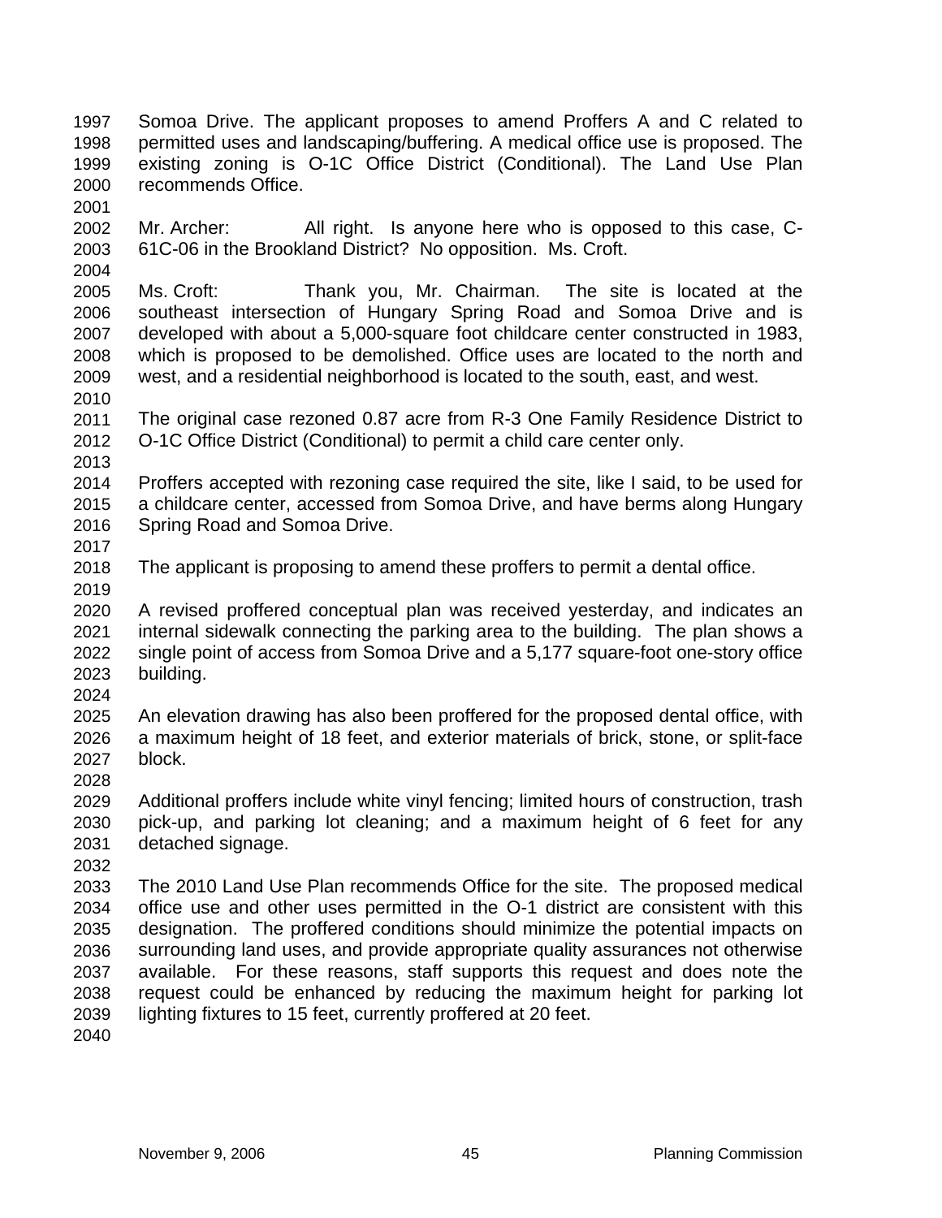Somoa Drive. The applicant proposes to amend Proffers A and C related to permitted uses and landscaping/buffering. A medical office use is proposed. The existing zoning is O-1C Office District (Conditional). The Land Use Plan recommends Office.

Mr. Archer: All right. Is anyone here who is opposed to this case, C-61C-06 in the Brookland District? No opposition. Ms. Croft.

Ms. Croft: Thank you, Mr. Chairman. The site is located at the southeast intersection of Hungary Spring Road and Somoa Drive and is developed with about a 5,000-square foot childcare center constructed in 1983, which is proposed to be demolished. Office uses are located to the north and west, and a residential neighborhood is located to the south, east, and west.

The original case rezoned 0.87 acre from R-3 One Family Residence District to O-1C Office District (Conditional) to permit a child care center only.

Proffers accepted with rezoning case required the site, like I said, to be used for a childcare center, accessed from Somoa Drive, and have berms along Hungary Spring Road and Somoa Drive.

The applicant is proposing to amend these proffers to permit a dental office.

A revised proffered conceptual plan was received yesterday, and indicates an internal sidewalk connecting the parking area to the building. The plan shows a single point of access from Somoa Drive and a 5,177 square-foot one-story office building.

An elevation drawing has also been proffered for the proposed dental office, with a maximum height of 18 feet, and exterior materials of brick, stone, or split-face block.

Additional proffers include white vinyl fencing; limited hours of construction, trash pick-up, and parking lot cleaning; and a maximum height of 6 feet for any detached signage.

The 2010 Land Use Plan recommends Office for the site. The proposed medical office use and other uses permitted in the O-1 district are consistent with this designation. The proffered conditions should minimize the potential impacts on surrounding land uses, and provide appropriate quality assurances not otherwise available. For these reasons, staff supports this request and does note the request could be enhanced by reducing the maximum height for parking lot lighting fixtures to 15 feet, currently proffered at 20 feet.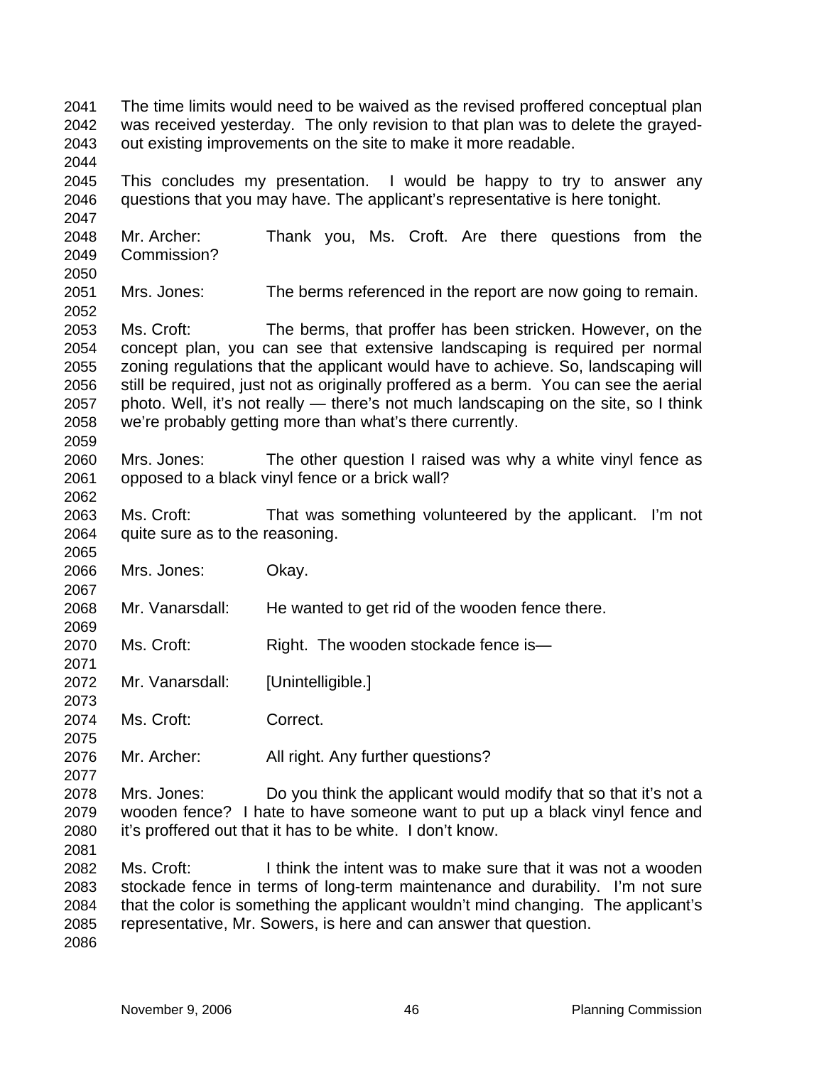The time limits would need to be waived as the revised proffered conceptual plan was received yesterday. The only revision to that plan was to delete the grayed-out existing improvements on the site to make it more readable.

This concludes my presentation. I would be happy to try to answer any questions that you may have. The applicant's representative is here tonight.

Mr. Archer: Thank you, Ms. Croft. Are there questions from the Commission?

Mrs. Jones: The berms referenced in the report are now going to remain.

Ms. Croft: The berms, that proffer has been stricken. However, on the concept plan, you can see that extensive landscaping is required per normal zoning regulations that the applicant would have to achieve. So, landscaping will still be required, just not as originally proffered as a berm. You can see the aerial photo. Well, it's not really — there's not much landscaping on the site, so I think we're probably getting more than what's there currently.

Mrs. Jones: The other question I raised was why a white vinyl fence as opposed to a black vinyl fence or a brick wall?

Ms. Croft: That was something volunteered by the applicant. I'm not quite sure as to the reasoning.

Mrs. Jones: Okay.

Mr. Vanarsdall: He wanted to get rid of the wooden fence there.

Ms. Croft: Right. The wooden stockade fence is—

Mr. Vanarsdall: [Unintelligible.]

Ms. Croft: Correct.

Mr. Archer: All right. Any further questions?

Mrs. Jones: Do you think the applicant would modify that so that it's not a wooden fence? I hate to have someone want to put up a black vinyl fence and it's proffered out that it has to be white. I don't know.

Ms. Croft: I think the intent was to make sure that it was not a wooden stockade fence in terms of long-term maintenance and durability. I'm not sure that the color is something the applicant wouldn't mind changing. The applicant's representative, Mr. Sowers, is here and can answer that question.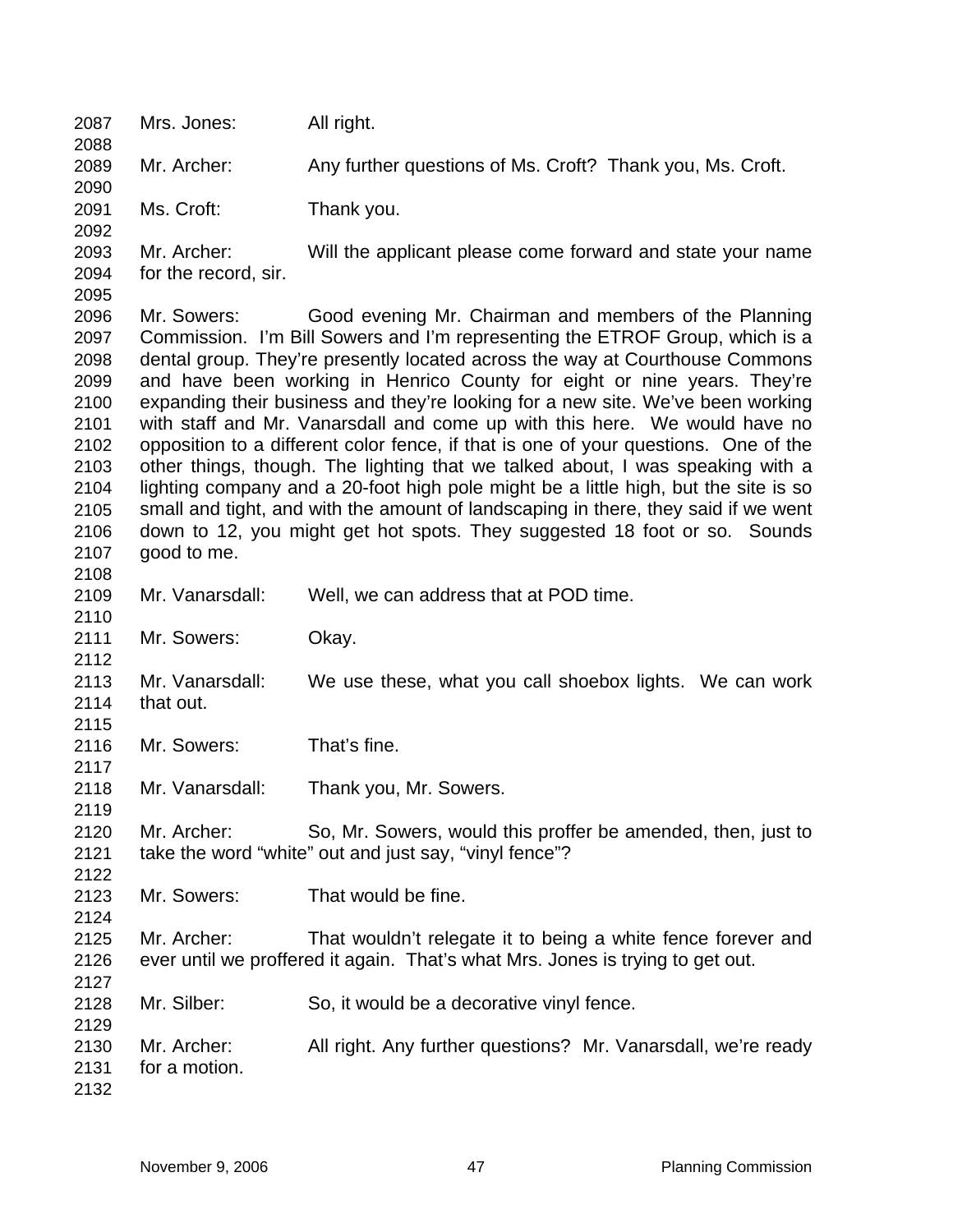Mrs. Jones: All right.

Mr. Archer: Any further questions of Ms. Croft? Thank you, Ms. Croft.

Ms. Croft: Thank you.

Mr. Archer: Will the applicant please come forward and state your name for the record, sir.

Mr. Sowers: Good evening Mr. Chairman and members of the Planning Commission. I'm Bill Sowers and I'm representing the ETROF Group, which is a dental group. They're presently located across the way at Courthouse Commons and have been working in Henrico County for eight or nine years. They're expanding their business and they're looking for a new site. We've been working with staff and Mr. Vanarsdall and come up with this here. We would have no opposition to a different color fence, if that is one of your questions. One of the other things, though. The lighting that we talked about, I was speaking with a lighting company and a 20-foot high pole might be a little high, but the site is so small and tight, and with the amount of landscaping in there, they said if we went down to 12, you might get hot spots. They suggested 18 foot or so. Sounds good to me.

Mr. Vanarsdall: Well, we can address that at POD time.

Mr. Sowers: Okay.

Mr. Vanarsdall: We use these, what you call shoebox lights. We can work that out.

Mr. Sowers: That's fine.

Mr. Vanarsdall: Thank you, Mr. Sowers.

Mr. Archer: So, Mr. Sowers, would this proffer be amended, then, just to take the word "white" out and just say, "vinyl fence"?

Mr. Sowers: That would be fine.

Mr. Archer: That wouldn't relegate it to being a white fence forever and ever until we proffered it again. That's what Mrs. Jones is trying to get out.

Mr. Silber: So, it would be a decorative vinyl fence.

Mr. Archer: All right. Any further questions? Mr. Vanarsdall, we're ready for a motion.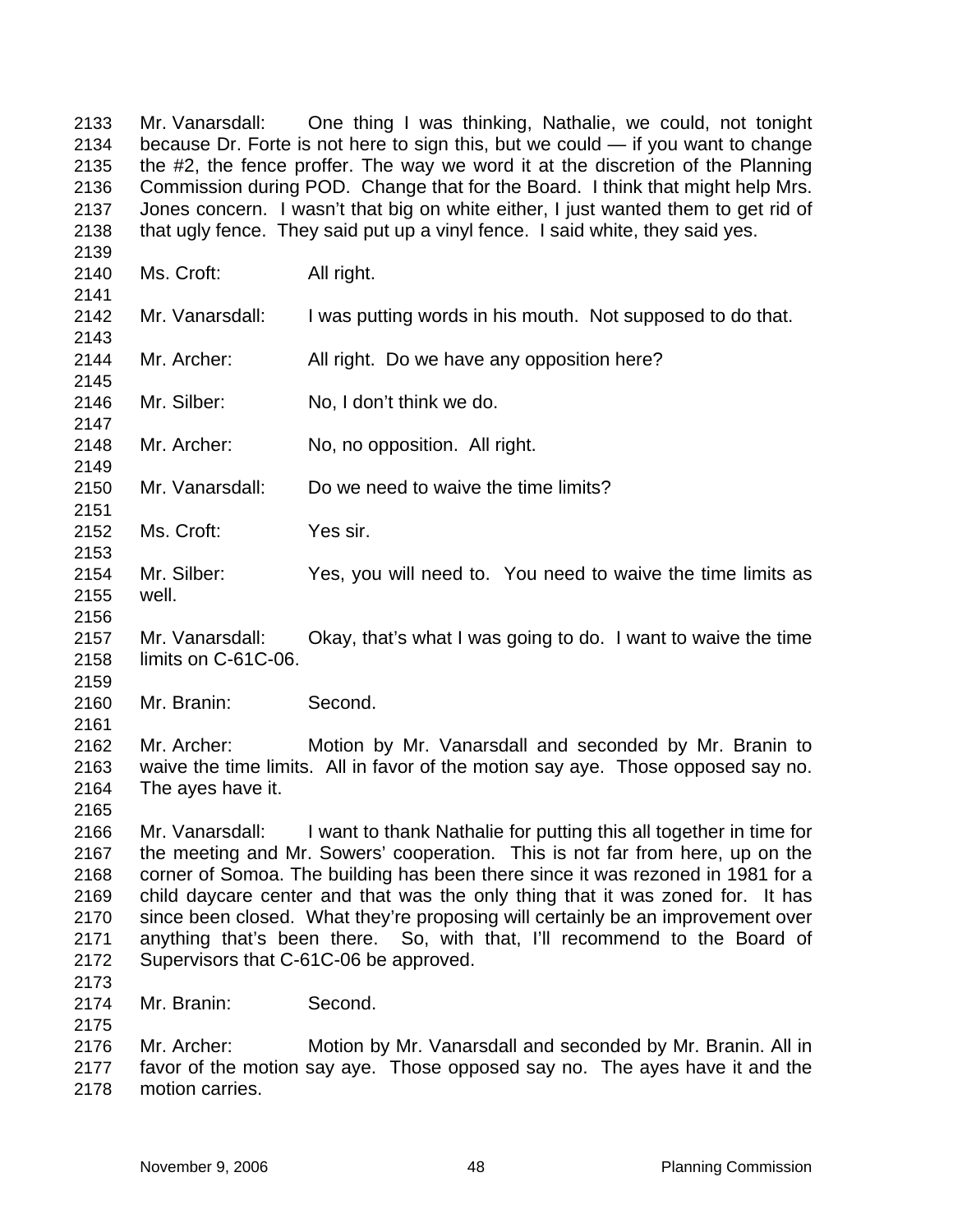2133 Mr. Vanarsdall: One thing I was thinking, Nathalie, we could, not tonight
2134 because Dr. Forte is not here to sign this, but we could — if you want to change
2135 the #2, the fence proffer. The way we word it at the discretion of the Planning
2136 Commission during POD. Change that for the Board. I think that might help Mrs.
2137 Jones concern. I wasn't that big on white either, I just wanted them to get rid of
2138 that ugly fence. They said put up a vinyl fence. I said white, they said yes.
2139
2140 Ms. Croft: All right.
2141
2142 Mr. Vanarsdall: I was putting words in his mouth. Not supposed to do that.
2143
2144 Mr. Archer: All right. Do we have any opposition here?
2145
2146 Mr. Silber: No, I don't think we do.
2147
2148 Mr. Archer: No, no opposition. All right.
2149
2150 Mr. Vanarsdall: Do we need to waive the time limits?
2151
2152 Ms. Croft: Yes sir.
2153
2154 Mr. Silber: Yes, you will need to. You need to waive the time limits as
2155 well.
2156
2157 Mr. Vanarsdall: Okay, that's what I was going to do. I want to waive the time
2158 limits on C-61C-06.
2159
2160 Mr. Branin: Second.
2161
2162 Mr. Archer: Motion by Mr. Vanarsdall and seconded by Mr. Branin to
2163 waive the time limits. All in favor of the motion say aye. Those opposed say no.
2164 The ayes have it.
2165
2166 Mr. Vanarsdall: I want to thank Nathalie for putting this all together in time for
2167 the meeting and Mr. Sowers' cooperation. This is not far from here, up on the
2168 corner of Somoa. The building has been there since it was rezoned in 1981 for a
2169 child daycare center and that was the only thing that it was zoned for. It has
2170 since been closed. What they're proposing will certainly be an improvement over
2171 anything that's been there. So, with that, I'll recommend to the Board of
2172 Supervisors that C-61C-06 be approved.
2173
2174 Mr. Branin: Second.
2175
2176 Mr. Archer: Motion by Mr. Vanarsdall and seconded by Mr. Branin. All in
2177 favor of the motion say aye. Those opposed say no. The ayes have it and the
2178 motion carries.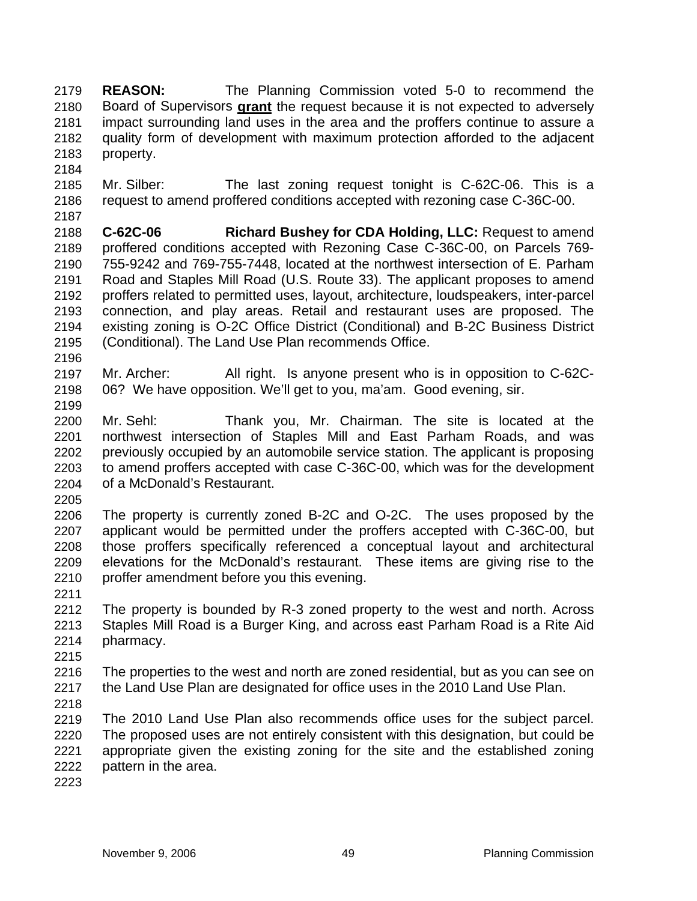**REASON:** The Planning Commission voted 5-0 to recommend the Board of Supervisors **grant** the request because it is not expected to adversely impact surrounding land uses in the area and the proffers continue to assure a quality form of development with maximum protection afforded to the adjacent property.

Mr. Silber: The last zoning request tonight is C-62C-06. This is a request to amend proffered conditions accepted with rezoning case C-36C-00.

**C-62C-06 Richard Bushey for CDA Holding, LLC:** Request to amend proffered conditions accepted with Rezoning Case C-36C-00, on Parcels 769-755-9242 and 769-755-7448, located at the northwest intersection of E. Parham Road and Staples Mill Road (U.S. Route 33). The applicant proposes to amend proffers related to permitted uses, layout, architecture, loudspeakers, inter-parcel connection, and play areas. Retail and restaurant uses are proposed. The existing zoning is O-2C Office District (Conditional) and B-2C Business District (Conditional). The Land Use Plan recommends Office.

Mr. Archer: All right. Is anyone present who is in opposition to C-62C-06? We have opposition. We'll get to you, ma'am. Good evening, sir.

Mr. Sehl: Thank you, Mr. Chairman. The site is located at the northwest intersection of Staples Mill and East Parham Roads, and was previously occupied by an automobile service station. The applicant is proposing to amend proffers accepted with case C-36C-00, which was for the development of a McDonald's Restaurant.

The property is currently zoned B-2C and O-2C. The uses proposed by the applicant would be permitted under the proffers accepted with C-36C-00, but those proffers specifically referenced a conceptual layout and architectural elevations for the McDonald's restaurant. These items are giving rise to the proffer amendment before you this evening.

The property is bounded by R-3 zoned property to the west and north. Across Staples Mill Road is a Burger King, and across east Parham Road is a Rite Aid pharmacy.

The properties to the west and north are zoned residential, but as you can see on the Land Use Plan are designated for office uses in the 2010 Land Use Plan.

The 2010 Land Use Plan also recommends office uses for the subject parcel. The proposed uses are not entirely consistent with this designation, but could be appropriate given the existing zoning for the site and the established zoning pattern in the area.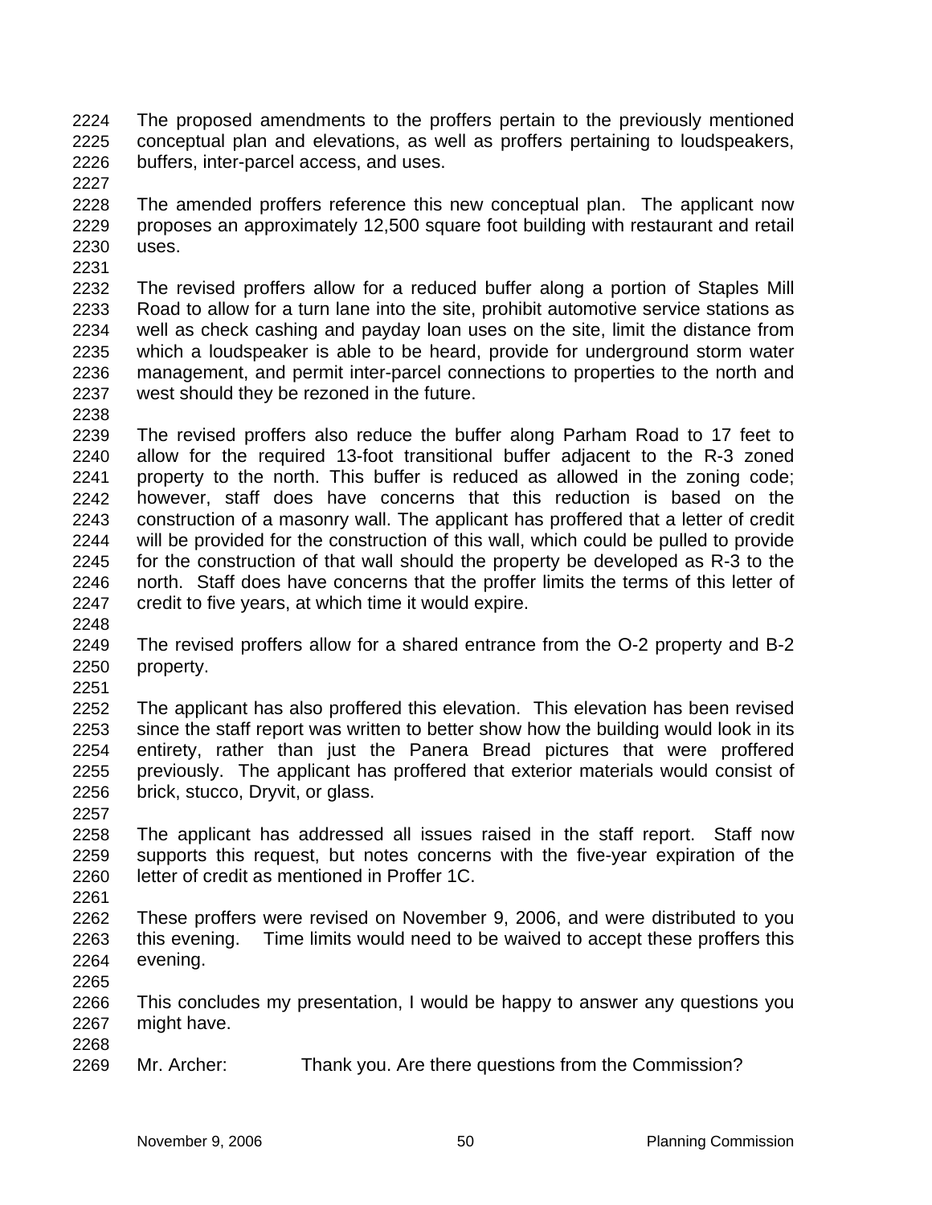The proposed amendments to the proffers pertain to the previously mentioned conceptual plan and elevations, as well as proffers pertaining to loudspeakers, buffers, inter-parcel access, and uses.

The amended proffers reference this new conceptual plan. The applicant now proposes an approximately 12,500 square foot building with restaurant and retail uses.

The revised proffers allow for a reduced buffer along a portion of Staples Mill Road to allow for a turn lane into the site, prohibit automotive service stations as well as check cashing and payday loan uses on the site, limit the distance from which a loudspeaker is able to be heard, provide for underground storm water management, and permit inter-parcel connections to properties to the north and west should they be rezoned in the future.

The revised proffers also reduce the buffer along Parham Road to 17 feet to allow for the required 13-foot transitional buffer adjacent to the R-3 zoned property to the north. This buffer is reduced as allowed in the zoning code; however, staff does have concerns that this reduction is based on the construction of a masonry wall. The applicant has proffered that a letter of credit will be provided for the construction of this wall, which could be pulled to provide for the construction of that wall should the property be developed as R-3 to the north. Staff does have concerns that the proffer limits the terms of this letter of credit to five years, at which time it would expire.

The revised proffers allow for a shared entrance from the O-2 property and B-2 property.

The applicant has also proffered this elevation. This elevation has been revised since the staff report was written to better show how the building would look in its entirety, rather than just the Panera Bread pictures that were proffered previously. The applicant has proffered that exterior materials would consist of brick, stucco, Dryvit, or glass.

The applicant has addressed all issues raised in the staff report. Staff now supports this request, but notes concerns with the five-year expiration of the letter of credit as mentioned in Proffer 1C.

These proffers were revised on November 9, 2006, and were distributed to you this evening. Time limits would need to be waived to accept these proffers this evening.

This concludes my presentation, I would be happy to answer any questions you might have.

Mr. Archer: Thank you. Are there questions from the Commission?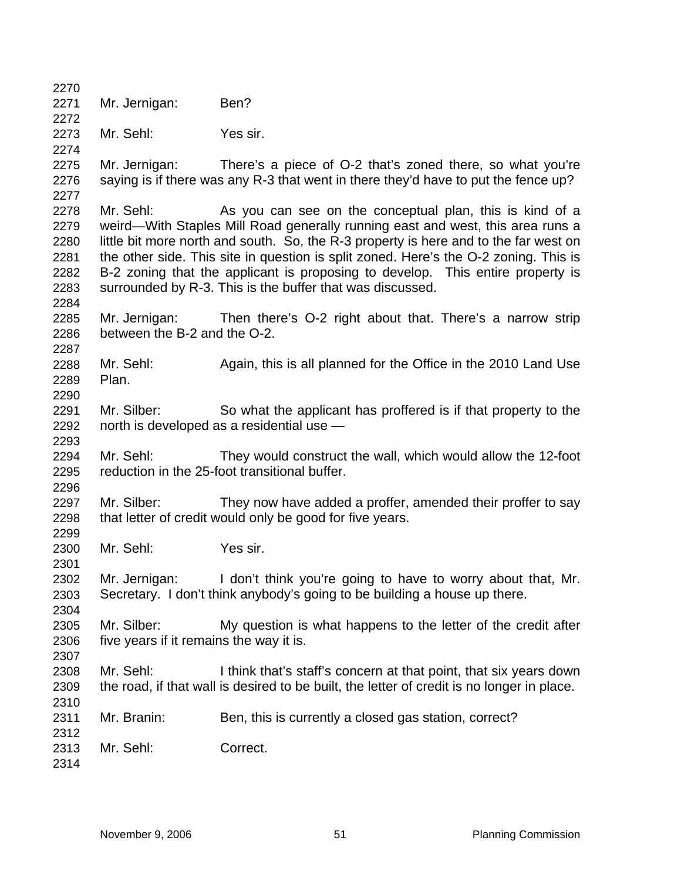Mr. Jernigan: Ben?

Mr. Sehl: Yes sir.

Mr. Jernigan: There's a piece of O-2 that's zoned there, so what you're saying is if there was any R-3 that went in there they'd have to put the fence up?

Mr. Sehl: As you can see on the conceptual plan, this is kind of a weird—With Staples Mill Road generally running east and west, this area runs a little bit more north and south. So, the R-3 property is here and to the far west on the other side. This site in question is split zoned. Here's the O-2 zoning. This is B-2 zoning that the applicant is proposing to develop. This entire property is surrounded by R-3. This is the buffer that was discussed.

Mr. Jernigan: Then there's O-2 right about that. There's a narrow strip between the B-2 and the O-2.

Mr. Sehl: Again, this is all planned for the Office in the 2010 Land Use Plan.

Mr. Silber: So what the applicant has proffered is if that property to the north is developed as a residential use —

Mr. Sehl: They would construct the wall, which would allow the 12-foot reduction in the 25-foot transitional buffer.

Mr. Silber: They now have added a proffer, amended their proffer to say that letter of credit would only be good for five years.

Mr. Sehl: Yes sir.

Mr. Jernigan: I don't think you're going to have to worry about that, Mr. Secretary. I don't think anybody's going to be building a house up there.

Mr. Silber: My question is what happens to the letter of the credit after five years if it remains the way it is.

Mr. Sehl: I think that's staff's concern at that point, that six years down the road, if that wall is desired to be built, the letter of credit is no longer in place.

Mr. Branin: Ben, this is currently a closed gas station, correct?

Mr. Sehl: Correct.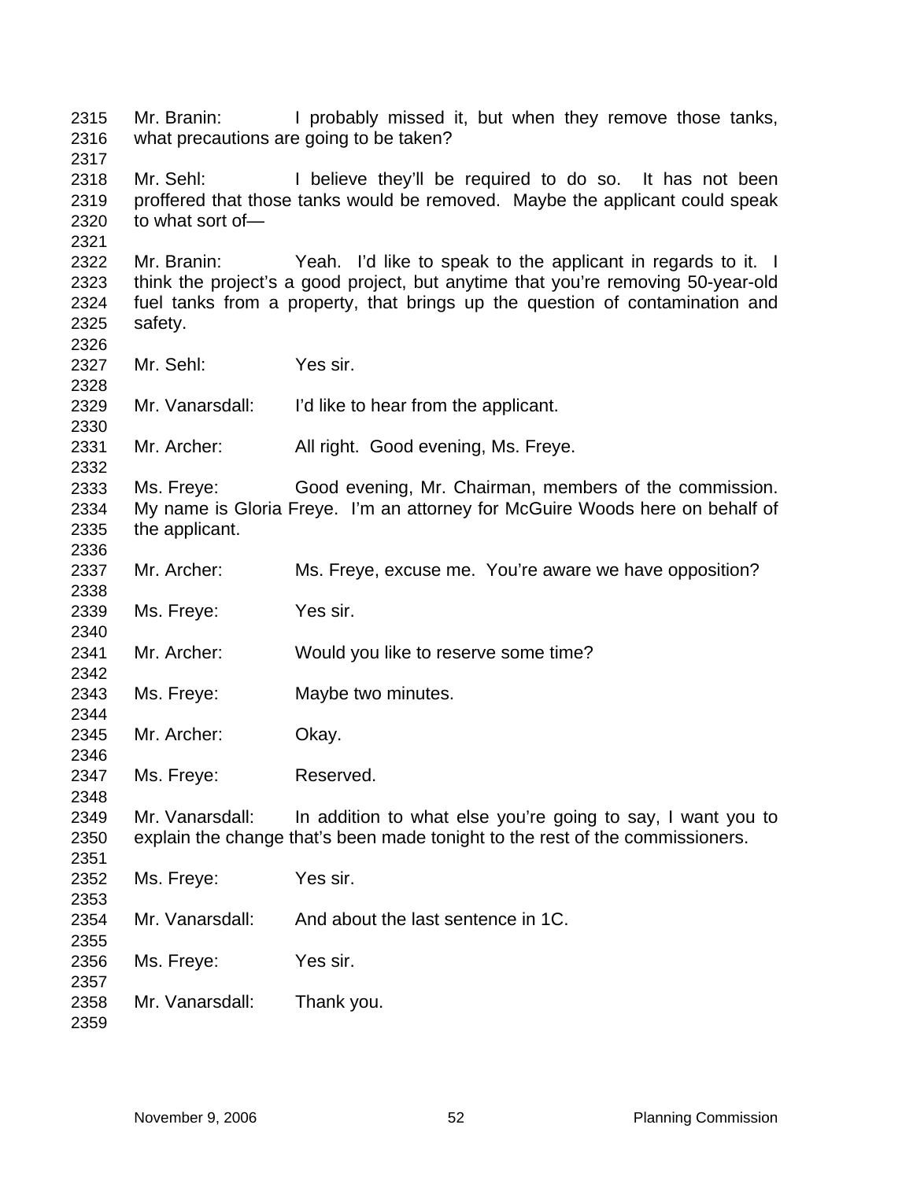Mr. Branin: I probably missed it, but when they remove those tanks, what precautions are going to be taken?

Mr. Sehl: I believe they'll be required to do so. It has not been proffered that those tanks would be removed. Maybe the applicant could speak to what sort of—

Mr. Branin: Yeah. I'd like to speak to the applicant in regards to it. I think the project's a good project, but anytime that you're removing 50-year-old fuel tanks from a property, that brings up the question of contamination and safety.

Mr. Sehl: Yes sir.

Mr. Vanarsdall: I'd like to hear from the applicant.

Mr. Archer: All right. Good evening, Ms. Freye.

Ms. Freye: Good evening, Mr. Chairman, members of the commission. My name is Gloria Freye. I'm an attorney for McGuire Woods here on behalf of the applicant.

Mr. Archer: Ms. Freye, excuse me. You're aware we have opposition?

Ms. Freye: Yes sir.

Mr. Archer: Would you like to reserve some time?

Ms. Freye: Maybe two minutes.

Mr. Archer: Okay.

Ms. Freye: Reserved.

Mr. Vanarsdall: In addition to what else you're going to say, I want you to explain the change that's been made tonight to the rest of the commissioners.

Ms. Freye: Yes sir.

Mr. Vanarsdall: And about the last sentence in 1C.

Ms. Freye: Yes sir.

Mr. Vanarsdall: Thank you.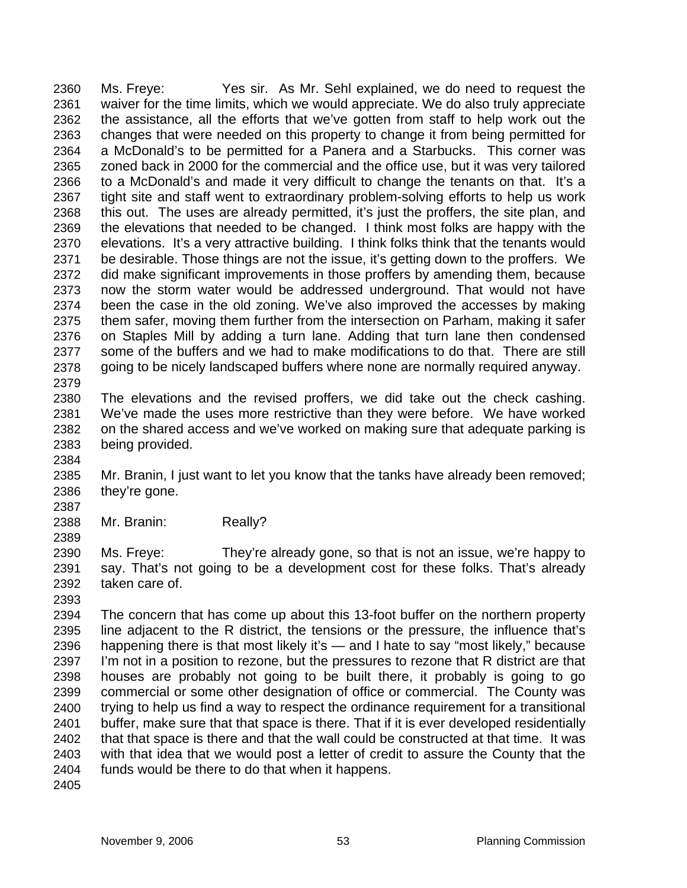Ms. Freye: Yes sir. As Mr. Sehl explained, we do need to request the waiver for the time limits, which we would appreciate. We do also truly appreciate the assistance, all the efforts that we've gotten from staff to help work out the changes that were needed on this property to change it from being permitted for a McDonald's to be permitted for a Panera and a Starbucks. This corner was zoned back in 2000 for the commercial and the office use, but it was very tailored to a McDonald's and made it very difficult to change the tenants on that. It's a tight site and staff went to extraordinary problem-solving efforts to help us work this out. The uses are already permitted, it's just the proffers, the site plan, and the elevations that needed to be changed. I think most folks are happy with the elevations. It's a very attractive building. I think folks think that the tenants would be desirable. Those things are not the issue, it's getting down to the proffers. We did make significant improvements in those proffers by amending them, because now the storm water would be addressed underground. That would not have been the case in the old zoning. We've also improved the accesses by making them safer, moving them further from the intersection on Parham, making it safer on Staples Mill by adding a turn lane. Adding that turn lane then condensed some of the buffers and we had to make modifications to do that. There are still going to be nicely landscaped buffers where none are normally required anyway.

The elevations and the revised proffers, we did take out the check cashing. We've made the uses more restrictive than they were before. We have worked on the shared access and we've worked on making sure that adequate parking is being provided.

Mr. Branin, I just want to let you know that the tanks have already been removed; they're gone.

Mr. Branin: Really?

Ms. Freye: They're already gone, so that is not an issue, we're happy to say. That's not going to be a development cost for these folks. That's already taken care of.

The concern that has come up about this 13-foot buffer on the northern property line adjacent to the R district, the tensions or the pressure, the influence that's happening there is that most likely it's — and I hate to say "most likely," because I'm not in a position to rezone, but the pressures to rezone that R district are that houses are probably not going to be built there, it probably is going to go commercial or some other designation of office or commercial. The County was trying to help us find a way to respect the ordinance requirement for a transitional buffer, make sure that that space is there. That if it is ever developed residentially that that space is there and that the wall could be constructed at that time. It was with that idea that we would post a letter of credit to assure the County that the funds would be there to do that when it happens.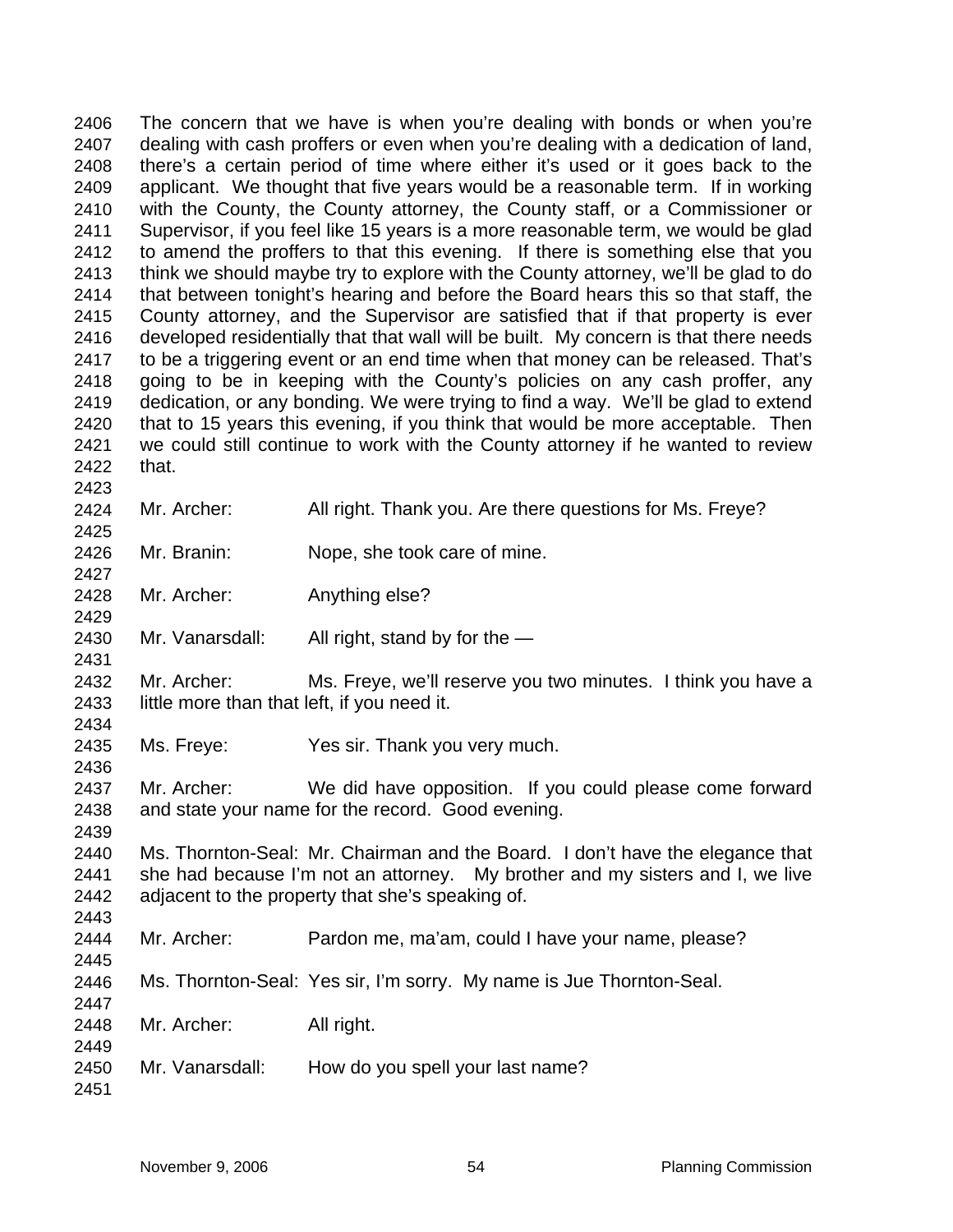The concern that we have is when you're dealing with bonds or when you're dealing with cash proffers or even when you're dealing with a dedication of land, there's a certain period of time where either it's used or it goes back to the applicant. We thought that five years would be a reasonable term. If in working with the County, the County attorney, the County staff, or a Commissioner or Supervisor, if you feel like 15 years is a more reasonable term, we would be glad to amend the proffers to that this evening. If there is something else that you think we should maybe try to explore with the County attorney, we'll be glad to do that between tonight's hearing and before the Board hears this so that staff, the County attorney, and the Supervisor are satisfied that if that property is ever developed residentially that that wall will be built. My concern is that there needs to be a triggering event or an end time when that money can be released. That's going to be in keeping with the County's policies on any cash proffer, any dedication, or any bonding. We were trying to find a way. We'll be glad to extend that to 15 years this evening, if you think that would be more acceptable. Then we could still continue to work with the County attorney if he wanted to review that.

Mr. Archer: All right. Thank you. Are there questions for Ms. Freye?

Mr. Branin: Nope, she took care of mine.

Mr. Archer: Anything else?

Mr. Vanarsdall: All right, stand by for the —

Mr. Archer: Ms. Freye, we'll reserve you two minutes. I think you have a little more than that left, if you need it.

Ms. Freye: Yes sir. Thank you very much.

Mr. Archer: We did have opposition. If you could please come forward and state your name for the record. Good evening.

Ms. Thornton-Seal: Mr. Chairman and the Board. I don't have the elegance that she had because I'm not an attorney. My brother and my sisters and I, we live adjacent to the property that she's speaking of.

Mr. Archer: Pardon me, ma'am, could I have your name, please?

Ms. Thornton-Seal: Yes sir, I'm sorry. My name is Jue Thornton-Seal.

Mr. Archer: All right.

Mr. Vanarsdall: How do you spell your last name?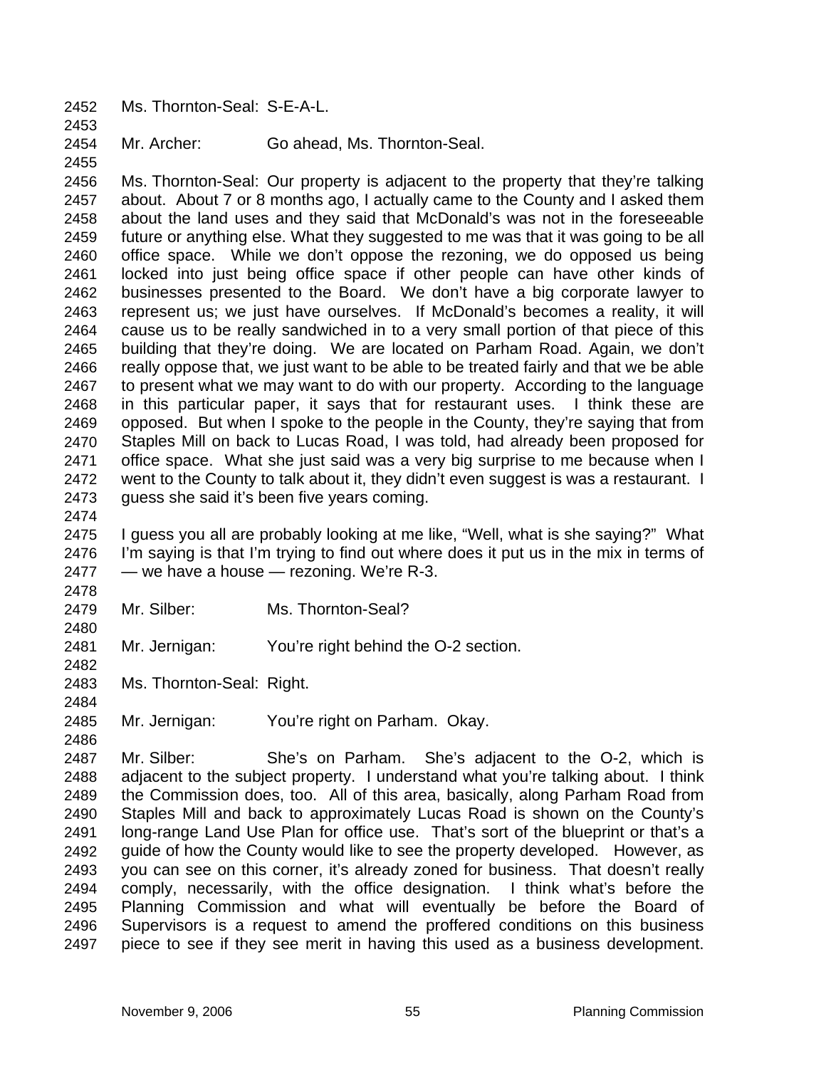2452 Ms. Thornton-Seal: S-E-A-L.

2453

2454 Mr. Archer: Go ahead, Ms. Thornton-Seal.

2455

2456 Ms. Thornton-Seal: Our property is adjacent to the property that they're talking
2457 about. About 7 or 8 months ago, I actually came to the County and I asked them
2458 about the land uses and they said that McDonald's was not in the foreseeable
2459 future or anything else. What they suggested to me was that it was going to be all
2460 office space. While we don't oppose the rezoning, we do opposed us being
2461 locked into just being office space if other people can have other kinds of
2462 businesses presented to the Board. We don't have a big corporate lawyer to
2463 represent us; we just have ourselves. If McDonald's becomes a reality, it will
2464 cause us to be really sandwiched in to a very small portion of that piece of this
2465 building that they're doing. We are located on Parham Road. Again, we don't
2466 really oppose that, we just want to be able to be treated fairly and that we be able
2467 to present what we may want to do with our property. According to the language
2468 in this particular paper, it says that for restaurant uses. I think these are
2469 opposed. But when I spoke to the people in the County, they're saying that from
2470 Staples Mill on back to Lucas Road, I was told, had already been proposed for
2471 office space. What she just said was a very big surprise to me because when I
2472 went to the County to talk about it, they didn't even suggest is was a restaurant. I
2473 guess she said it's been five years coming.

2474

2475 I guess you all are probably looking at me like, "Well, what is she saying?" What
2476 I'm saying is that I'm trying to find out where does it put us in the mix in terms of
2477 — we have a house — rezoning. We're R-3.

2478

2479 Mr. Silber: Ms. Thornton-Seal?

2480

2481 Mr. Jernigan: You're right behind the O-2 section.

2482

2483 Ms. Thornton-Seal: Right.

2484

2485 Mr. Jernigan: You're right on Parham. Okay.

2486

2487 Mr. Silber: She's on Parham. She's adjacent to the O-2, which is
2488 adjacent to the subject property. I understand what you're talking about. I think
2489 the Commission does, too. All of this area, basically, along Parham Road from
2490 Staples Mill and back to approximately Lucas Road is shown on the County's
2491 long-range Land Use Plan for office use. That's sort of the blueprint or that's a
2492 guide of how the County would like to see the property developed. However, as
2493 you can see on this corner, it's already zoned for business. That doesn't really
2494 comply, necessarily, with the office designation. I think what's before the
2495 Planning Commission and what will eventually be before the Board of
2496 Supervisors is a request to amend the proffered conditions on this business
2497 piece to see if they see merit in having this used as a business development.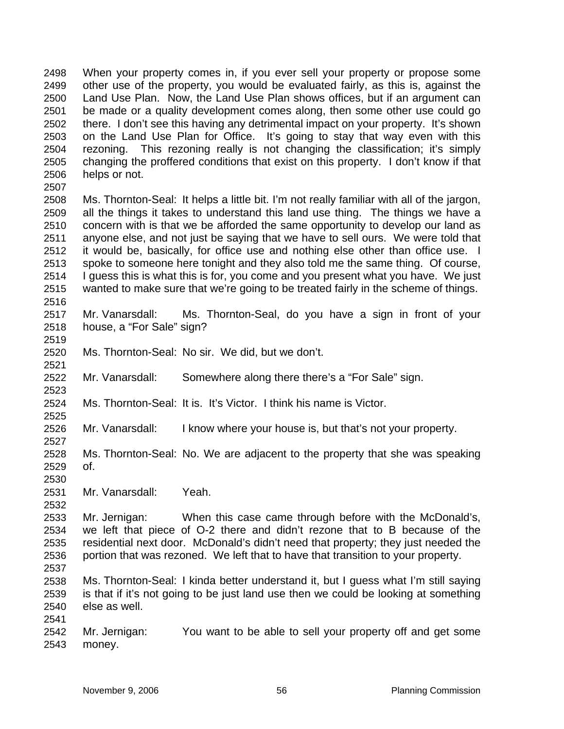When your property comes in, if you ever sell your property or propose some other use of the property, you would be evaluated fairly, as this is, against the Land Use Plan. Now, the Land Use Plan shows offices, but if an argument can be made or a quality development comes along, then some other use could go there. I don't see this having any detrimental impact on your property. It's shown on the Land Use Plan for Office. It's going to stay that way even with this rezoning. This rezoning really is not changing the classification; it's simply changing the proffered conditions that exist on this property. I don't know if that helps or not.

Ms. Thornton-Seal: It helps a little bit. I'm not really familiar with all of the jargon, all the things it takes to understand this land use thing. The things we have a concern with is that we be afforded the same opportunity to develop our land as anyone else, and not just be saying that we have to sell ours. We were told that it would be, basically, for office use and nothing else other than office use. I spoke to someone here tonight and they also told me the same thing. Of course, I guess this is what this is for, you come and you present what you have. We just wanted to make sure that we're going to be treated fairly in the scheme of things.

Mr. Vanarsdall: Ms. Thornton-Seal, do you have a sign in front of your house, a "For Sale" sign?

Ms. Thornton-Seal: No sir. We did, but we don't.

Mr. Vanarsdall: Somewhere along there there's a "For Sale" sign.

Ms. Thornton-Seal: It is. It's Victor. I think his name is Victor.

Mr. Vanarsdall: I know where your house is, but that's not your property.

Ms. Thornton-Seal: No. We are adjacent to the property that she was speaking of.

Mr. Vanarsdall: Yeah.

Mr. Jernigan: When this case came through before with the McDonald's, we left that piece of O-2 there and didn't rezone that to B because of the residential next door. McDonald's didn't need that property; they just needed the portion that was rezoned. We left that to have that transition to your property.

Ms. Thornton-Seal: I kinda better understand it, but I guess what I'm still saying is that if it's not going to be just land use then we could be looking at something else as well.

Mr. Jernigan: You want to be able to sell your property off and get some money.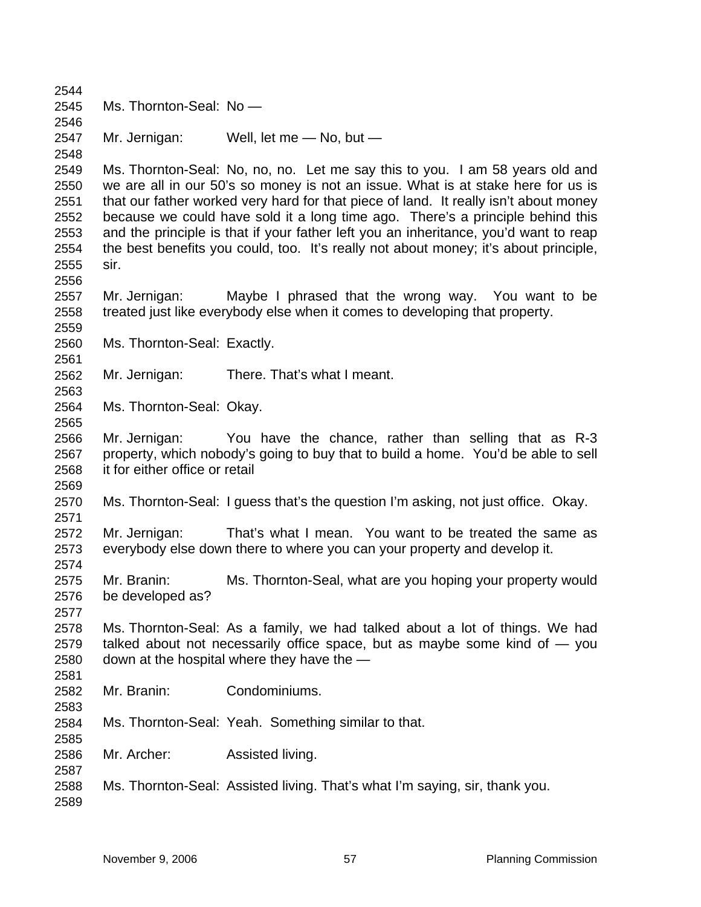Ms. Thornton-Seal: No —

Mr. Jernigan: Well, let me — No, but —

Ms. Thornton-Seal: No, no, no. Let me say this to you. I am 58 years old and we are all in our 50's so money is not an issue. What is at stake here for us is that our father worked very hard for that piece of land. It really isn't about money because we could have sold it a long time ago. There's a principle behind this and the principle is that if your father left you an inheritance, you'd want to reap the best benefits you could, too. It's really not about money; it's about principle, sir.

Mr. Jernigan: Maybe I phrased that the wrong way. You want to be treated just like everybody else when it comes to developing that property.

Ms. Thornton-Seal: Exactly.

Mr. Jernigan: There. That's what I meant.

Ms. Thornton-Seal: Okay.

Mr. Jernigan: You have the chance, rather than selling that as R-3 property, which nobody's going to buy that to build a home. You'd be able to sell it for either office or retail

Ms. Thornton-Seal: I guess that's the question I'm asking, not just office. Okay.

Mr. Jernigan: That's what I mean. You want to be treated the same as everybody else down there to where you can your property and develop it.

Mr. Branin: Ms. Thornton-Seal, what are you hoping your property would be developed as?

Ms. Thornton-Seal: As a family, we had talked about a lot of things. We had talked about not necessarily office space, but as maybe some kind of — you down at the hospital where they have the —

Mr. Branin: Condominiums.

Ms. Thornton-Seal: Yeah. Something similar to that.

Mr. Archer: Assisted living.

Ms. Thornton-Seal: Assisted living. That's what I'm saying, sir, thank you.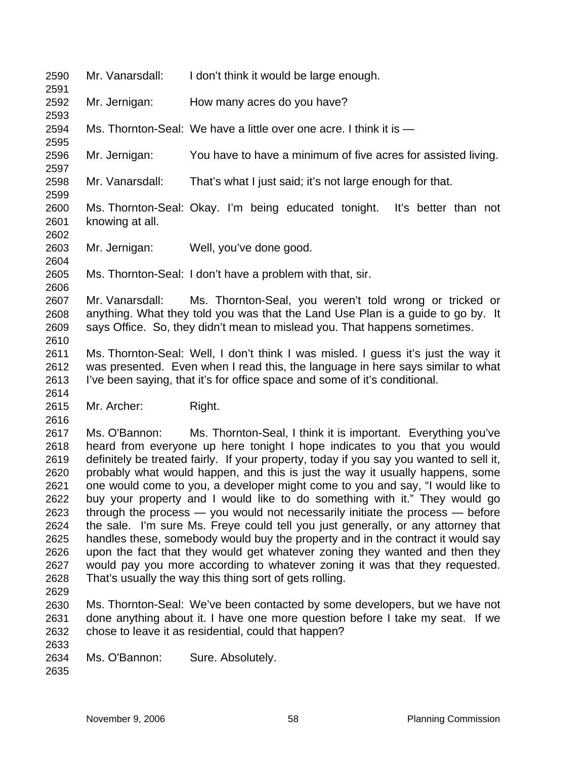Mr. Vanarsdall: I don't think it would be large enough.

Mr. Jernigan: How many acres do you have?

Ms. Thornton-Seal: We have a little over one acre. I think it is —

Mr. Jernigan: You have to have a minimum of five acres for assisted living.

Mr. Vanarsdall: That's what I just said; it's not large enough for that.

Ms. Thornton-Seal: Okay. I'm being educated tonight. It's better than not knowing at all.

Mr. Jernigan: Well, you've done good.

Ms. Thornton-Seal: I don't have a problem with that, sir.

Mr. Vanarsdall: Ms. Thornton-Seal, you weren't told wrong or tricked or anything. What they told you was that the Land Use Plan is a guide to go by. It says Office. So, they didn't mean to mislead you. That happens sometimes.

Ms. Thornton-Seal: Well, I don't think I was misled. I guess it's just the way it was presented. Even when I read this, the language in here says similar to what I've been saying, that it's for office space and some of it's conditional.

Mr. Archer: Right.

Ms. O'Bannon: Ms. Thornton-Seal, I think it is important. Everything you've heard from everyone up here tonight I hope indicates to you that you would definitely be treated fairly. If your property, today if you say you wanted to sell it, probably what would happen, and this is just the way it usually happens, some one would come to you, a developer might come to you and say, "I would like to buy your property and I would like to do something with it." They would go through the process — you would not necessarily initiate the process — before the sale. I'm sure Ms. Freye could tell you just generally, or any attorney that handles these, somebody would buy the property and in the contract it would say upon the fact that they would get whatever zoning they wanted and then they would pay you more according to whatever zoning it was that they requested. That's usually the way this thing sort of gets rolling.

Ms. Thornton-Seal: We've been contacted by some developers, but we have not done anything about it. I have one more question before I take my seat. If we chose to leave it as residential, could that happen?

Ms. O'Bannon: Sure. Absolutely.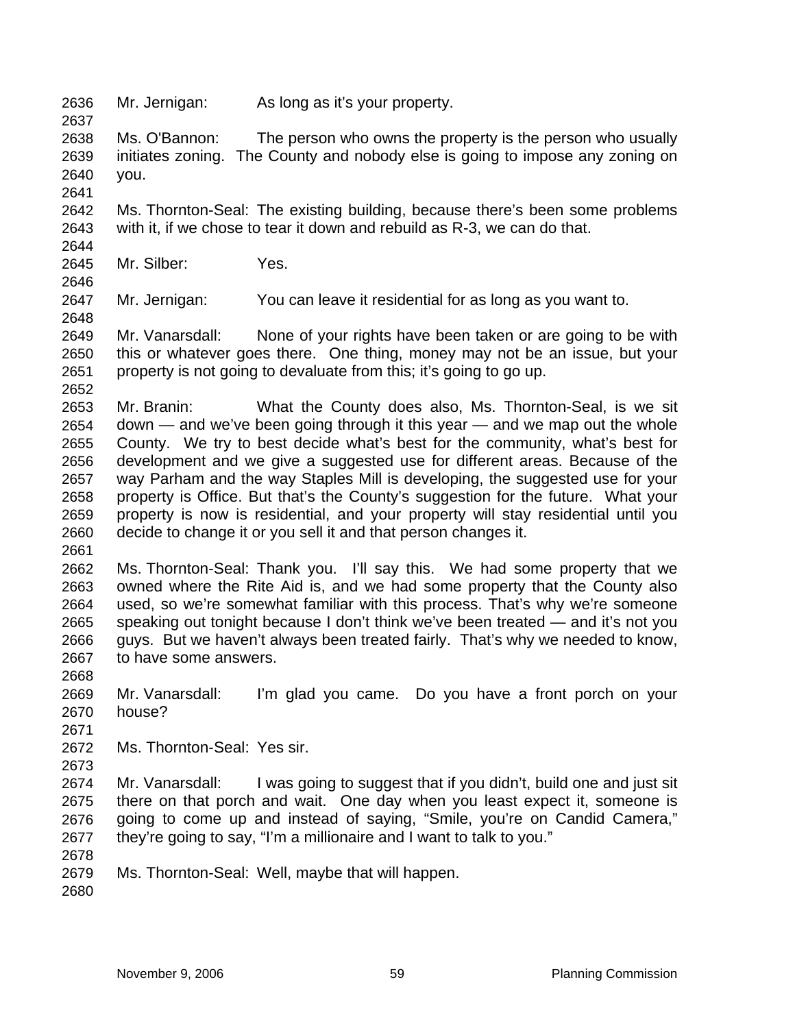Mr. Jernigan: As long as it's your property.

Ms. O'Bannon: The person who owns the property is the person who usually initiates zoning. The County and nobody else is going to impose any zoning on you.

Ms. Thornton-Seal: The existing building, because there's been some problems with it, if we chose to tear it down and rebuild as R-3, we can do that.

Mr. Silber: Yes.

Mr. Jernigan: You can leave it residential for as long as you want to.

Mr. Vanarsdall: None of your rights have been taken or are going to be with this or whatever goes there. One thing, money may not be an issue, but your property is not going to devaluate from this; it's going to go up.

Mr. Branin: What the County does also, Ms. Thornton-Seal, is we sit down — and we've been going through it this year — and we map out the whole County. We try to best decide what's best for the community, what's best for development and we give a suggested use for different areas. Because of the way Parham and the way Staples Mill is developing, the suggested use for your property is Office. But that's the County's suggestion for the future. What your property is now is residential, and your property will stay residential until you decide to change it or you sell it and that person changes it.

Ms. Thornton-Seal: Thank you. I'll say this. We had some property that we owned where the Rite Aid is, and we had some property that the County also used, so we're somewhat familiar with this process. That's why we're someone speaking out tonight because I don't think we've been treated — and it's not you guys. But we haven't always been treated fairly. That's why we needed to know, to have some answers.

Mr. Vanarsdall: I'm glad you came. Do you have a front porch on your house?

Ms. Thornton-Seal: Yes sir.

Mr. Vanarsdall: I was going to suggest that if you didn't, build one and just sit there on that porch and wait. One day when you least expect it, someone is going to come up and instead of saying, "Smile, you're on Candid Camera," they're going to say, "I'm a millionaire and I want to talk to you."

Ms. Thornton-Seal: Well, maybe that will happen.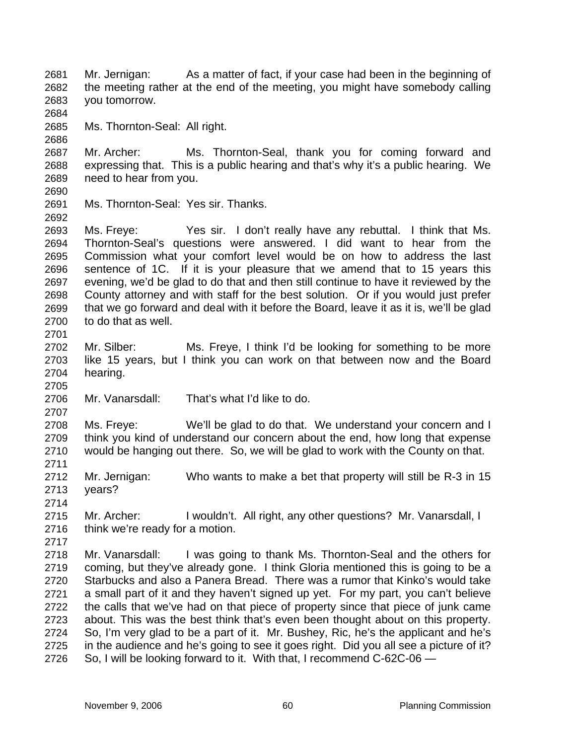Mr. Jernigan: As a matter of fact, if your case had been in the beginning of the meeting rather at the end of the meeting, you might have somebody calling you tomorrow.

Ms. Thornton-Seal: All right.

Mr. Archer: Ms. Thornton-Seal, thank you for coming forward and expressing that. This is a public hearing and that's why it's a public hearing. We need to hear from you.

Ms. Thornton-Seal: Yes sir. Thanks.

Ms. Freye: Yes sir. I don't really have any rebuttal. I think that Ms. Thornton-Seal's questions were answered. I did want to hear from the Commission what your comfort level would be on how to address the last sentence of 1C. If it is your pleasure that we amend that to 15 years this evening, we'd be glad to do that and then still continue to have it reviewed by the County attorney and with staff for the best solution. Or if you would just prefer that we go forward and deal with it before the Board, leave it as it is, we'll be glad to do that as well.

Mr. Silber: Ms. Freye, I think I'd be looking for something to be more like 15 years, but I think you can work on that between now and the Board hearing.

Mr. Vanarsdall: That's what I'd like to do.

Ms. Freye: We'll be glad to do that. We understand your concern and I think you kind of understand our concern about the end, how long that expense would be hanging out there. So, we will be glad to work with the County on that.

Mr. Jernigan: Who wants to make a bet that property will still be R-3 in 15 years?

Mr. Archer: I wouldn't. All right, any other questions? Mr. Vanarsdall, I think we're ready for a motion.

Mr. Vanarsdall: I was going to thank Ms. Thornton-Seal and the others for coming, but they've already gone. I think Gloria mentioned this is going to be a Starbucks and also a Panera Bread. There was a rumor that Kinko's would take a small part of it and they haven't signed up yet. For my part, you can't believe the calls that we've had on that piece of property since that piece of junk came about. This was the best think that's even been thought about on this property. So, I'm very glad to be a part of it. Mr. Bushey, Ric, he's the applicant and he's in the audience and he's going to see it goes right. Did you all see a picture of it? So, I will be looking forward to it. With that, I recommend C-62C-06 —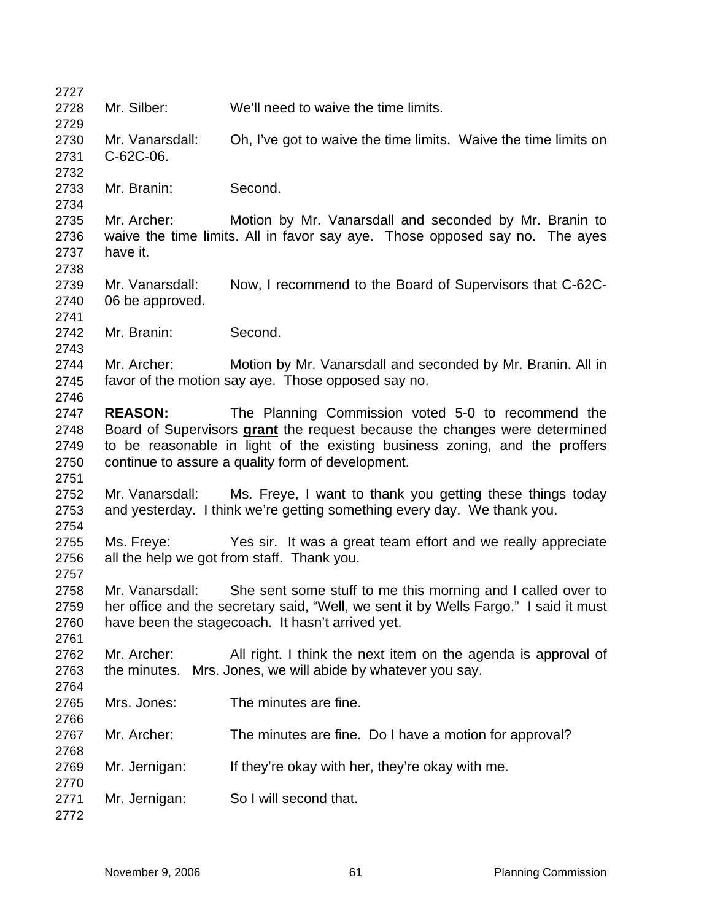Mr. Silber: We'll need to waive the time limits.

Mr. Vanarsdall: Oh, I've got to waive the time limits. Waive the time limits on C-62C-06.

Mr. Branin: Second.

Mr. Archer: Motion by Mr. Vanarsdall and seconded by Mr. Branin to waive the time limits. All in favor say aye. Those opposed say no. The ayes have it.

Mr. Vanarsdall: Now, I recommend to the Board of Supervisors that C-62C-06 be approved.

Mr. Branin: Second.

Mr. Archer: Motion by Mr. Vanarsdall and seconded by Mr. Branin. All in favor of the motion say aye. Those opposed say no.

**REASON:** The Planning Commission voted 5-0 to recommend the Board of Supervisors **grant** the request because the changes were determined to be reasonable in light of the existing business zoning, and the proffers continue to assure a quality form of development.

Mr. Vanarsdall: Ms. Freye, I want to thank you getting these things today and yesterday. I think we're getting something every day. We thank you.

Ms. Freye: Yes sir. It was a great team effort and we really appreciate all the help we got from staff. Thank you.

Mr. Vanarsdall: She sent some stuff to me this morning and I called over to her office and the secretary said, "Well, we sent it by Wells Fargo." I said it must have been the stagecoach. It hasn't arrived yet.

Mr. Archer: All right. I think the next item on the agenda is approval of the minutes. Mrs. Jones, we will abide by whatever you say.

Mrs. Jones: The minutes are fine.

Mr. Archer: The minutes are fine. Do I have a motion for approval?

Mr. Jernigan: If they're okay with her, they're okay with me.

Mr. Jernigan: So I will second that.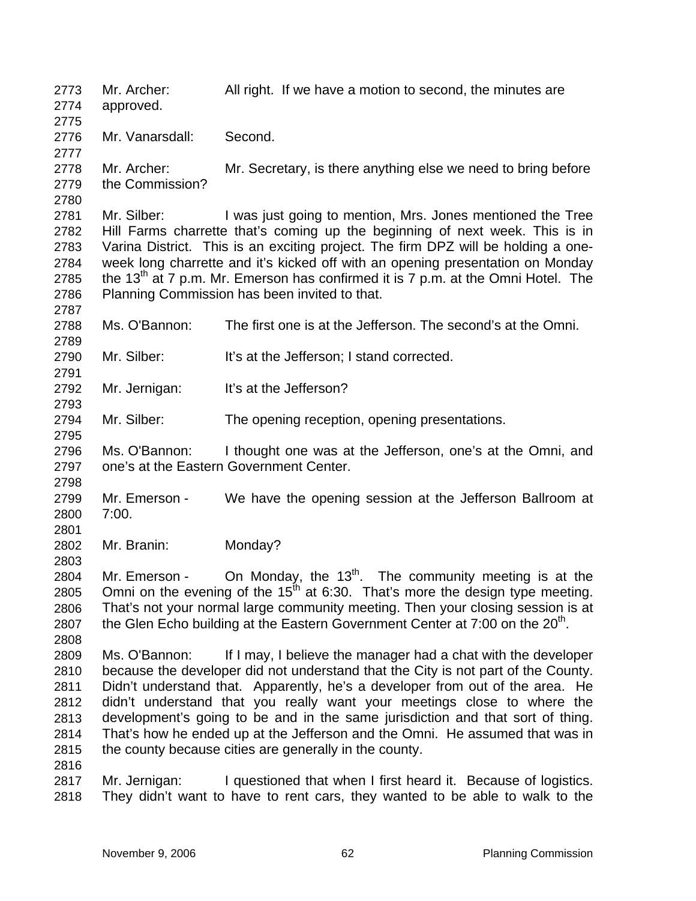2773 Mr. Archer: All right. If we have a motion to second, the minutes are
2774 approved.
2775
2776 Mr. Vanarsdall: Second.
2777
2778 Mr. Archer: Mr. Secretary, is there anything else we need to bring before
2779 the Commission?
2780
2781 Mr. Silber: I was just going to mention, Mrs. Jones mentioned the Tree
2782 Hill Farms charrette that's coming up the beginning of next week. This is in
2783 Varina District. This is an exciting project. The firm DPZ will be holding a one-
2784 week long charrette and it's kicked off with an opening presentation on Monday
2785 the 13th at 7 p.m. Mr. Emerson has confirmed it is 7 p.m. at the Omni Hotel. The
2786 Planning Commission has been invited to that.
2787
2788 Ms. O'Bannon: The first one is at the Jefferson. The second's at the Omni.
2789
2790 Mr. Silber: It's at the Jefferson; I stand corrected.
2791
2792 Mr. Jernigan: It's at the Jefferson?
2793
2794 Mr. Silber: The opening reception, opening presentations.
2795
2796 Ms. O'Bannon: I thought one was at the Jefferson, one's at the Omni, and
2797 one's at the Eastern Government Center.
2798
2799 Mr. Emerson - We have the opening session at the Jefferson Ballroom at
2800 7:00.
2801
2802 Mr. Branin: Monday?
2803
2804 Mr. Emerson - On Monday, the 13th. The community meeting is at the
2805 Omni on the evening of the 15th at 6:30. That's more the design type meeting.
2806 That's not your normal large community meeting. Then your closing session is at
2807 the Glen Echo building at the Eastern Government Center at 7:00 on the 20th.
2808
2809 Ms. O'Bannon: If I may, I believe the manager had a chat with the developer
2810 because the developer did not understand that the City is not part of the County.
2811 Didn't understand that. Apparently, he's a developer from out of the area. He
2812 didn't understand that you really want your meetings close to where the
2813 development's going to be and in the same jurisdiction and that sort of thing.
2814 That's how he ended up at the Jefferson and the Omni. He assumed that was in
2815 the county because cities are generally in the county.
2816
2817 Mr. Jernigan: I questioned that when I first heard it. Because of logistics.
2818 They didn't want to have to rent cars, they wanted to be able to walk to the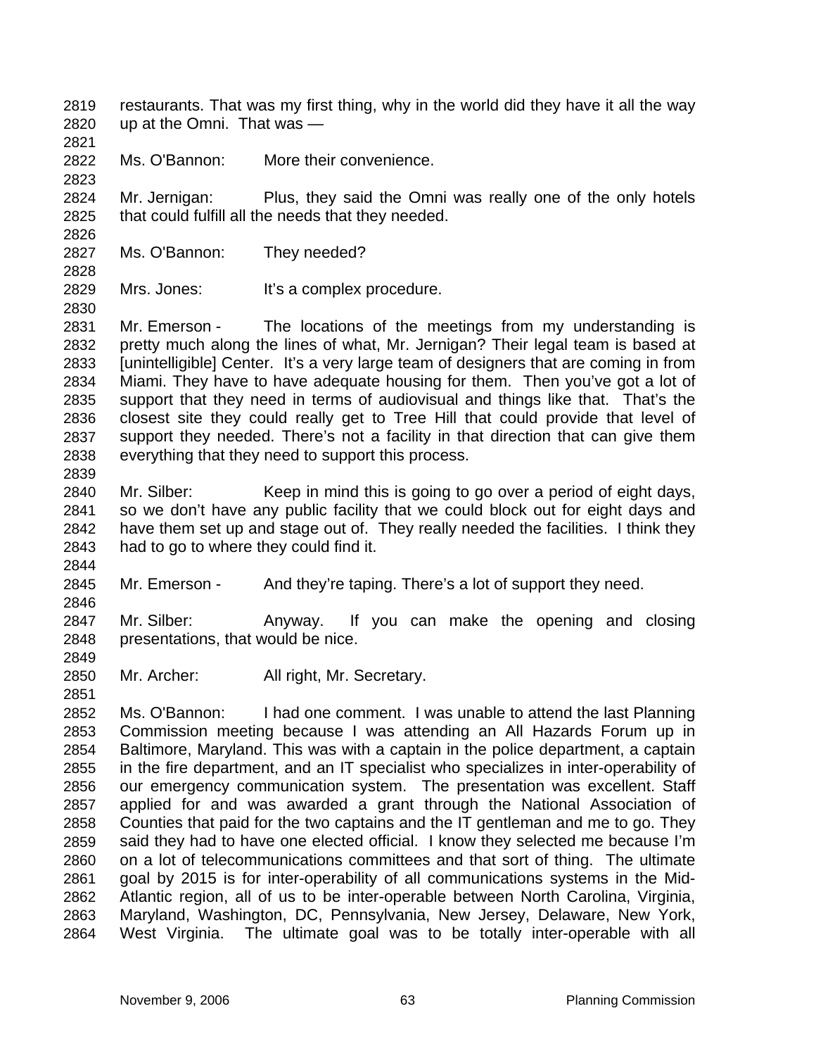restaurants. That was my first thing, why in the world did they have it all the way up at the Omni. That was —

Ms. O'Bannon: More their convenience.

Mr. Jernigan: Plus, they said the Omni was really one of the only hotels that could fulfill all the needs that they needed.

Ms. O'Bannon: They needed?

Mrs. Jones: It's a complex procedure.

Mr. Emerson - The locations of the meetings from my understanding is pretty much along the lines of what, Mr. Jernigan? Their legal team is based at [unintelligible] Center. It's a very large team of designers that are coming in from Miami. They have to have adequate housing for them. Then you've got a lot of support that they need in terms of audiovisual and things like that. That's the closest site they could really get to Tree Hill that could provide that level of support they needed. There's not a facility in that direction that can give them everything that they need to support this process.

Mr. Silber: Keep in mind this is going to go over a period of eight days, so we don't have any public facility that we could block out for eight days and have them set up and stage out of. They really needed the facilities. I think they had to go to where they could find it.

Mr. Emerson - And they're taping. There's a lot of support they need.

Mr. Silber: Anyway. If you can make the opening and closing presentations, that would be nice.

Mr. Archer: All right, Mr. Secretary.

Ms. O'Bannon: I had one comment. I was unable to attend the last Planning Commission meeting because I was attending an All Hazards Forum up in Baltimore, Maryland. This was with a captain in the police department, a captain in the fire department, and an IT specialist who specializes in inter-operability of our emergency communication system. The presentation was excellent. Staff applied for and was awarded a grant through the National Association of Counties that paid for the two captains and the IT gentleman and me to go. They said they had to have one elected official. I know they selected me because I'm on a lot of telecommunications committees and that sort of thing. The ultimate goal by 2015 is for inter-operability of all communications systems in the Mid-Atlantic region, all of us to be inter-operable between North Carolina, Virginia, Maryland, Washington, DC, Pennsylvania, New Jersey, Delaware, New York, West Virginia. The ultimate goal was to be totally inter-operable with all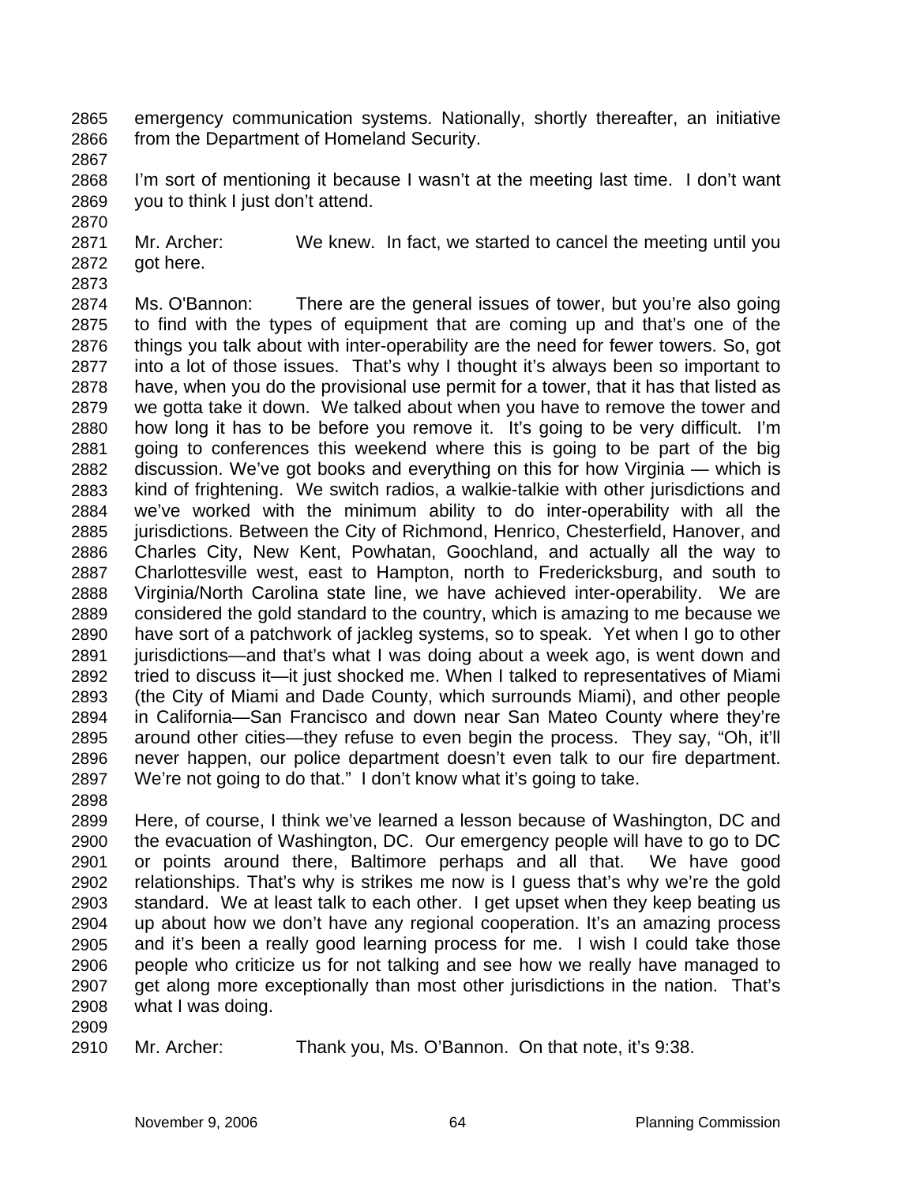emergency communication systems. Nationally, shortly thereafter, an initiative from the Department of Homeland Security.

I'm sort of mentioning it because I wasn't at the meeting last time. I don't want you to think I just don't attend.

Mr. Archer: We knew. In fact, we started to cancel the meeting until you got here.

Ms. O'Bannon: There are the general issues of tower, but you're also going to find with the types of equipment that are coming up and that's one of the things you talk about with inter-operability are the need for fewer towers. So, got into a lot of those issues. That's why I thought it's always been so important to have, when you do the provisional use permit for a tower, that it has that listed as we gotta take it down. We talked about when you have to remove the tower and how long it has to be before you remove it. It's going to be very difficult. I'm going to conferences this weekend where this is going to be part of the big discussion. We've got books and everything on this for how Virginia — which is kind of frightening. We switch radios, a walkie-talkie with other jurisdictions and we've worked with the minimum ability to do inter-operability with all the jurisdictions. Between the City of Richmond, Henrico, Chesterfield, Hanover, and Charles City, New Kent, Powhatan, Goochland, and actually all the way to Charlottesville west, east to Hampton, north to Fredericksburg, and south to Virginia/North Carolina state line, we have achieved inter-operability. We are considered the gold standard to the country, which is amazing to me because we have sort of a patchwork of jackleg systems, so to speak. Yet when I go to other jurisdictions—and that's what I was doing about a week ago, is went down and tried to discuss it—it just shocked me. When I talked to representatives of Miami (the City of Miami and Dade County, which surrounds Miami), and other people in California—San Francisco and down near San Mateo County where they're around other cities—they refuse to even begin the process. They say, "Oh, it'll never happen, our police department doesn't even talk to our fire department. We're not going to do that." I don't know what it's going to take.

Here, of course, I think we've learned a lesson because of Washington, DC and the evacuation of Washington, DC. Our emergency people will have to go to DC or points around there, Baltimore perhaps and all that. We have good relationships. That's why is strikes me now is I guess that's why we're the gold standard. We at least talk to each other. I get upset when they keep beating us up about how we don't have any regional cooperation. It's an amazing process and it's been a really good learning process for me. I wish I could take those people who criticize us for not talking and see how we really have managed to get along more exceptionally than most other jurisdictions in the nation. That's what I was doing.

Mr. Archer: Thank you, Ms. O'Bannon. On that note, it's 9:38.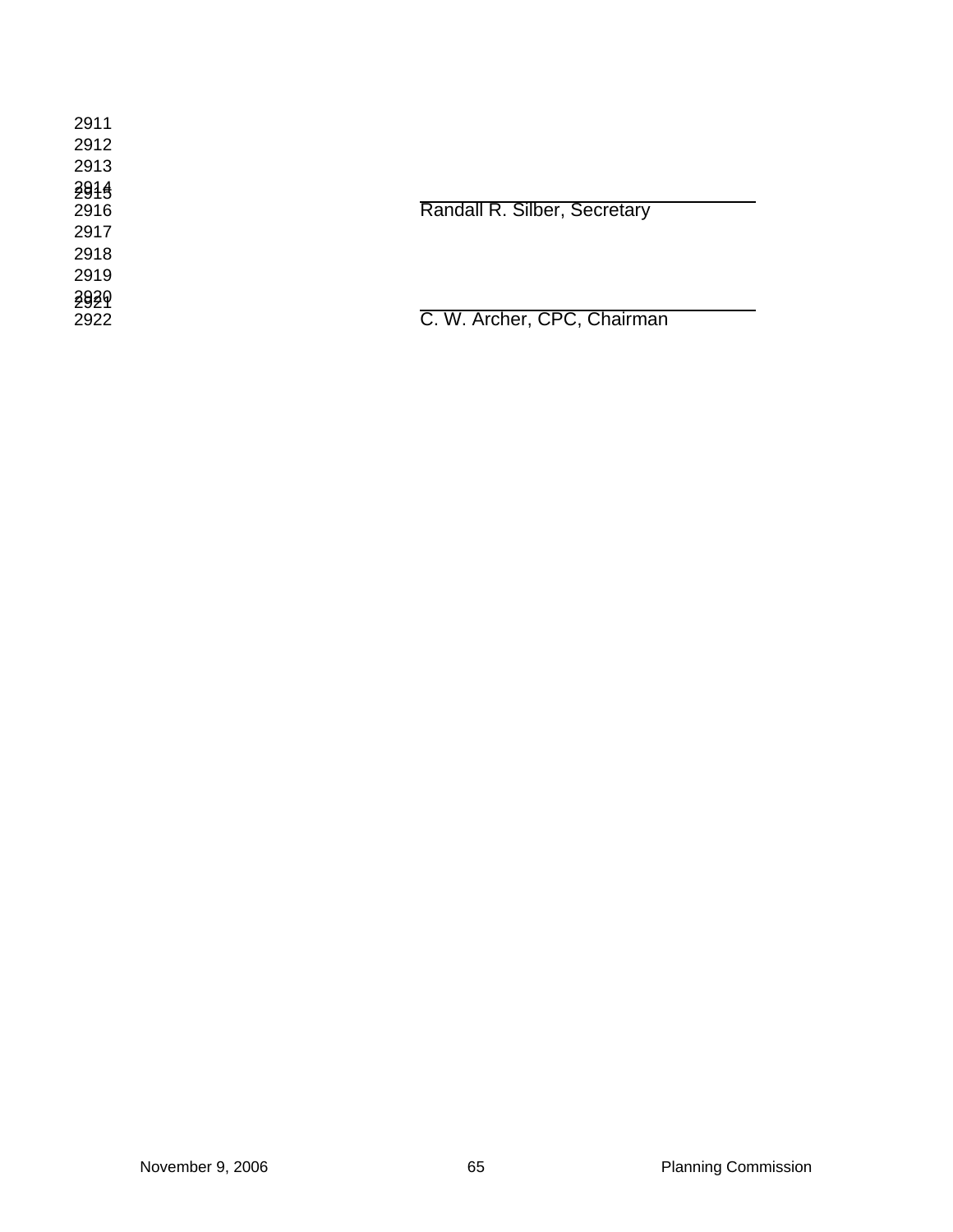2911
2912
2913
2914
2915
2916 ________________________________
Randall R. Silber, Secretary
2917
2918
2919
2920
2921
2922 ________________________________
C. W. Archer, CPC, Chairman